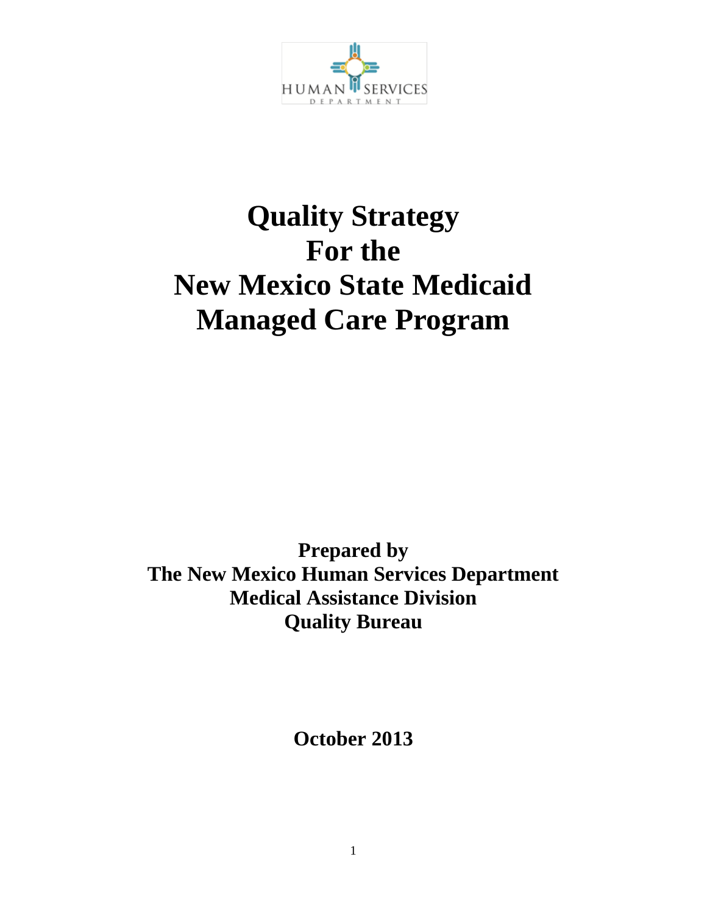HUMAN SERVICES DEPARTMENT

# Quality Strategy For the New Mexico State Medicaid Managed Care Program

**Prepared by**
**The New Mexico Human Services Department**
**Medical Assistance Division**
**Quality Bureau**

**October 2013**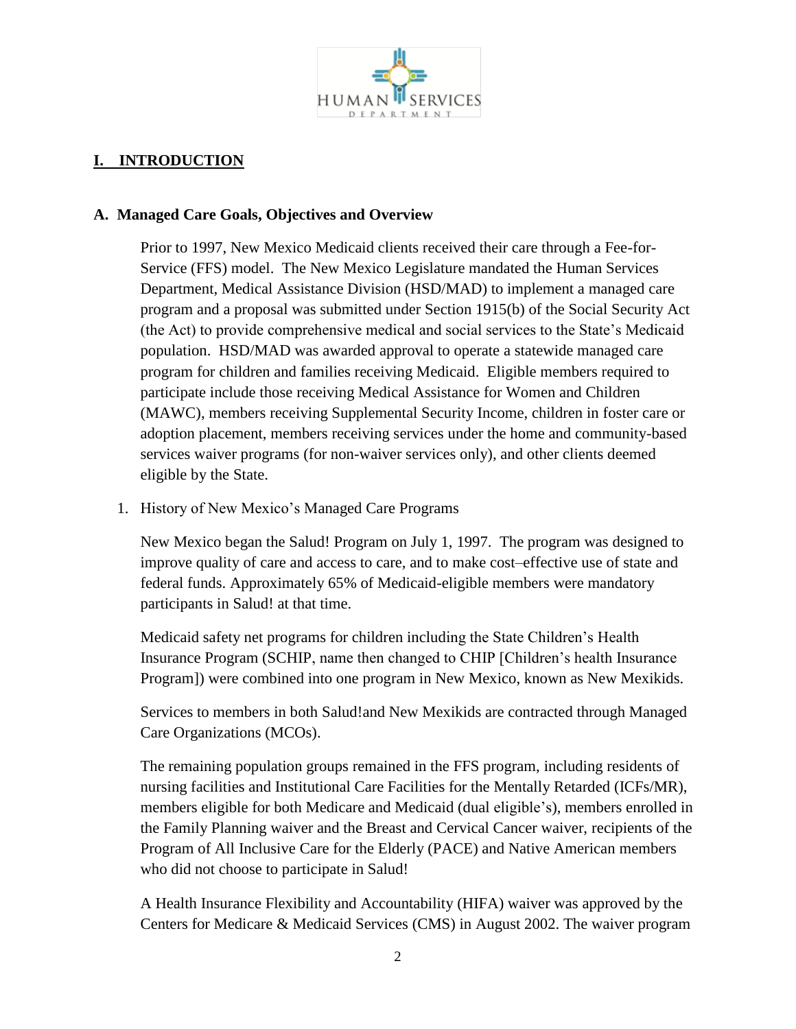## I. INTRODUCTION

### A. Managed Care Goals, Objectives and Overview

Prior to 1997, New Mexico Medicaid clients received their care through a Fee-for-Service (FFS) model. The New Mexico Legislature mandated the Human Services Department, Medical Assistance Division (HSD/MAD) to implement a managed care program and a proposal was submitted under Section 1915(b) of the Social Security Act (the Act) to provide comprehensive medical and social services to the State's Medicaid population. HSD/MAD was awarded approval to operate a statewide managed care program for children and families receiving Medicaid. Eligible members required to participate include those receiving Medical Assistance for Women and Children (MAWC), members receiving Supplemental Security Income, children in foster care or adoption placement, members receiving services under the home and community-based services waiver programs (for non-waiver services only), and other clients deemed eligible by the State.

1. History of New Mexico's Managed Care Programs

New Mexico began the Salud! Program on July 1, 1997. The program was designed to improve quality of care and access to care, and to make cost–effective use of state and federal funds. Approximately 65% of Medicaid-eligible members were mandatory participants in Salud! at that time.

Medicaid safety net programs for children including the State Children's Health Insurance Program (SCHIP, name then changed to CHIP [Children's health Insurance Program]) were combined into one program in New Mexico, known as New Mexikids.

Services to members in both Salud!and New Mexikids are contracted through Managed Care Organizations (MCOs).

The remaining population groups remained in the FFS program, including residents of nursing facilities and Institutional Care Facilities for the Mentally Retarded (ICFs/MR), members eligible for both Medicare and Medicaid (dual eligible's), members enrolled in the Family Planning waiver and the Breast and Cervical Cancer waiver, recipients of the Program of All Inclusive Care for the Elderly (PACE) and Native American members who did not choose to participate in Salud!

A Health Insurance Flexibility and Accountability (HIFA) waiver was approved by the Centers for Medicare & Medicaid Services (CMS) in August 2002. The waiver program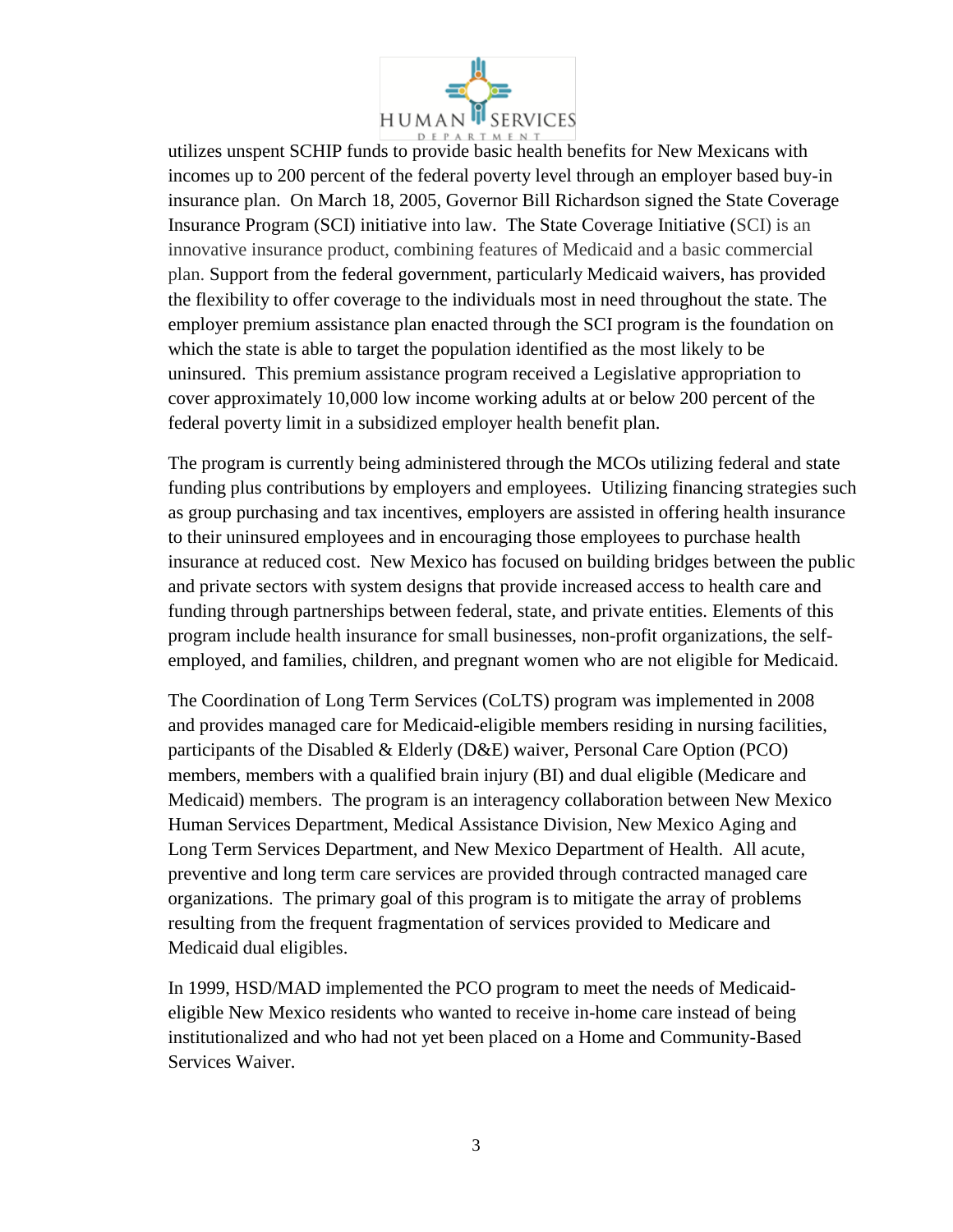utilizes unspent SCHIP funds to provide basic health benefits for New Mexicans with incomes up to 200 percent of the federal poverty level through an employer based buy-in insurance plan. On March 18, 2005, Governor Bill Richardson signed the State Coverage Insurance Program (SCI) initiative into law. The State Coverage Initiative (SCI) is an innovative insurance product, combining features of Medicaid and a basic commercial plan. Support from the federal government, particularly Medicaid waivers, has provided the flexibility to offer coverage to the individuals most in need throughout the state. The employer premium assistance plan enacted through the SCI program is the foundation on which the state is able to target the population identified as the most likely to be uninsured. This premium assistance program received a Legislative appropriation to cover approximately 10,000 low income working adults at or below 200 percent of the federal poverty limit in a subsidized employer health benefit plan.

The program is currently being administered through the MCOs utilizing federal and state funding plus contributions by employers and employees. Utilizing financing strategies such as group purchasing and tax incentives, employers are assisted in offering health insurance to their uninsured employees and in encouraging those employees to purchase health insurance at reduced cost. New Mexico has focused on building bridges between the public and private sectors with system designs that provide increased access to health care and funding through partnerships between federal, state, and private entities. Elements of this program include health insurance for small businesses, non-profit organizations, the self-employed, and families, children, and pregnant women who are not eligible for Medicaid.

The Coordination of Long Term Services (CoLTS) program was implemented in 2008 and provides managed care for Medicaid-eligible members residing in nursing facilities, participants of the Disabled & Elderly (D&E) waiver, Personal Care Option (PCO) members, members with a qualified brain injury (BI) and dual eligible (Medicare and Medicaid) members. The program is an interagency collaboration between New Mexico Human Services Department, Medical Assistance Division, New Mexico Aging and Long Term Services Department, and New Mexico Department of Health. All acute, preventive and long term care services are provided through contracted managed care organizations. The primary goal of this program is to mitigate the array of problems resulting from the frequent fragmentation of services provided to Medicare and Medicaid dual eligibles.

In 1999, HSD/MAD implemented the PCO program to meet the needs of Medicaid-eligible New Mexico residents who wanted to receive in-home care instead of being institutionalized and who had not yet been placed on a Home and Community-Based Services Waiver.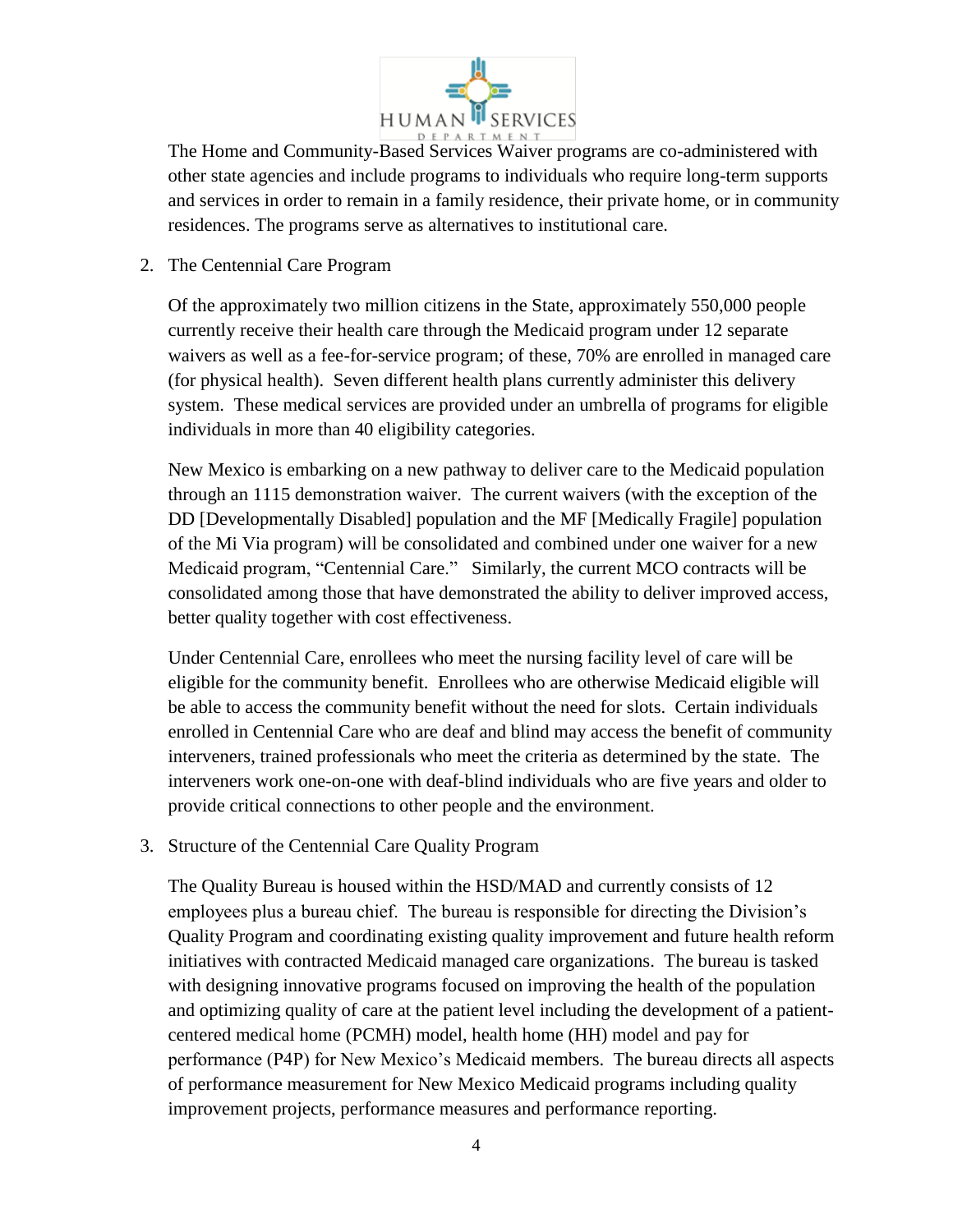The Home and Community-Based Services Waiver programs are co-administered with other state agencies and include programs to individuals who require long-term supports and services in order to remain in a family residence, their private home, or in community residences. The programs serve as alternatives to institutional care.

2. The Centennial Care Program

   Of the approximately two million citizens in the State, approximately 550,000 people currently receive their health care through the Medicaid program under 12 separate waivers as well as a fee-for-service program; of these, 70% are enrolled in managed care (for physical health). Seven different health plans currently administer this delivery system. These medical services are provided under an umbrella of programs for eligible individuals in more than 40 eligibility categories.

   New Mexico is embarking on a new pathway to deliver care to the Medicaid population through an 1115 demonstration waiver. The current waivers (with the exception of the DD [Developmentally Disabled] population and the MF [Medically Fragile] population of the Mi Via program) will be consolidated and combined under one waiver for a new Medicaid program, "Centennial Care." Similarly, the current MCO contracts will be consolidated among those that have demonstrated the ability to deliver improved access, better quality together with cost effectiveness.

   Under Centennial Care, enrollees who meet the nursing facility level of care will be eligible for the community benefit. Enrollees who are otherwise Medicaid eligible will be able to access the community benefit without the need for slots. Certain individuals enrolled in Centennial Care who are deaf and blind may access the benefit of community interveners, trained professionals who meet the criteria as determined by the state. The interveners work one-on-one with deaf-blind individuals who are five years and older to provide critical connections to other people and the environment.

3. Structure of the Centennial Care Quality Program

   The Quality Bureau is housed within the HSD/MAD and currently consists of 12 employees plus a bureau chief. The bureau is responsible for directing the Division's Quality Program and coordinating existing quality improvement and future health reform initiatives with contracted Medicaid managed care organizations. The bureau is tasked with designing innovative programs focused on improving the health of the population and optimizing quality of care at the patient level including the development of a patient-centered medical home (PCMH) model, health home (HH) model and pay for performance (P4P) for New Mexico's Medicaid members. The bureau directs all aspects of performance measurement for New Mexico Medicaid programs including quality improvement projects, performance measures and performance reporting.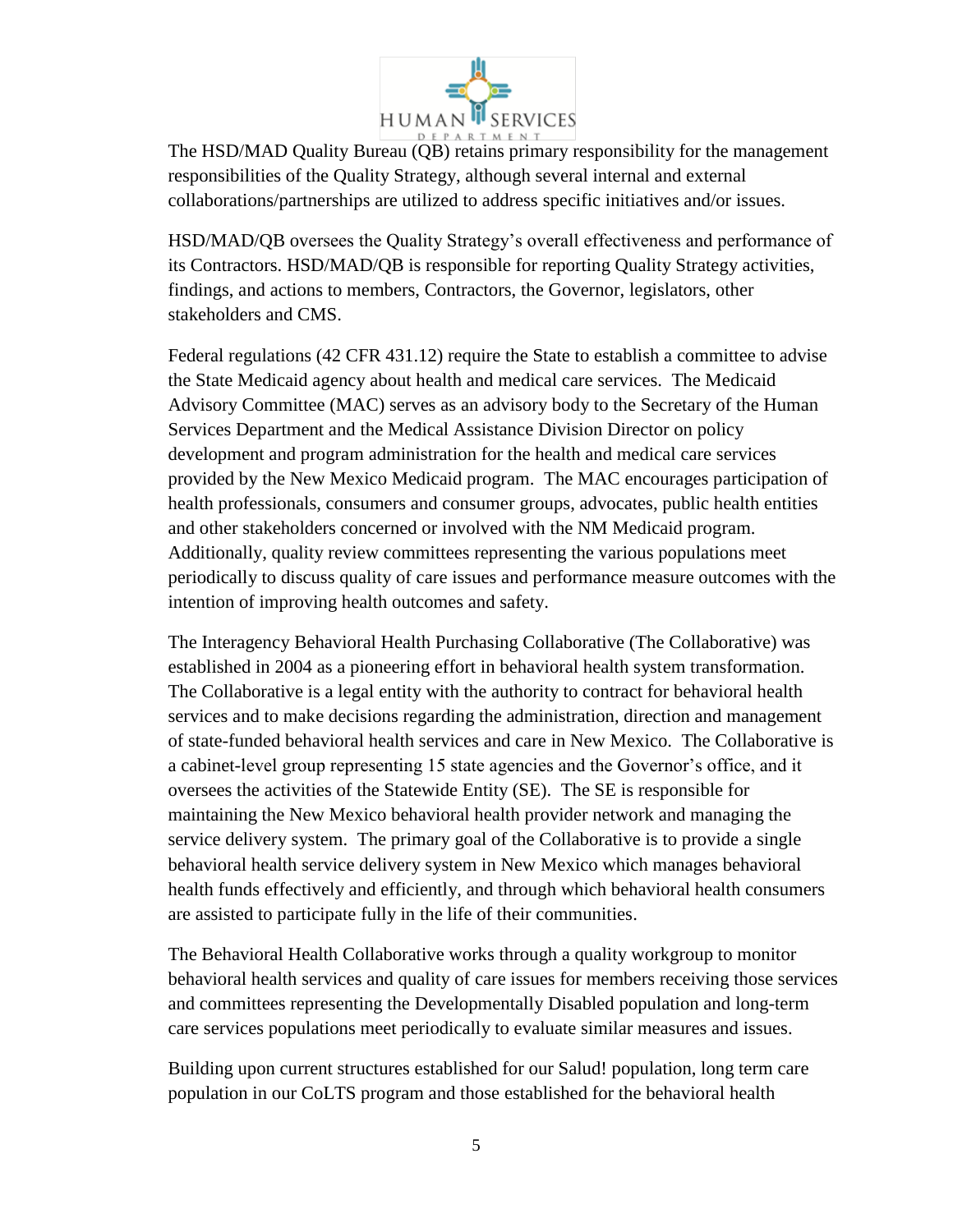The HSD/MAD Quality Bureau (QB) retains primary responsibility for the management responsibilities of the Quality Strategy, although several internal and external collaborations/partnerships are utilized to address specific initiatives and/or issues.

HSD/MAD/QB oversees the Quality Strategy's overall effectiveness and performance of its Contractors. HSD/MAD/QB is responsible for reporting Quality Strategy activities, findings, and actions to members, Contractors, the Governor, legislators, other stakeholders and CMS.

Federal regulations (42 CFR 431.12) require the State to establish a committee to advise the State Medicaid agency about health and medical care services. The Medicaid Advisory Committee (MAC) serves as an advisory body to the Secretary of the Human Services Department and the Medical Assistance Division Director on policy development and program administration for the health and medical care services provided by the New Mexico Medicaid program. The MAC encourages participation of health professionals, consumers and consumer groups, advocates, public health entities and other stakeholders concerned or involved with the NM Medicaid program. Additionally, quality review committees representing the various populations meet periodically to discuss quality of care issues and performance measure outcomes with the intention of improving health outcomes and safety.

The Interagency Behavioral Health Purchasing Collaborative (The Collaborative) was established in 2004 as a pioneering effort in behavioral health system transformation. The Collaborative is a legal entity with the authority to contract for behavioral health services and to make decisions regarding the administration, direction and management of state-funded behavioral health services and care in New Mexico. The Collaborative is a cabinet-level group representing 15 state agencies and the Governor's office, and it oversees the activities of the Statewide Entity (SE). The SE is responsible for maintaining the New Mexico behavioral health provider network and managing the service delivery system. The primary goal of the Collaborative is to provide a single behavioral health service delivery system in New Mexico which manages behavioral health funds effectively and efficiently, and through which behavioral health consumers are assisted to participate fully in the life of their communities.

The Behavioral Health Collaborative works through a quality workgroup to monitor behavioral health services and quality of care issues for members receiving those services and committees representing the Developmentally Disabled population and long-term care services populations meet periodically to evaluate similar measures and issues.

Building upon current structures established for our Salud! population, long term care population in our CoLTS program and those established for the behavioral health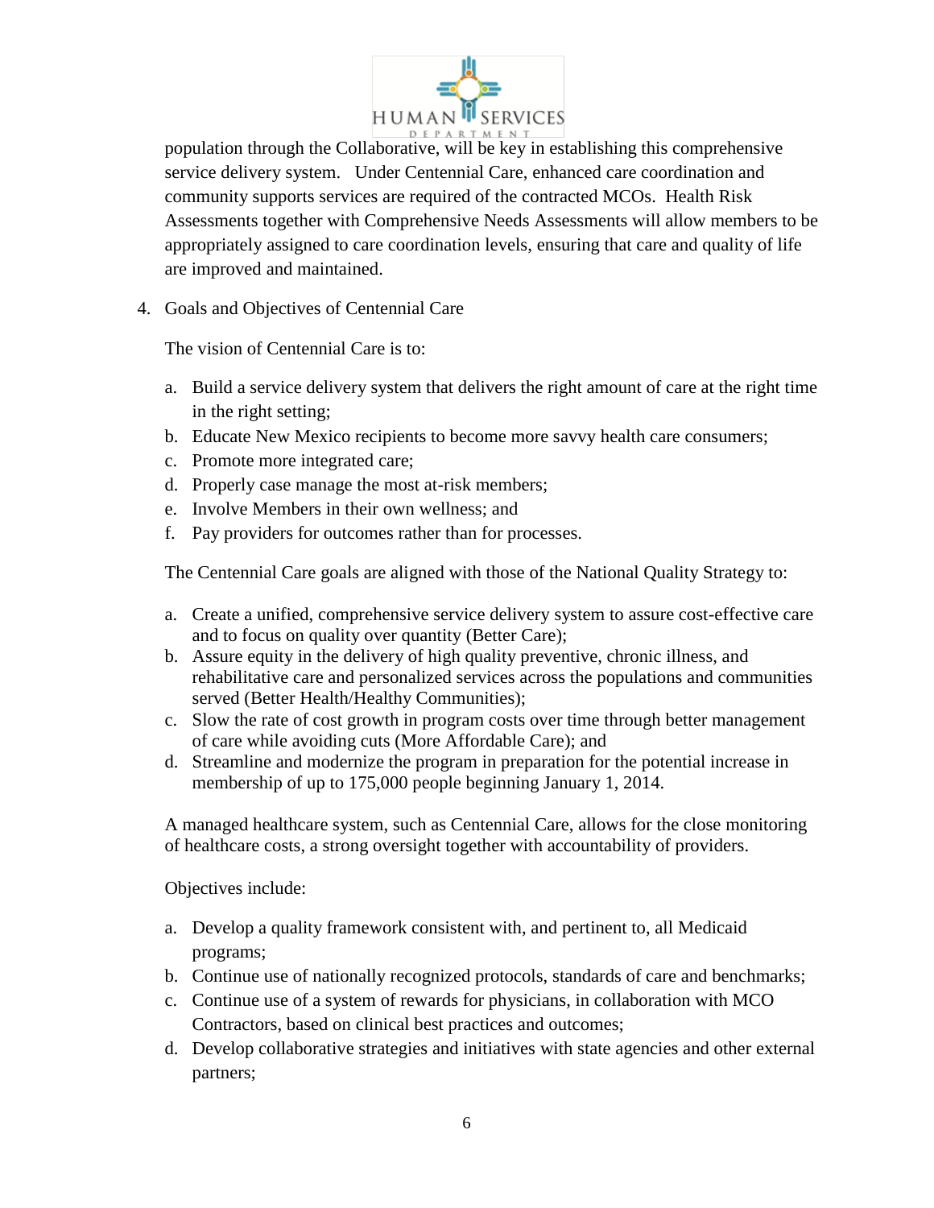population through the Collaborative, will be key in establishing this comprehensive service delivery system. Under Centennial Care, enhanced care coordination and community supports services are required of the contracted MCOs. Health Risk Assessments together with Comprehensive Needs Assessments will allow members to be appropriately assigned to care coordination levels, ensuring that care and quality of life are improved and maintained.

4. Goals and Objectives of Centennial Care

   The vision of Centennial Care is to:

   a. Build a service delivery system that delivers the right amount of care at the right time in the right setting;
   b. Educate New Mexico recipients to become more savvy health care consumers;
   c. Promote more integrated care;
   d. Properly case manage the most at-risk members;
   e. Involve Members in their own wellness; and
   f. Pay providers for outcomes rather than for processes.

   The Centennial Care goals are aligned with those of the National Quality Strategy to:

   a. Create a unified, comprehensive service delivery system to assure cost-effective care and to focus on quality over quantity (Better Care);
   b. Assure equity in the delivery of high quality preventive, chronic illness, and rehabilitative care and personalized services across the populations and communities served (Better Health/Healthy Communities);
   c. Slow the rate of cost growth in program costs over time through better management of care while avoiding cuts (More Affordable Care); and
   d. Streamline and modernize the program in preparation for the potential increase in membership of up to 175,000 people beginning January 1, 2014.

   A managed healthcare system, such as Centennial Care, allows for the close monitoring of healthcare costs, a strong oversight together with accountability of providers.

   Objectives include:

   a. Develop a quality framework consistent with, and pertinent to, all Medicaid programs;
   b. Continue use of nationally recognized protocols, standards of care and benchmarks;
   c. Continue use of a system of rewards for physicians, in collaboration with MCO Contractors, based on clinical best practices and outcomes;
   d. Develop collaborative strategies and initiatives with state agencies and other external partners;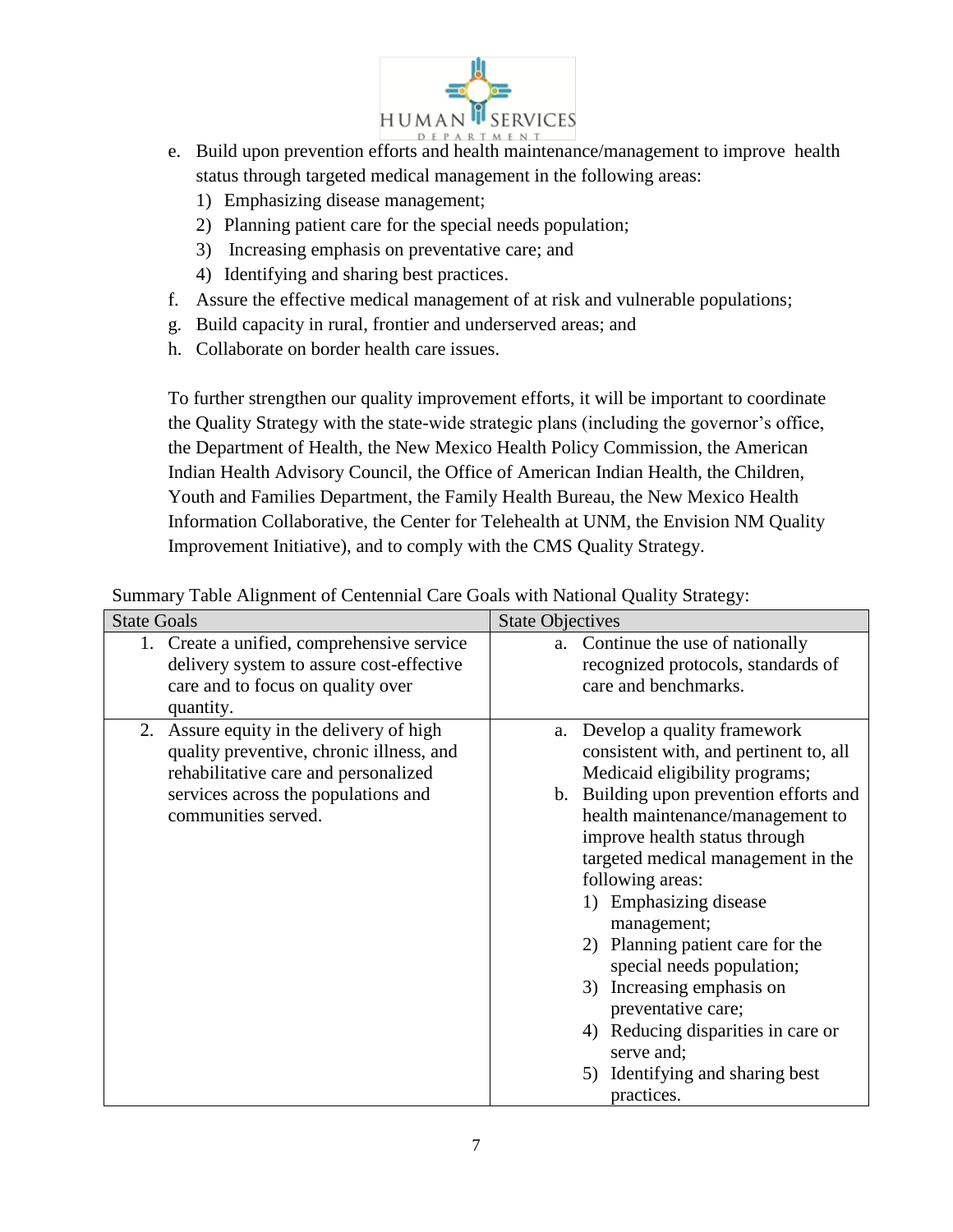e. Build upon prevention efforts and health maintenance/management to improve health status through targeted medical management in the following areas:
   1) Emphasizing disease management;
   2) Planning patient care for the special needs population;
   3) Increasing emphasis on preventative care; and
   4) Identifying and sharing best practices.

f. Assure the effective medical management of at risk and vulnerable populations;

g. Build capacity in rural, frontier and underserved areas; and

h. Collaborate on border health care issues.

To further strengthen our quality improvement efforts, it will be important to coordinate the Quality Strategy with the state-wide strategic plans (including the governor's office, the Department of Health, the New Mexico Health Policy Commission, the American Indian Health Advisory Council, the Office of American Indian Health, the Children, Youth and Families Department, the Family Health Bureau, the New Mexico Health Information Collaborative, the Center for Telehealth at UNM, the Envision NM Quality Improvement Initiative), and to comply with the CMS Quality Strategy.

Summary Table Alignment of Centennial Care Goals with National Quality Strategy:

| State Goals | State Objectives |
| --- | --- |
| 1. Create a unified, comprehensive service delivery system to assure cost-effective care and to focus on quality over quantity. | a. Continue the use of nationally recognized protocols, standards of care and benchmarks. |
| 2. Assure equity in the delivery of high quality preventive, chronic illness, and rehabilitative care and personalized services across the populations and communities served. | a. Develop a quality framework consistent with, and pertinent to, all Medicaid eligibility programs;<br>b. Building upon prevention efforts and health maintenance/management to improve health status through targeted medical management in the following areas:<br>1) Emphasizing disease management;<br>2) Planning patient care for the special needs population;<br>3) Increasing emphasis on preventative care;<br>4) Reducing disparities in care or serve and;<br>5) Identifying and sharing best practices. |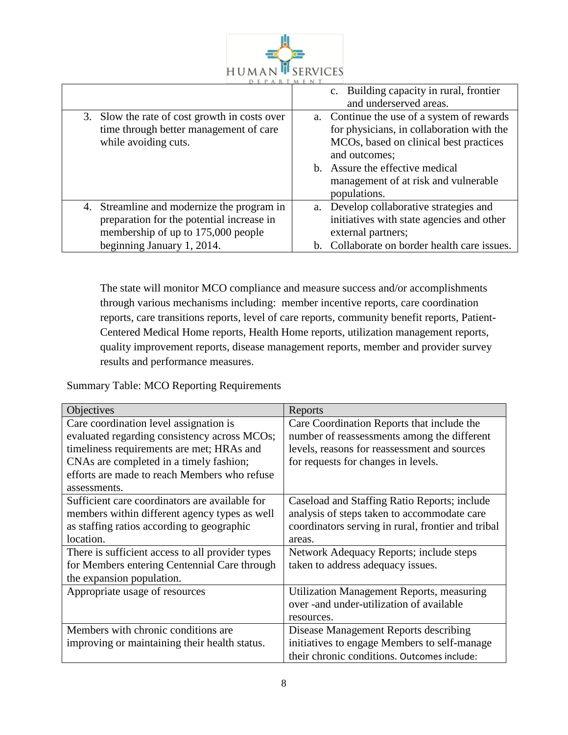| | |
|---|---|
| | c. Building capacity in rural, frontier and underserved areas. |
| 3. Slow the rate of cost growth in costs over time through better management of care while avoiding cuts. | a. Continue the use of a system of rewards for physicians, in collaboration with the MCOs, based on clinical best practices and outcomes;<br>b. Assure the effective medical management of at risk and vulnerable populations. |
| 4. Streamline and modernize the program in preparation for the potential increase in membership of up to 175,000 people beginning January 1, 2014. | a. Develop collaborative strategies and initiatives with state agencies and other external partners;<br>b. Collaborate on border health care issues. |

The state will monitor MCO compliance and measure success and/or accomplishments through various mechanisms including: member incentive reports, care coordination reports, care transitions reports, level of care reports, community benefit reports, Patient-Centered Medical Home reports, Health Home reports, utilization management reports, quality improvement reports, disease management reports, member and provider survey results and performance measures.

Summary Table: MCO Reporting Requirements

| Objectives | Reports |
|---|---|
| Care coordination level assignation is evaluated regarding consistency across MCOs; timeliness requirements are met; HRAs and CNAs are completed in a timely fashion; efforts are made to reach Members who refuse assessments. | Care Coordination Reports that include the number of reassessments among the different levels, reasons for reassessment and sources for requests for changes in levels. |
| Sufficient care coordinators are available for members within different agency types as well as staffing ratios according to geographic location. | Caseload and Staffing Ratio Reports; include analysis of steps taken to accommodate care coordinators serving in rural, frontier and tribal areas. |
| There is sufficient access to all provider types for Members entering Centennial Care through the expansion population. | Network Adequacy Reports; include steps taken to address adequacy issues. |
| Appropriate usage of resources | Utilization Management Reports, measuring over -and under-utilization of available resources. |
| Members with chronic conditions are improving or maintaining their health status. | Disease Management Reports describing initiatives to engage Members to self-manage their chronic conditions. Outcomes include: |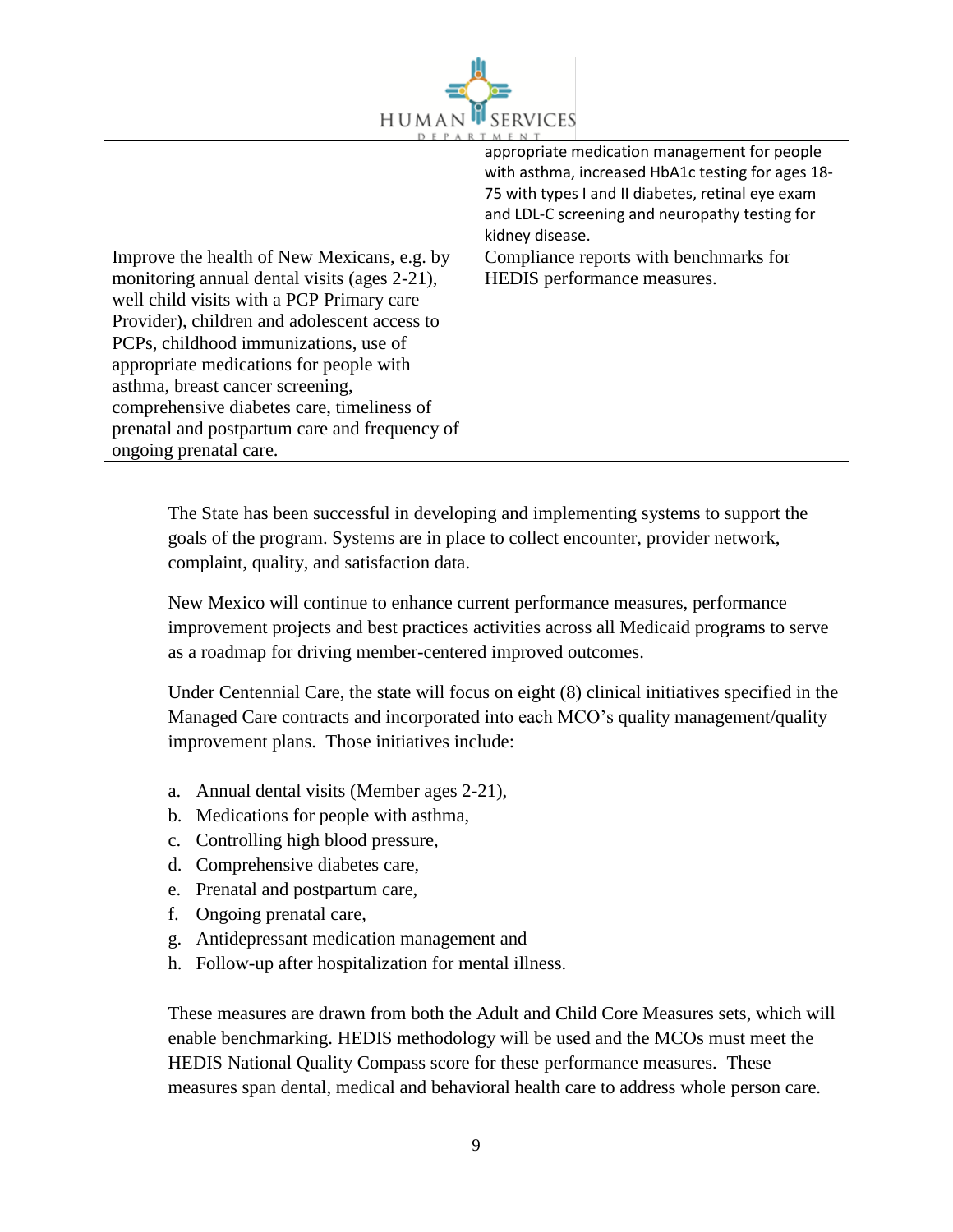| | |
|---|---|
| | appropriate medication management for people with asthma, increased HbA1c testing for ages 18-75 with types I and II diabetes, retinal eye exam and LDL-C screening and neuropathy testing for kidney disease. |
| Improve the health of New Mexicans, e.g. by monitoring annual dental visits (ages 2-21), well child visits with a PCP Primary care Provider), children and adolescent access to PCPs, childhood immunizations, use of appropriate medications for people with asthma, breast cancer screening, comprehensive diabetes care, timeliness of prenatal and postpartum care and frequency of ongoing prenatal care. | Compliance reports with benchmarks for HEDIS performance measures. |

The State has been successful in developing and implementing systems to support the goals of the program. Systems are in place to collect encounter, provider network, complaint, quality, and satisfaction data.

New Mexico will continue to enhance current performance measures, performance improvement projects and best practices activities across all Medicaid programs to serve as a roadmap for driving member-centered improved outcomes.

Under Centennial Care, the state will focus on eight (8) clinical initiatives specified in the Managed Care contracts and incorporated into each MCO's quality management/quality improvement plans. Those initiatives include:

a. Annual dental visits (Member ages 2-21),
b. Medications for people with asthma,
c. Controlling high blood pressure,
d. Comprehensive diabetes care,
e. Prenatal and postpartum care,
f. Ongoing prenatal care,
g. Antidepressant medication management and
h. Follow-up after hospitalization for mental illness.

These measures are drawn from both the Adult and Child Core Measures sets, which will enable benchmarking. HEDIS methodology will be used and the MCOs must meet the HEDIS National Quality Compass score for these performance measures. These measures span dental, medical and behavioral health care to address whole person care.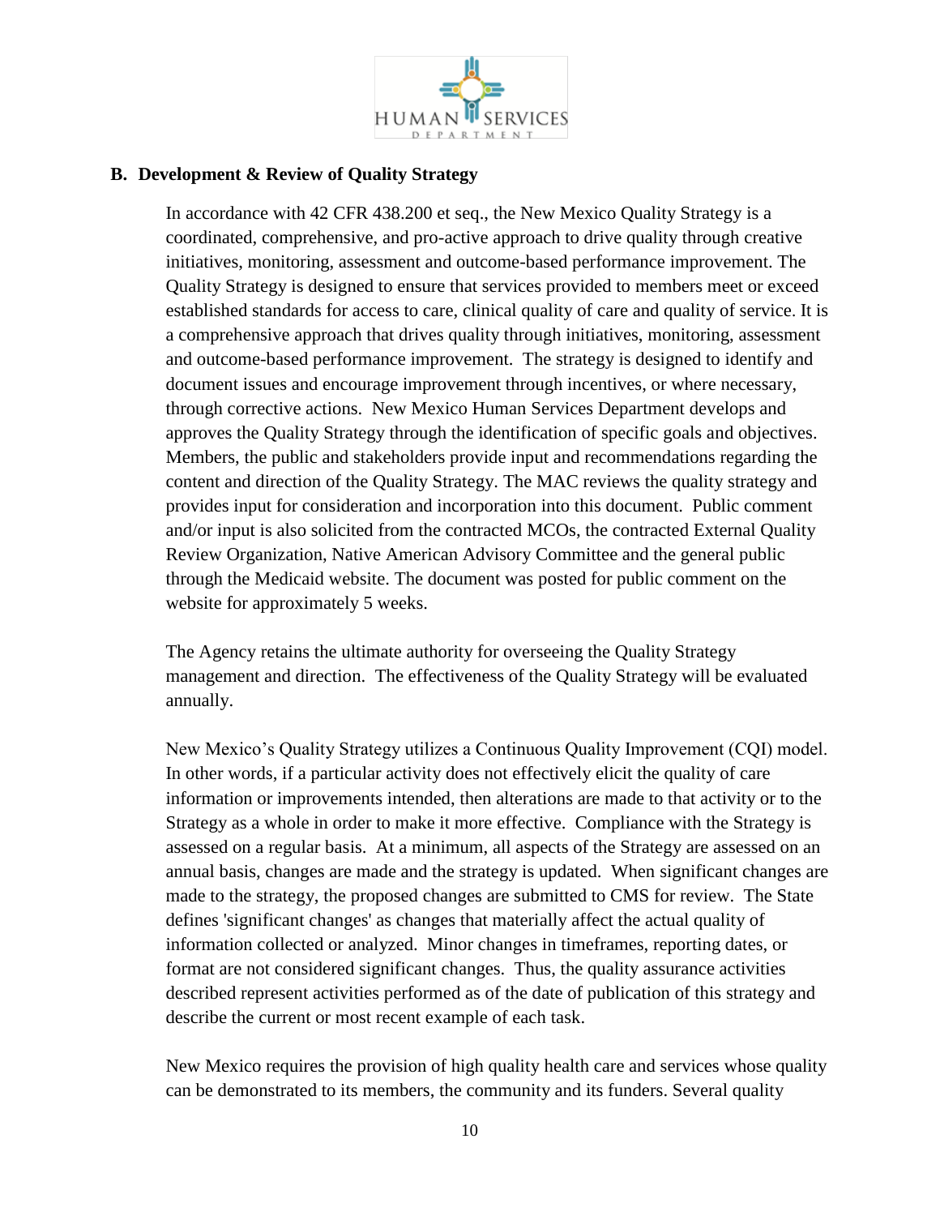## B. Development & Review of Quality Strategy

In accordance with 42 CFR 438.200 et seq., the New Mexico Quality Strategy is a coordinated, comprehensive, and pro-active approach to drive quality through creative initiatives, monitoring, assessment and outcome-based performance improvement. The Quality Strategy is designed to ensure that services provided to members meet or exceed established standards for access to care, clinical quality of care and quality of service. It is a comprehensive approach that drives quality through initiatives, monitoring, assessment and outcome-based performance improvement. The strategy is designed to identify and document issues and encourage improvement through incentives, or where necessary, through corrective actions. New Mexico Human Services Department develops and approves the Quality Strategy through the identification of specific goals and objectives. Members, the public and stakeholders provide input and recommendations regarding the content and direction of the Quality Strategy. The MAC reviews the quality strategy and provides input for consideration and incorporation into this document. Public comment and/or input is also solicited from the contracted MCOs, the contracted External Quality Review Organization, Native American Advisory Committee and the general public through the Medicaid website. The document was posted for public comment on the website for approximately 5 weeks.

The Agency retains the ultimate authority for overseeing the Quality Strategy management and direction. The effectiveness of the Quality Strategy will be evaluated annually.

New Mexico's Quality Strategy utilizes a Continuous Quality Improvement (CQI) model. In other words, if a particular activity does not effectively elicit the quality of care information or improvements intended, then alterations are made to that activity or to the Strategy as a whole in order to make it more effective. Compliance with the Strategy is assessed on a regular basis. At a minimum, all aspects of the Strategy are assessed on an annual basis, changes are made and the strategy is updated. When significant changes are made to the strategy, the proposed changes are submitted to CMS for review. The State defines 'significant changes' as changes that materially affect the actual quality of information collected or analyzed. Minor changes in timeframes, reporting dates, or format are not considered significant changes. Thus, the quality assurance activities described represent activities performed as of the date of publication of this strategy and describe the current or most recent example of each task.

New Mexico requires the provision of high quality health care and services whose quality can be demonstrated to its members, the community and its funders. Several quality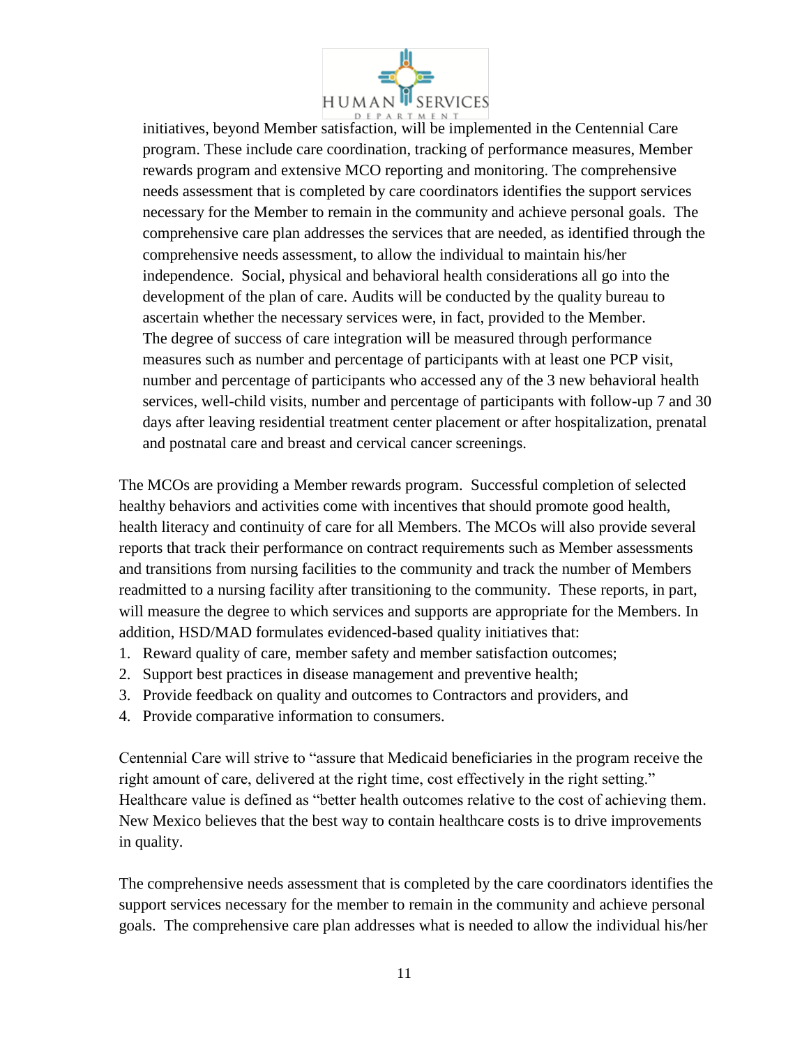initiatives, beyond Member satisfaction, will be implemented in the Centennial Care program. These include care coordination, tracking of performance measures, Member rewards program and extensive MCO reporting and monitoring. The comprehensive needs assessment that is completed by care coordinators identifies the support services necessary for the Member to remain in the community and achieve personal goals. The comprehensive care plan addresses the services that are needed, as identified through the comprehensive needs assessment, to allow the individual to maintain his/her independence. Social, physical and behavioral health considerations all go into the development of the plan of care. Audits will be conducted by the quality bureau to ascertain whether the necessary services were, in fact, provided to the Member. The degree of success of care integration will be measured through performance measures such as number and percentage of participants with at least one PCP visit, number and percentage of participants who accessed any of the 3 new behavioral health services, well-child visits, number and percentage of participants with follow-up 7 and 30 days after leaving residential treatment center placement or after hospitalization, prenatal and postnatal care and breast and cervical cancer screenings.

The MCOs are providing a Member rewards program. Successful completion of selected healthy behaviors and activities come with incentives that should promote good health, health literacy and continuity of care for all Members. The MCOs will also provide several reports that track their performance on contract requirements such as Member assessments and transitions from nursing facilities to the community and track the number of Members readmitted to a nursing facility after transitioning to the community. These reports, in part, will measure the degree to which services and supports are appropriate for the Members. In addition, HSD/MAD formulates evidenced-based quality initiatives that:

1. Reward quality of care, member safety and member satisfaction outcomes;
2. Support best practices in disease management and preventive health;
3. Provide feedback on quality and outcomes to Contractors and providers, and
4. Provide comparative information to consumers.

Centennial Care will strive to "assure that Medicaid beneficiaries in the program receive the right amount of care, delivered at the right time, cost effectively in the right setting." Healthcare value is defined as "better health outcomes relative to the cost of achieving them. New Mexico believes that the best way to contain healthcare costs is to drive improvements in quality.

The comprehensive needs assessment that is completed by the care coordinators identifies the support services necessary for the member to remain in the community and achieve personal goals. The comprehensive care plan addresses what is needed to allow the individual his/her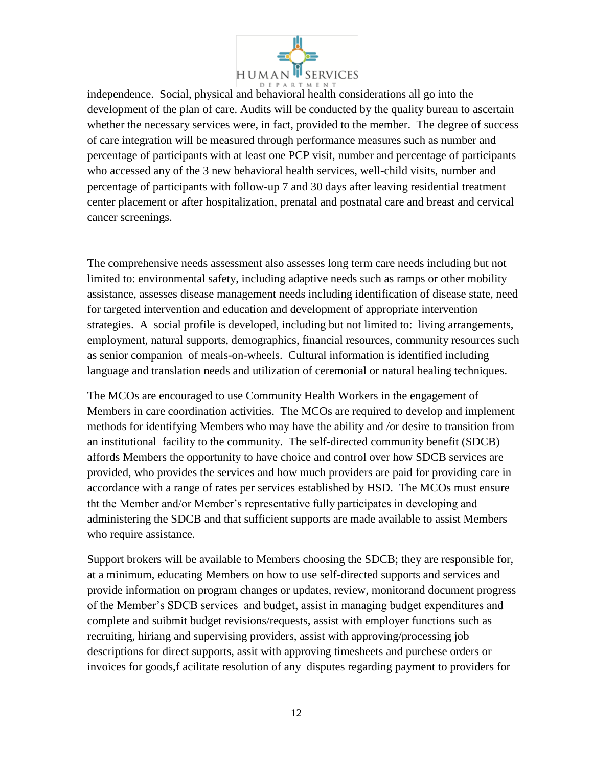independence. Social, physical and behavioral health considerations all go into the development of the plan of care. Audits will be conducted by the quality bureau to ascertain whether the necessary services were, in fact, provided to the member. The degree of success of care integration will be measured through performance measures such as number and percentage of participants with at least one PCP visit, number and percentage of participants who accessed any of the 3 new behavioral health services, well-child visits, number and percentage of participants with follow-up 7 and 30 days after leaving residential treatment center placement or after hospitalization, prenatal and postnatal care and breast and cervical cancer screenings.

The comprehensive needs assessment also assesses long term care needs including but not limited to: environmental safety, including adaptive needs such as ramps or other mobility assistance, assesses disease management needs including identification of disease state, need for targeted intervention and education and development of appropriate intervention strategies. A social profile is developed, including but not limited to: living arrangements, employment, natural supports, demographics, financial resources, community resources such as senior companion of meals-on-wheels. Cultural information is identified including language and translation needs and utilization of ceremonial or natural healing techniques.

The MCOs are encouraged to use Community Health Workers in the engagement of Members in care coordination activities. The MCOs are required to develop and implement methods for identifying Members who may have the ability and /or desire to transition from an institutional facility to the community. The self-directed community benefit (SDCB) affords Members the opportunity to have choice and control over how SDCB services are provided, who provides the services and how much providers are paid for providing care in accordance with a range of rates per services established by HSD. The MCOs must ensure tht the Member and/or Member's representative fully participates in developing and administering the SDCB and that sufficient supports are made available to assist Members who require assistance.

Support brokers will be available to Members choosing the SDCB; they are responsible for, at a minimum, educating Members on how to use self-directed supports and services and provide information on program changes or updates, review, monitorand document progress of the Member's SDCB services and budget, assist in managing budget expenditures and complete and suibmit budget revisions/requests, assist with employer functions such as recruiting, hiriang and supervising providers, assist with approving/processing job descriptions for direct supports, assit with approving timesheets and purchese orders or invoices for goods,f acilitate resolution of any disputes regarding payment to providers for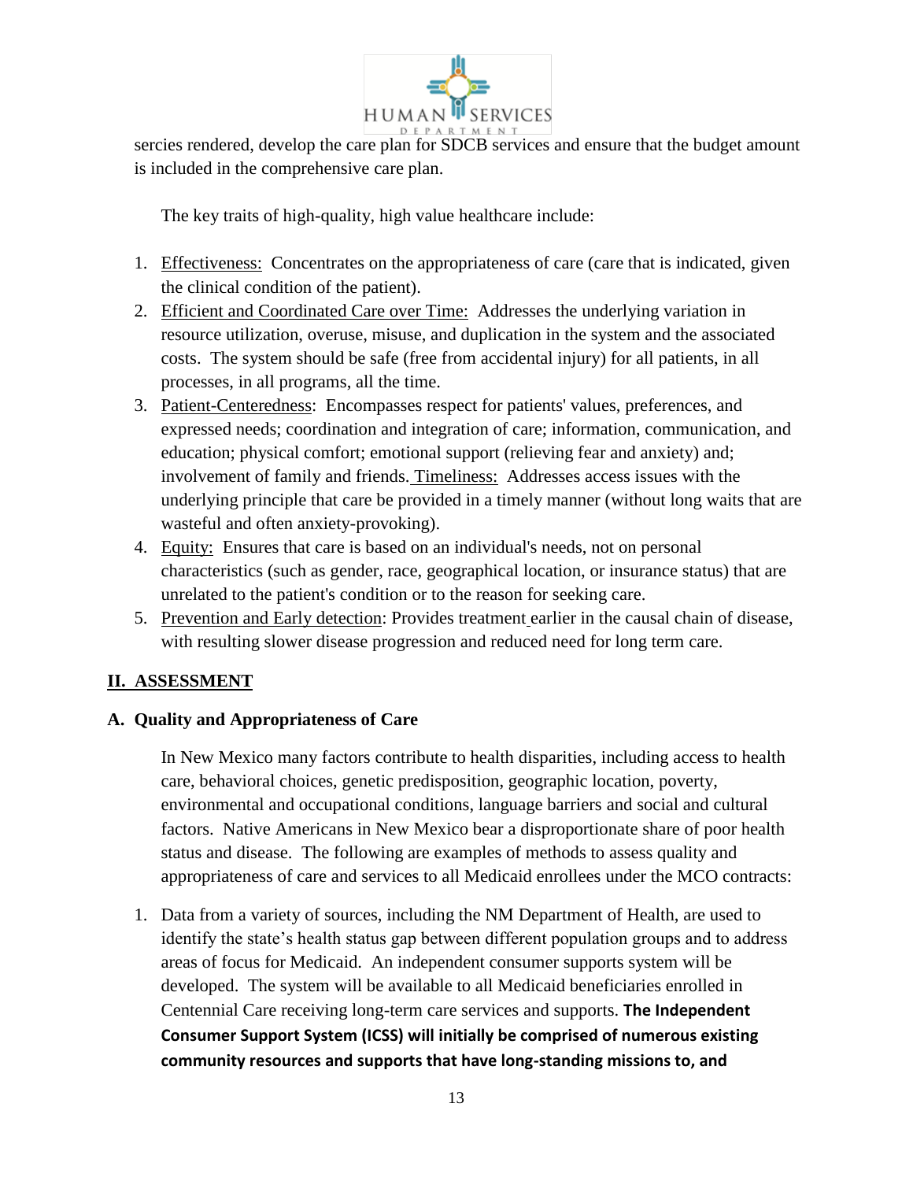sercies rendered, develop the care plan for SDCB services and ensure that the budget amount is included in the comprehensive care plan.

The key traits of high-quality, high value healthcare include:

1. Effectiveness: Concentrates on the appropriateness of care (care that is indicated, given the clinical condition of the patient).
2. Efficient and Coordinated Care over Time: Addresses the underlying variation in resource utilization, overuse, misuse, and duplication in the system and the associated costs. The system should be safe (free from accidental injury) for all patients, in all processes, in all programs, all the time.
3. Patient-Centeredness: Encompasses respect for patients' values, preferences, and expressed needs; coordination and integration of care; information, communication, and education; physical comfort; emotional support (relieving fear and anxiety) and; involvement of family and friends. Timeliness: Addresses access issues with the underlying principle that care be provided in a timely manner (without long waits that are wasteful and often anxiety-provoking).
4. Equity: Ensures that care is based on an individual's needs, not on personal characteristics (such as gender, race, geographical location, or insurance status) that are unrelated to the patient's condition or to the reason for seeking care.
5. Prevention and Early detection: Provides treatment earlier in the causal chain of disease, with resulting slower disease progression and reduced need for long term care.

## II. ASSESSMENT

### A. Quality and Appropriateness of Care

In New Mexico many factors contribute to health disparities, including access to health care, behavioral choices, genetic predisposition, geographic location, poverty, environmental and occupational conditions, language barriers and social and cultural factors. Native Americans in New Mexico bear a disproportionate share of poor health status and disease. The following are examples of methods to assess quality and appropriateness of care and services to all Medicaid enrollees under the MCO contracts:

1. Data from a variety of sources, including the NM Department of Health, are used to identify the state's health status gap between different population groups and to address areas of focus for Medicaid. An independent consumer supports system will be developed. The system will be available to all Medicaid beneficiaries enrolled in Centennial Care receiving long-term care services and supports. **The Independent Consumer Support System (ICSS) will initially be comprised of numerous existing community resources and supports that have long-standing missions to, and**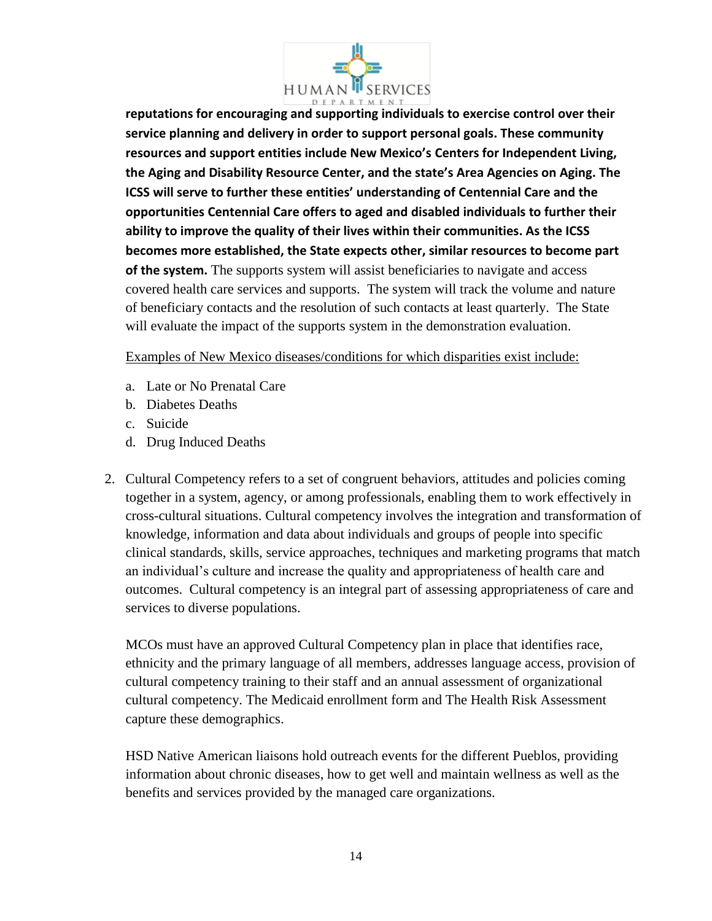**reputations for encouraging and supporting individuals to exercise control over their service planning and delivery in order to support personal goals. These community resources and support entities include New Mexico's Centers for Independent Living, the Aging and Disability Resource Center, and the state's Area Agencies on Aging. The ICSS will serve to further these entities' understanding of Centennial Care and the opportunities Centennial Care offers to aged and disabled individuals to further their ability to improve the quality of their lives within their communities. As the ICSS becomes more established, the State expects other, similar resources to become part of the system.** The supports system will assist beneficiaries to navigate and access covered health care services and supports. The system will track the volume and nature of beneficiary contacts and the resolution of such contacts at least quarterly. The State will evaluate the impact of the supports system in the demonstration evaluation.

Examples of New Mexico diseases/conditions for which disparities exist include:

a. Late or No Prenatal Care
b. Diabetes Deaths
c. Suicide
d. Drug Induced Deaths

2. Cultural Competency refers to a set of congruent behaviors, attitudes and policies coming together in a system, agency, or among professionals, enabling them to work effectively in cross-cultural situations. Cultural competency involves the integration and transformation of knowledge, information and data about individuals and groups of people into specific clinical standards, skills, service approaches, techniques and marketing programs that match an individual's culture and increase the quality and appropriateness of health care and outcomes. Cultural competency is an integral part of assessing appropriateness of care and services to diverse populations.

   MCOs must have an approved Cultural Competency plan in place that identifies race, ethnicity and the primary language of all members, addresses language access, provision of cultural competency training to their staff and an annual assessment of organizational cultural competency. The Medicaid enrollment form and The Health Risk Assessment capture these demographics.

   HSD Native American liaisons hold outreach events for the different Pueblos, providing information about chronic diseases, how to get well and maintain wellness as well as the benefits and services provided by the managed care organizations.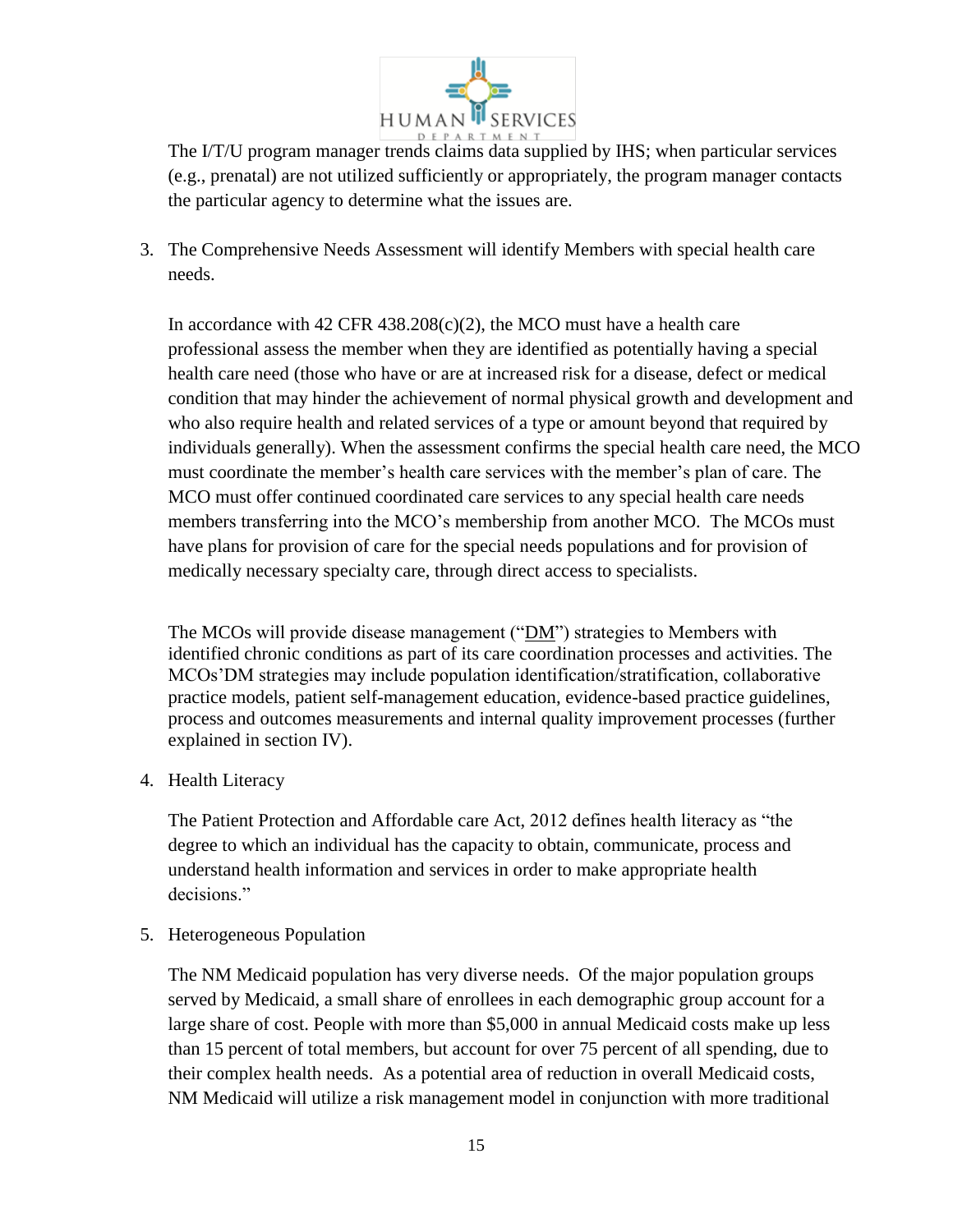The I/T/U program manager trends claims data supplied by IHS; when particular services (e.g., prenatal) are not utilized sufficiently or appropriately, the program manager contacts the particular agency to determine what the issues are.

3. The Comprehensive Needs Assessment will identify Members with special health care needs.

   In accordance with 42 CFR 438.208(c)(2), the MCO must have a health care professional assess the member when they are identified as potentially having a special health care need (those who have or are at increased risk for a disease, defect or medical condition that may hinder the achievement of normal physical growth and development and who also require health and related services of a type or amount beyond that required by individuals generally). When the assessment confirms the special health care need, the MCO must coordinate the member's health care services with the member's plan of care. The MCO must offer continued coordinated care services to any special health care needs members transferring into the MCO's membership from another MCO. The MCOs must have plans for provision of care for the special needs populations and for provision of medically necessary specialty care, through direct access to specialists.

   The MCOs will provide disease management ("DM") strategies to Members with identified chronic conditions as part of its care coordination processes and activities. The MCOs'DM strategies may include population identification/stratification, collaborative practice models, patient self-management education, evidence-based practice guidelines, process and outcomes measurements and internal quality improvement processes (further explained in section IV).

4. Health Literacy

   The Patient Protection and Affordable care Act, 2012 defines health literacy as "the degree to which an individual has the capacity to obtain, communicate, process and understand health information and services in order to make appropriate health decisions."

5. Heterogeneous Population

   The NM Medicaid population has very diverse needs. Of the major population groups served by Medicaid, a small share of enrollees in each demographic group account for a large share of cost. People with more than $5,000 in annual Medicaid costs make up less than 15 percent of total members, but account for over 75 percent of all spending, due to their complex health needs. As a potential area of reduction in overall Medicaid costs, NM Medicaid will utilize a risk management model in conjunction with more traditional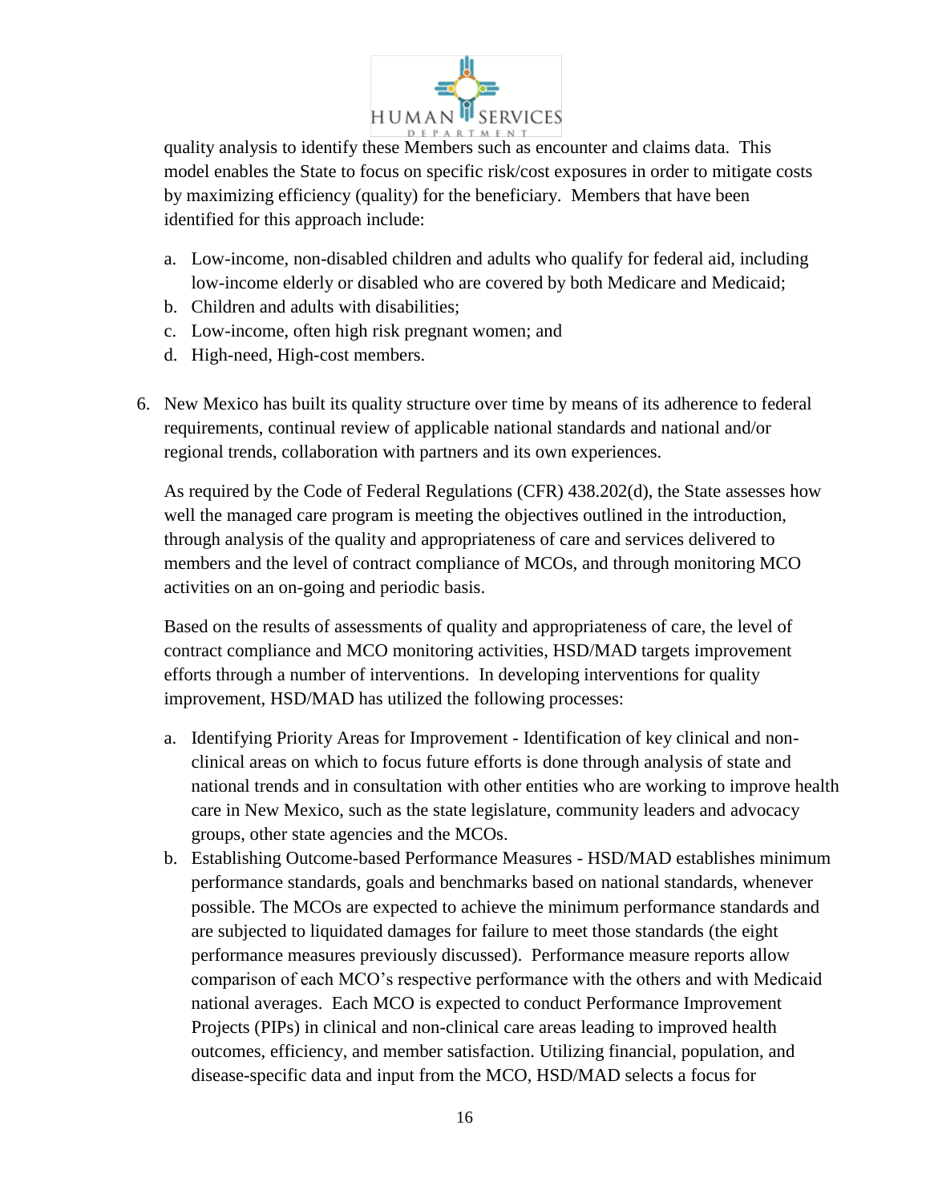quality analysis to identify these Members such as encounter and claims data. This model enables the State to focus on specific risk/cost exposures in order to mitigate costs by maximizing efficiency (quality) for the beneficiary. Members that have been identified for this approach include:

a. Low-income, non-disabled children and adults who qualify for federal aid, including low-income elderly or disabled who are covered by both Medicare and Medicaid;
b. Children and adults with disabilities;
c. Low-income, often high risk pregnant women; and
d. High-need, High-cost members.

6. New Mexico has built its quality structure over time by means of its adherence to federal requirements, continual review of applicable national standards and national and/or regional trends, collaboration with partners and its own experiences.

   As required by the Code of Federal Regulations (CFR) 438.202(d), the State assesses how well the managed care program is meeting the objectives outlined in the introduction, through analysis of the quality and appropriateness of care and services delivered to members and the level of contract compliance of MCOs, and through monitoring MCO activities on an on-going and periodic basis.

   Based on the results of assessments of quality and appropriateness of care, the level of contract compliance and MCO monitoring activities, HSD/MAD targets improvement efforts through a number of interventions. In developing interventions for quality improvement, HSD/MAD has utilized the following processes:

   a. Identifying Priority Areas for Improvement - Identification of key clinical and non-clinical areas on which to focus future efforts is done through analysis of state and national trends and in consultation with other entities who are working to improve health care in New Mexico, such as the state legislature, community leaders and advocacy groups, other state agencies and the MCOs.
   b. Establishing Outcome-based Performance Measures - HSD/MAD establishes minimum performance standards, goals and benchmarks based on national standards, whenever possible. The MCOs are expected to achieve the minimum performance standards and are subjected to liquidated damages for failure to meet those standards (the eight performance measures previously discussed). Performance measure reports allow comparison of each MCO's respective performance with the others and with Medicaid national averages. Each MCO is expected to conduct Performance Improvement Projects (PIPs) in clinical and non-clinical care areas leading to improved health outcomes, efficiency, and member satisfaction. Utilizing financial, population, and disease-specific data and input from the MCO, HSD/MAD selects a focus for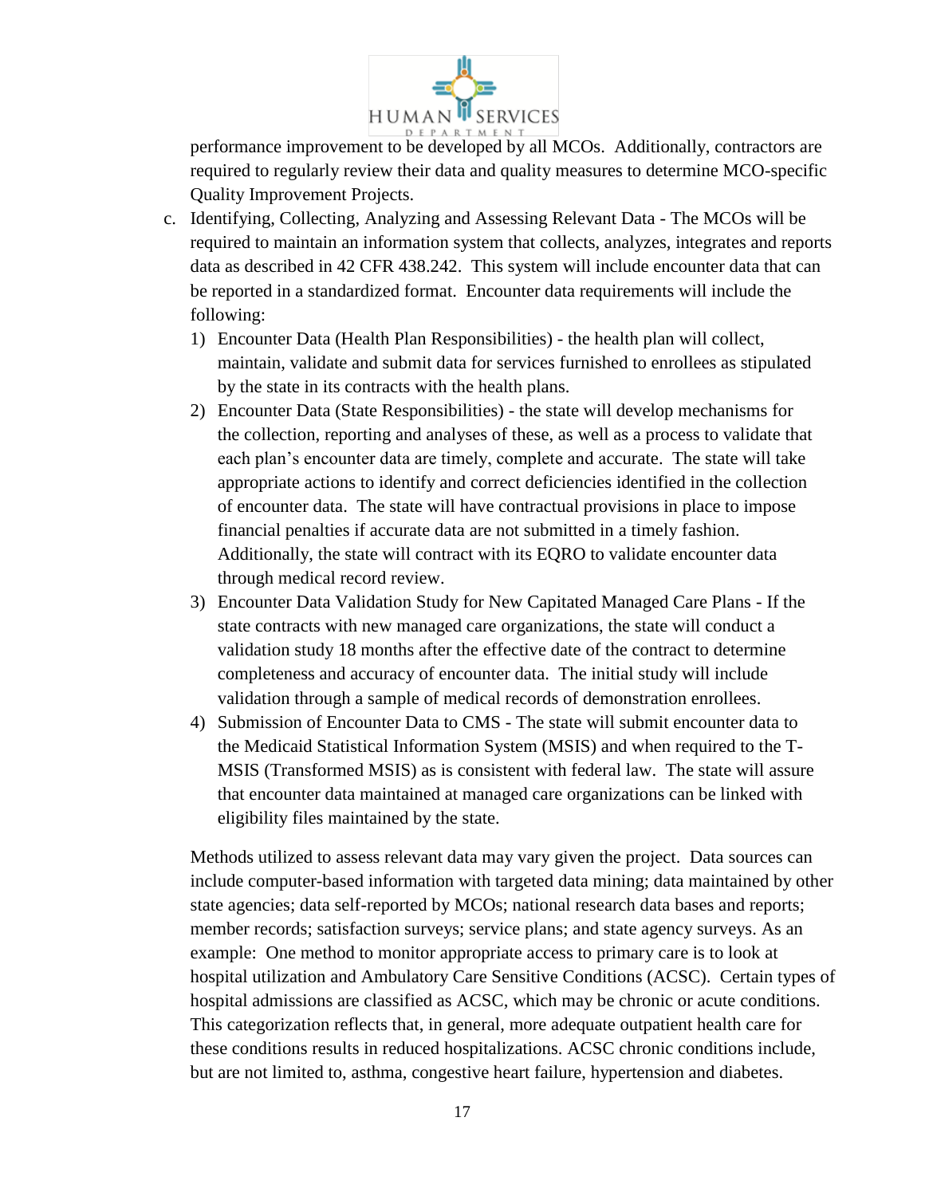performance improvement to be developed by all MCOs. Additionally, contractors are required to regularly review their data and quality measures to determine MCO-specific Quality Improvement Projects.

c. Identifying, Collecting, Analyzing and Assessing Relevant Data - The MCOs will be required to maintain an information system that collects, analyzes, integrates and reports data as described in 42 CFR 438.242. This system will include encounter data that can be reported in a standardized format. Encounter data requirements will include the following:

   1) Encounter Data (Health Plan Responsibilities) - the health plan will collect, maintain, validate and submit data for services furnished to enrollees as stipulated by the state in its contracts with the health plans.
   2) Encounter Data (State Responsibilities) - the state will develop mechanisms for the collection, reporting and analyses of these, as well as a process to validate that each plan's encounter data are timely, complete and accurate. The state will take appropriate actions to identify and correct deficiencies identified in the collection of encounter data. The state will have contractual provisions in place to impose financial penalties if accurate data are not submitted in a timely fashion. Additionally, the state will contract with its EQRO to validate encounter data through medical record review.
   3) Encounter Data Validation Study for New Capitated Managed Care Plans - If the state contracts with new managed care organizations, the state will conduct a validation study 18 months after the effective date of the contract to determine completeness and accuracy of encounter data. The initial study will include validation through a sample of medical records of demonstration enrollees.
   4) Submission of Encounter Data to CMS - The state will submit encounter data to the Medicaid Statistical Information System (MSIS) and when required to the T-MSIS (Transformed MSIS) as is consistent with federal law. The state will assure that encounter data maintained at managed care organizations can be linked with eligibility files maintained by the state.

   Methods utilized to assess relevant data may vary given the project. Data sources can include computer-based information with targeted data mining; data maintained by other state agencies; data self-reported by MCOs; national research data bases and reports; member records; satisfaction surveys; service plans; and state agency surveys. As an example: One method to monitor appropriate access to primary care is to look at hospital utilization and Ambulatory Care Sensitive Conditions (ACSC). Certain types of hospital admissions are classified as ACSC, which may be chronic or acute conditions. This categorization reflects that, in general, more adequate outpatient health care for these conditions results in reduced hospitalizations. ACSC chronic conditions include, but are not limited to, asthma, congestive heart failure, hypertension and diabetes.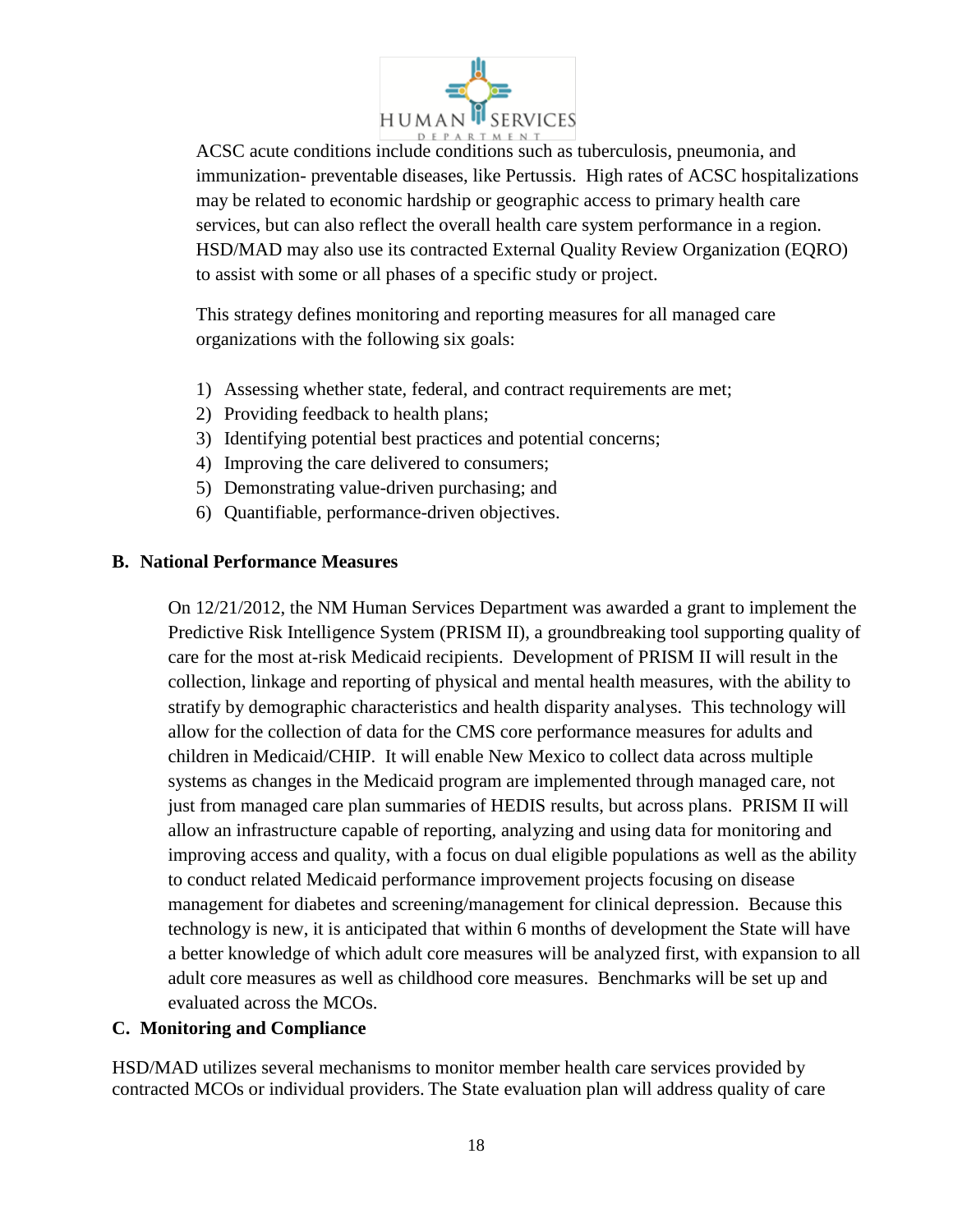ACSC acute conditions include conditions such as tuberculosis, pneumonia, and immunization- preventable diseases, like Pertussis. High rates of ACSC hospitalizations may be related to economic hardship or geographic access to primary health care services, but can also reflect the overall health care system performance in a region. HSD/MAD may also use its contracted External Quality Review Organization (EQRO) to assist with some or all phases of a specific study or project.

This strategy defines monitoring and reporting measures for all managed care organizations with the following six goals:

1) Assessing whether state, federal, and contract requirements are met;
2) Providing feedback to health plans;
3) Identifying potential best practices and potential concerns;
4) Improving the care delivered to consumers;
5) Demonstrating value-driven purchasing; and
6) Quantifiable, performance-driven objectives.

## B. National Performance Measures

On 12/21/2012, the NM Human Services Department was awarded a grant to implement the Predictive Risk Intelligence System (PRISM II), a groundbreaking tool supporting quality of care for the most at-risk Medicaid recipients. Development of PRISM II will result in the collection, linkage and reporting of physical and mental health measures, with the ability to stratify by demographic characteristics and health disparity analyses. This technology will allow for the collection of data for the CMS core performance measures for adults and children in Medicaid/CHIP. It will enable New Mexico to collect data across multiple systems as changes in the Medicaid program are implemented through managed care, not just from managed care plan summaries of HEDIS results, but across plans. PRISM II will allow an infrastructure capable of reporting, analyzing and using data for monitoring and improving access and quality, with a focus on dual eligible populations as well as the ability to conduct related Medicaid performance improvement projects focusing on disease management for diabetes and screening/management for clinical depression. Because this technology is new, it is anticipated that within 6 months of development the State will have a better knowledge of which adult core measures will be analyzed first, with expansion to all adult core measures as well as childhood core measures. Benchmarks will be set up and evaluated across the MCOs.

## C. Monitoring and Compliance

HSD/MAD utilizes several mechanisms to monitor member health care services provided by contracted MCOs or individual providers. The State evaluation plan will address quality of care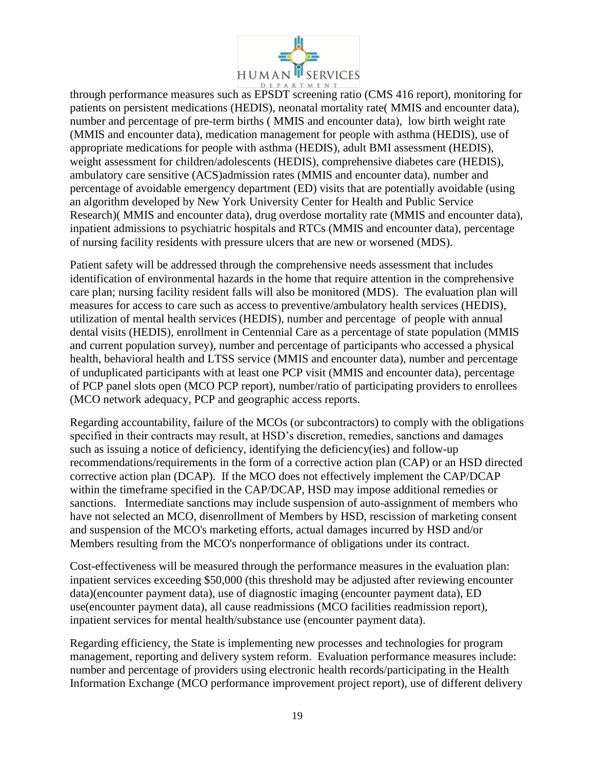through performance measures such as EPSDT screening ratio (CMS 416 report), monitoring for patients on persistent medications (HEDIS), neonatal mortality rate( MMIS and encounter data), number and percentage of pre-term births ( MMIS and encounter data), low birth weight rate (MMIS and encounter data), medication management for people with asthma (HEDIS), use of appropriate medications for people with asthma (HEDIS), adult BMI assessment (HEDIS), weight assessment for children/adolescents (HEDIS), comprehensive diabetes care (HEDIS), ambulatory care sensitive (ACS)admission rates (MMIS and encounter data), number and percentage of avoidable emergency department (ED) visits that are potentially avoidable (using an algorithm developed by New York University Center for Health and Public Service Research)( MMIS and encounter data), drug overdose mortality rate (MMIS and encounter data), inpatient admissions to psychiatric hospitals and RTCs (MMIS and encounter data), percentage of nursing facility residents with pressure ulcers that are new or worsened (MDS).

Patient safety will be addressed through the comprehensive needs assessment that includes identification of environmental hazards in the home that require attention in the comprehensive care plan; nursing facility resident falls will also be monitored (MDS). The evaluation plan will measures for access to care such as access to preventive/ambulatory health services (HEDIS), utilization of mental health services (HEDIS), number and percentage of people with annual dental visits (HEDIS), enrollment in Centennial Care as a percentage of state population (MMIS and current population survey), number and percentage of participants who accessed a physical health, behavioral health and LTSS service (MMIS and encounter data), number and percentage of unduplicated participants with at least one PCP visit (MMIS and encounter data), percentage of PCP panel slots open (MCO PCP report), number/ratio of participating providers to enrollees (MCO network adequacy, PCP and geographic access reports.

Regarding accountability, failure of the MCOs (or subcontractors) to comply with the obligations specified in their contracts may result, at HSD's discretion, remedies, sanctions and damages such as issuing a notice of deficiency, identifying the deficiency(ies) and follow-up recommendations/requirements in the form of a corrective action plan (CAP) or an HSD directed corrective action plan (DCAP). If the MCO does not effectively implement the CAP/DCAP within the timeframe specified in the CAP/DCAP, HSD may impose additional remedies or sanctions. Intermediate sanctions may include suspension of auto-assignment of members who have not selected an MCO, disenrollment of Members by HSD, rescission of marketing consent and suspension of the MCO's marketing efforts, actual damages incurred by HSD and/or Members resulting from the MCO's nonperformance of obligations under its contract.

Cost-effectiveness will be measured through the performance measures in the evaluation plan: inpatient services exceeding $50,000 (this threshold may be adjusted after reviewing encounter data)(encounter payment data), use of diagnostic imaging (encounter payment data), ED use(encounter payment data), all cause readmissions (MCO facilities readmission report), inpatient services for mental health/substance use (encounter payment data).

Regarding efficiency, the State is implementing new processes and technologies for program management, reporting and delivery system reform. Evaluation performance measures include: number and percentage of providers using electronic health records/participating in the Health Information Exchange (MCO performance improvement project report), use of different delivery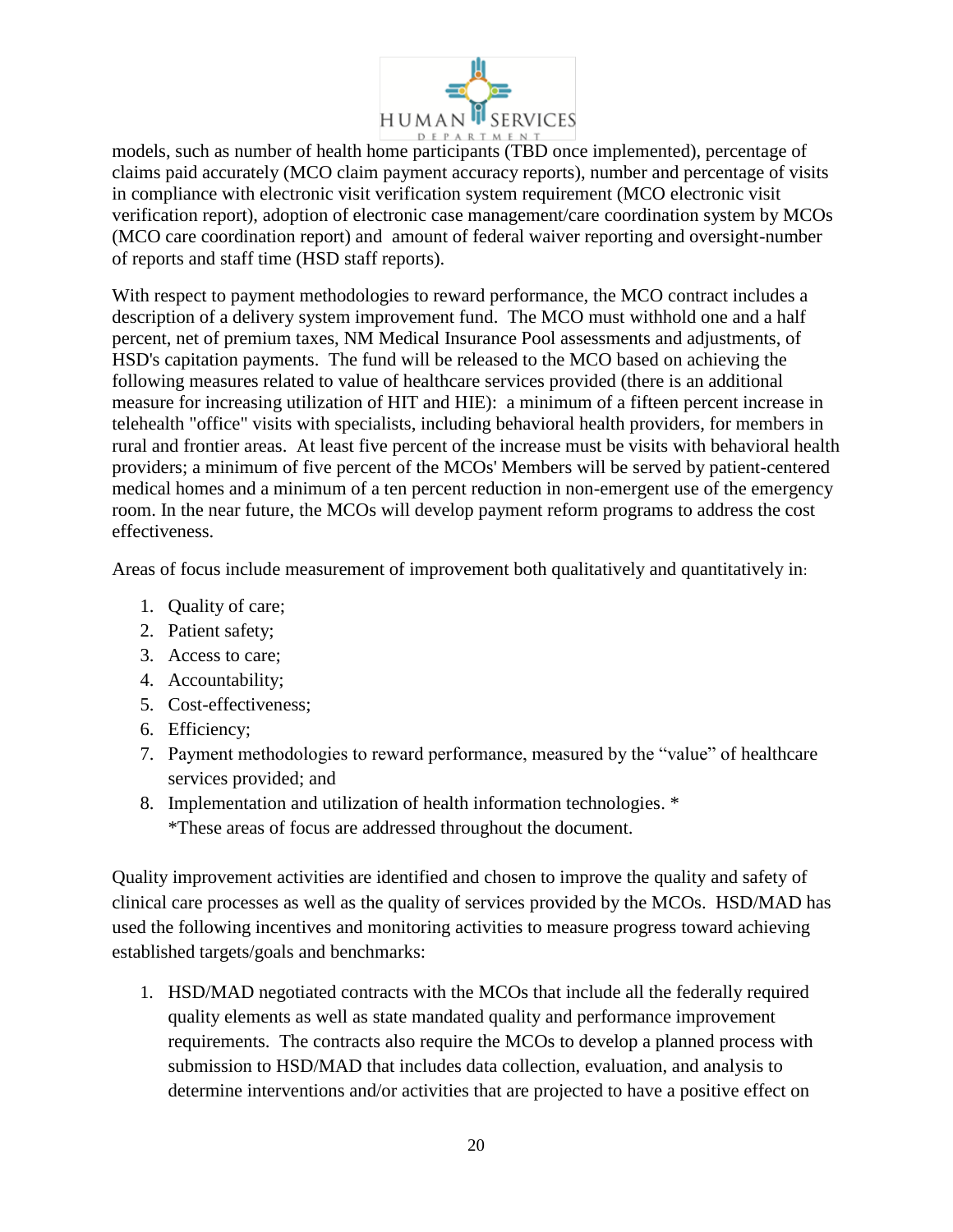models, such as number of health home participants (TBD once implemented), percentage of claims paid accurately (MCO claim payment accuracy reports), number and percentage of visits in compliance with electronic visit verification system requirement (MCO electronic visit verification report), adoption of electronic case management/care coordination system by MCOs (MCO care coordination report) and amount of federal waiver reporting and oversight-number of reports and staff time (HSD staff reports).

With respect to payment methodologies to reward performance, the MCO contract includes a description of a delivery system improvement fund. The MCO must withhold one and a half percent, net of premium taxes, NM Medical Insurance Pool assessments and adjustments, of HSD's capitation payments. The fund will be released to the MCO based on achieving the following measures related to value of healthcare services provided (there is an additional measure for increasing utilization of HIT and HIE): a minimum of a fifteen percent increase in telehealth "office" visits with specialists, including behavioral health providers, for members in rural and frontier areas. At least five percent of the increase must be visits with behavioral health providers; a minimum of five percent of the MCOs' Members will be served by patient-centered medical homes and a minimum of a ten percent reduction in non-emergent use of the emergency room. In the near future, the MCOs will develop payment reform programs to address the cost effectiveness.

Areas of focus include measurement of improvement both qualitatively and quantitatively in:

1. Quality of care;
2. Patient safety;
3. Access to care;
4. Accountability;
5. Cost-effectiveness;
6. Efficiency;
7. Payment methodologies to reward performance, measured by the "value" of healthcare services provided; and
8. Implementation and utilization of health information technologies. *
   *These areas of focus are addressed throughout the document.

Quality improvement activities are identified and chosen to improve the quality and safety of clinical care processes as well as the quality of services provided by the MCOs. HSD/MAD has used the following incentives and monitoring activities to measure progress toward achieving established targets/goals and benchmarks:

1. HSD/MAD negotiated contracts with the MCOs that include all the federally required quality elements as well as state mandated quality and performance improvement requirements. The contracts also require the MCOs to develop a planned process with submission to HSD/MAD that includes data collection, evaluation, and analysis to determine interventions and/or activities that are projected to have a positive effect on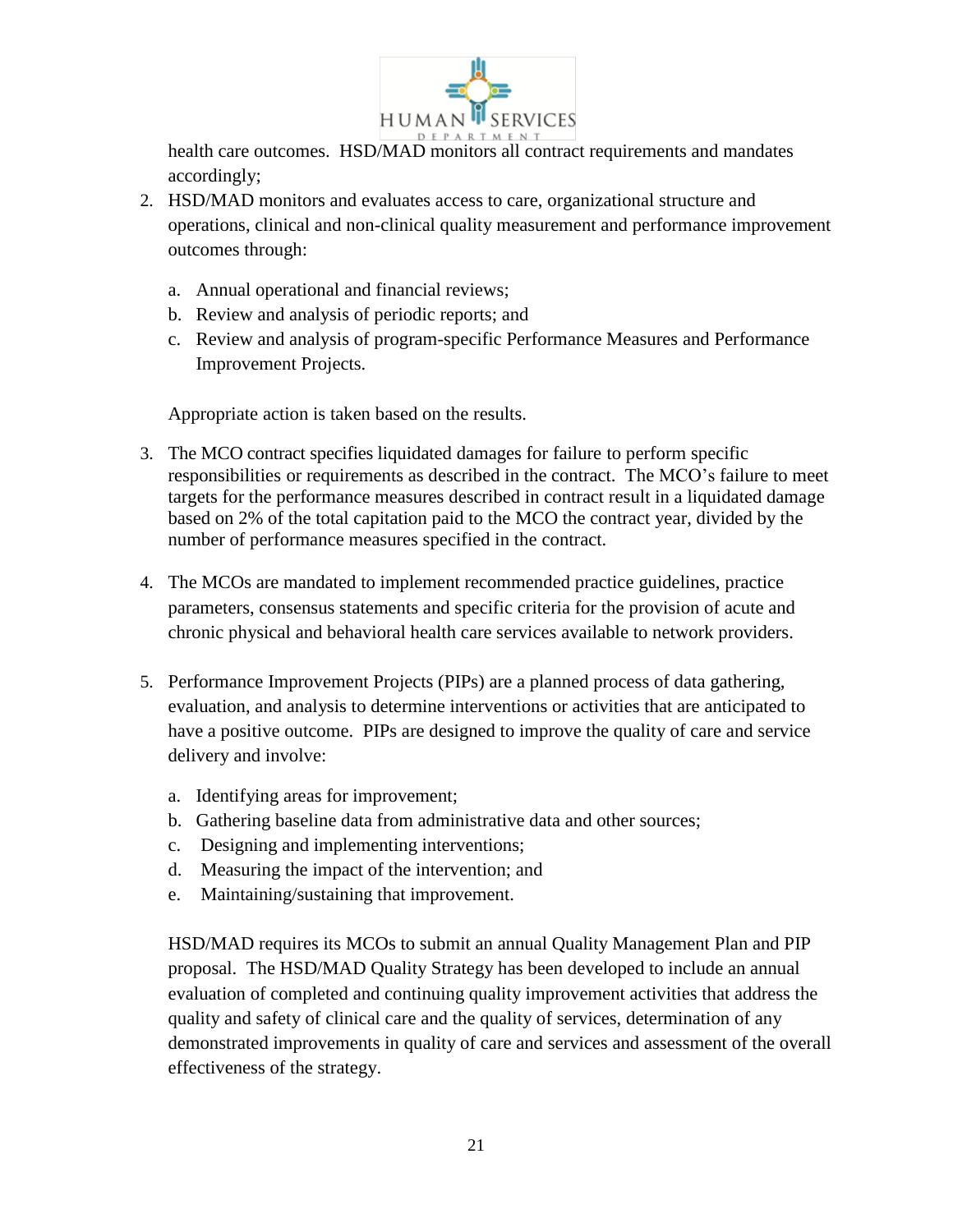health care outcomes. HSD/MAD monitors all contract requirements and mandates accordingly;

2. HSD/MAD monitors and evaluates access to care, organizational structure and operations, clinical and non-clinical quality measurement and performance improvement outcomes through:

   a. Annual operational and financial reviews;
   b. Review and analysis of periodic reports; and
   c. Review and analysis of program-specific Performance Measures and Performance Improvement Projects.

   Appropriate action is taken based on the results.

3. The MCO contract specifies liquidated damages for failure to perform specific responsibilities or requirements as described in the contract. The MCO's failure to meet targets for the performance measures described in contract result in a liquidated damage based on 2% of the total capitation paid to the MCO the contract year, divided by the number of performance measures specified in the contract.

4. The MCOs are mandated to implement recommended practice guidelines, practice parameters, consensus statements and specific criteria for the provision of acute and chronic physical and behavioral health care services available to network providers.

5. Performance Improvement Projects (PIPs) are a planned process of data gathering, evaluation, and analysis to determine interventions or activities that are anticipated to have a positive outcome. PIPs are designed to improve the quality of care and service delivery and involve:

   a. Identifying areas for improvement;
   b. Gathering baseline data from administrative data and other sources;
   c. Designing and implementing interventions;
   d. Measuring the impact of the intervention; and
   e. Maintaining/sustaining that improvement.

   HSD/MAD requires its MCOs to submit an annual Quality Management Plan and PIP proposal. The HSD/MAD Quality Strategy has been developed to include an annual evaluation of completed and continuing quality improvement activities that address the quality and safety of clinical care and the quality of services, determination of any demonstrated improvements in quality of care and services and assessment of the overall effectiveness of the strategy.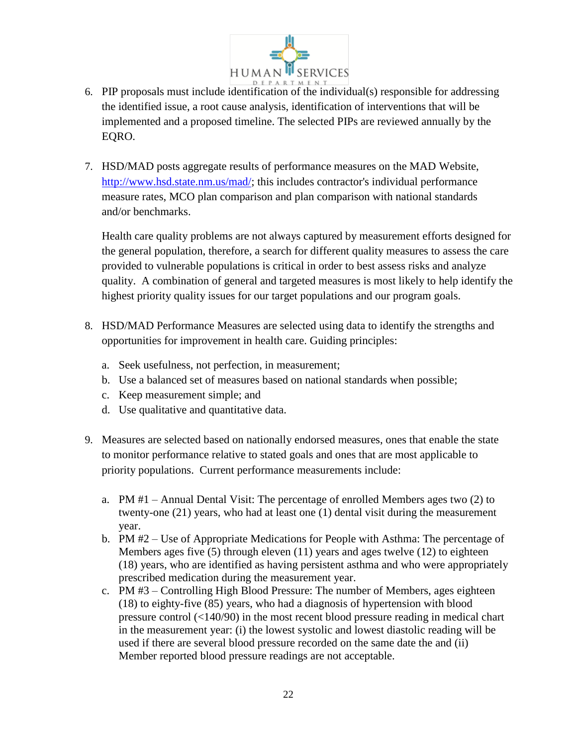6. PIP proposals must include identification of the individual(s) responsible for addressing the identified issue, a root cause analysis, identification of interventions that will be implemented and a proposed timeline. The selected PIPs are reviewed annually by the EQRO.

7. HSD/MAD posts aggregate results of performance measures on the MAD Website, http://www.hsd.state.nm.us/mad/; this includes contractor's individual performance measure rates, MCO plan comparison and plan comparison with national standards and/or benchmarks.

   Health care quality problems are not always captured by measurement efforts designed for the general population, therefore, a search for different quality measures to assess the care provided to vulnerable populations is critical in order to best assess risks and analyze quality. A combination of general and targeted measures is most likely to help identify the highest priority quality issues for our target populations and our program goals.

8. HSD/MAD Performance Measures are selected using data to identify the strengths and opportunities for improvement in health care. Guiding principles:

   a. Seek usefulness, not perfection, in measurement;
   b. Use a balanced set of measures based on national standards when possible;
   c. Keep measurement simple; and
   d. Use qualitative and quantitative data.

9. Measures are selected based on nationally endorsed measures, ones that enable the state to monitor performance relative to stated goals and ones that are most applicable to priority populations. Current performance measurements include:

   a. PM #1 – Annual Dental Visit: The percentage of enrolled Members ages two (2) to twenty-one (21) years, who had at least one (1) dental visit during the measurement year.
   b. PM #2 – Use of Appropriate Medications for People with Asthma: The percentage of Members ages five (5) through eleven (11) years and ages twelve (12) to eighteen (18) years, who are identified as having persistent asthma and who were appropriately prescribed medication during the measurement year.
   c. PM #3 – Controlling High Blood Pressure: The number of Members, ages eighteen (18) to eighty-five (85) years, who had a diagnosis of hypertension with blood pressure control (<140/90) in the most recent blood pressure reading in medical chart in the measurement year: (i) the lowest systolic and lowest diastolic reading will be used if there are several blood pressure recorded on the same date the and (ii) Member reported blood pressure readings are not acceptable.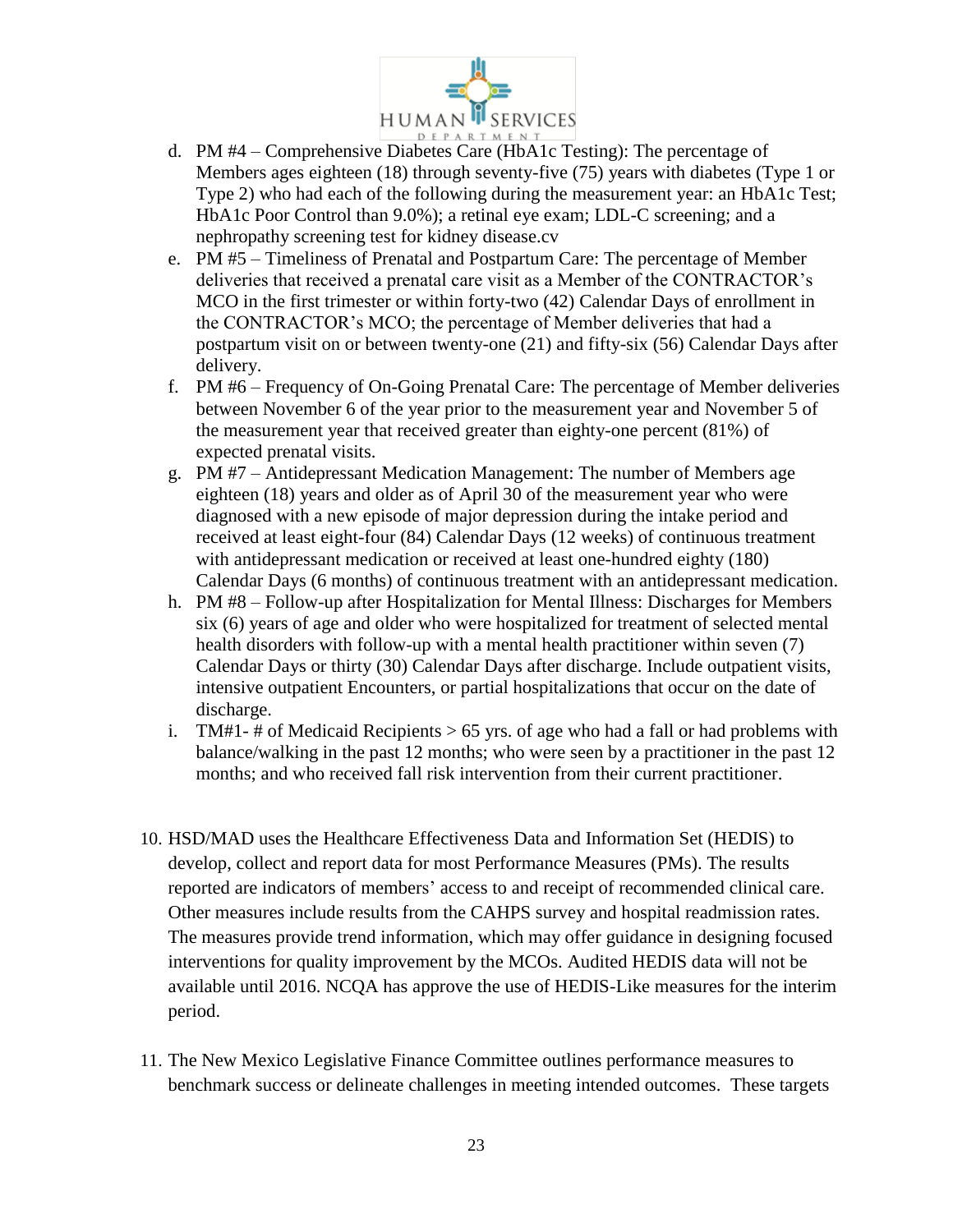d. PM #4 – Comprehensive Diabetes Care (HbA1c Testing): The percentage of Members ages eighteen (18) through seventy-five (75) years with diabetes (Type 1 or Type 2) who had each of the following during the measurement year: an HbA1c Test; HbA1c Poor Control than 9.0%); a retinal eye exam; LDL-C screening; and a nephropathy screening test for kidney disease.cv
e. PM #5 – Timeliness of Prenatal and Postpartum Care: The percentage of Member deliveries that received a prenatal care visit as a Member of the CONTRACTOR's MCO in the first trimester or within forty-two (42) Calendar Days of enrollment in the CONTRACTOR's MCO; the percentage of Member deliveries that had a postpartum visit on or between twenty-one (21) and fifty-six (56) Calendar Days after delivery.
f. PM #6 – Frequency of On-Going Prenatal Care: The percentage of Member deliveries between November 6 of the year prior to the measurement year and November 5 of the measurement year that received greater than eighty-one percent (81%) of expected prenatal visits.
g. PM #7 – Antidepressant Medication Management: The number of Members age eighteen (18) years and older as of April 30 of the measurement year who were diagnosed with a new episode of major depression during the intake period and received at least eight-four (84) Calendar Days (12 weeks) of continuous treatment with antidepressant medication or received at least one-hundred eighty (180) Calendar Days (6 months) of continuous treatment with an antidepressant medication.
h. PM #8 – Follow-up after Hospitalization for Mental Illness: Discharges for Members six (6) years of age and older who were hospitalized for treatment of selected mental health disorders with follow-up with a mental health practitioner within seven (7) Calendar Days or thirty (30) Calendar Days after discharge. Include outpatient visits, intensive outpatient Encounters, or partial hospitalizations that occur on the date of discharge.
i. TM#1- # of Medicaid Recipients > 65 yrs. of age who had a fall or had problems with balance/walking in the past 12 months; who were seen by a practitioner in the past 12 months; and who received fall risk intervention from their current practitioner.

10. HSD/MAD uses the Healthcare Effectiveness Data and Information Set (HEDIS) to develop, collect and report data for most Performance Measures (PMs). The results reported are indicators of members' access to and receipt of recommended clinical care. Other measures include results from the CAHPS survey and hospital readmission rates. The measures provide trend information, which may offer guidance in designing focused interventions for quality improvement by the MCOs. Audited HEDIS data will not be available until 2016. NCQA has approve the use of HEDIS-Like measures for the interim period.

11. The New Mexico Legislative Finance Committee outlines performance measures to benchmark success or delineate challenges in meeting intended outcomes. These targets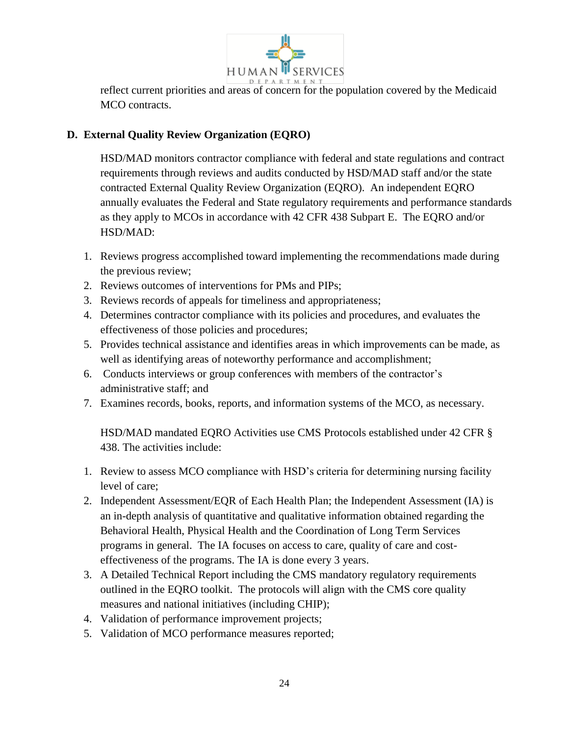reflect current priorities and areas of concern for the population covered by the Medicaid MCO contracts.

## D. External Quality Review Organization (EQRO)

HSD/MAD monitors contractor compliance with federal and state regulations and contract requirements through reviews and audits conducted by HSD/MAD staff and/or the state contracted External Quality Review Organization (EQRO). An independent EQRO annually evaluates the Federal and State regulatory requirements and performance standards as they apply to MCOs in accordance with 42 CFR 438 Subpart E. The EQRO and/or HSD/MAD:

1. Reviews progress accomplished toward implementing the recommendations made during the previous review;
2. Reviews outcomes of interventions for PMs and PIPs;
3. Reviews records of appeals for timeliness and appropriateness;
4. Determines contractor compliance with its policies and procedures, and evaluates the effectiveness of those policies and procedures;
5. Provides technical assistance and identifies areas in which improvements can be made, as well as identifying areas of noteworthy performance and accomplishment;
6. Conducts interviews or group conferences with members of the contractor's administrative staff; and
7. Examines records, books, reports, and information systems of the MCO, as necessary.

HSD/MAD mandated EQRO Activities use CMS Protocols established under 42 CFR § 438. The activities include:

1. Review to assess MCO compliance with HSD's criteria for determining nursing facility level of care;
2. Independent Assessment/EQR of Each Health Plan; the Independent Assessment (IA) is an in-depth analysis of quantitative and qualitative information obtained regarding the Behavioral Health, Physical Health and the Coordination of Long Term Services programs in general. The IA focuses on access to care, quality of care and cost-effectiveness of the programs. The IA is done every 3 years.
3. A Detailed Technical Report including the CMS mandatory regulatory requirements outlined in the EQRO toolkit. The protocols will align with the CMS core quality measures and national initiatives (including CHIP);
4. Validation of performance improvement projects;
5. Validation of MCO performance measures reported;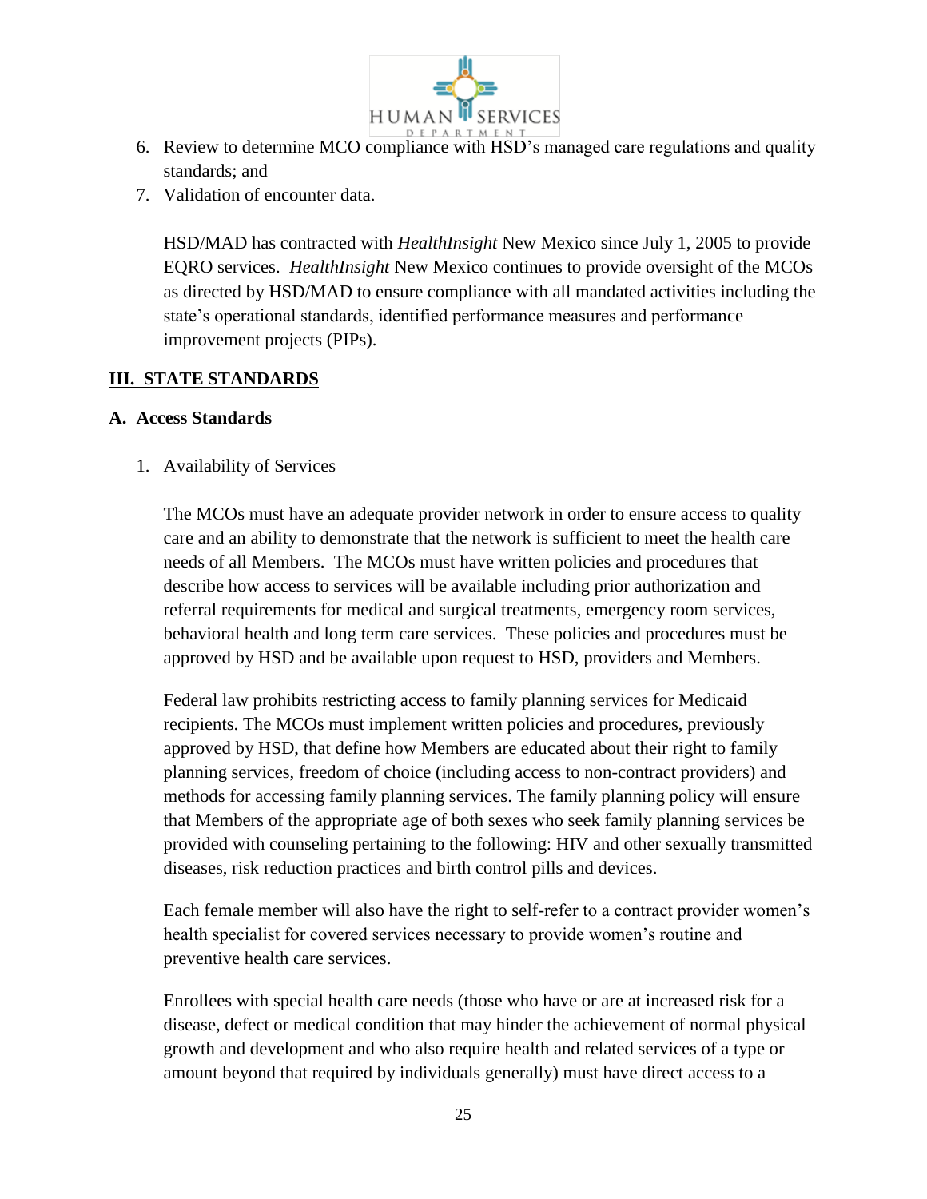6. Review to determine MCO compliance with HSD's managed care regulations and quality standards; and
7. Validation of encounter data.

   HSD/MAD has contracted with *HealthInsight* New Mexico since July 1, 2005 to provide EQRO services. *HealthInsight* New Mexico continues to provide oversight of the MCOs as directed by HSD/MAD to ensure compliance with all mandated activities including the state's operational standards, identified performance measures and performance improvement projects (PIPs).

## III. STATE STANDARDS

### A. Access Standards

1. Availability of Services

   The MCOs must have an adequate provider network in order to ensure access to quality care and an ability to demonstrate that the network is sufficient to meet the health care needs of all Members. The MCOs must have written policies and procedures that describe how access to services will be available including prior authorization and referral requirements for medical and surgical treatments, emergency room services, behavioral health and long term care services. These policies and procedures must be approved by HSD and be available upon request to HSD, providers and Members.

   Federal law prohibits restricting access to family planning services for Medicaid recipients. The MCOs must implement written policies and procedures, previously approved by HSD, that define how Members are educated about their right to family planning services, freedom of choice (including access to non-contract providers) and methods for accessing family planning services. The family planning policy will ensure that Members of the appropriate age of both sexes who seek family planning services be provided with counseling pertaining to the following: HIV and other sexually transmitted diseases, risk reduction practices and birth control pills and devices.

   Each female member will also have the right to self-refer to a contract provider women's health specialist for covered services necessary to provide women's routine and preventive health care services.

   Enrollees with special health care needs (those who have or are at increased risk for a disease, defect or medical condition that may hinder the achievement of normal physical growth and development and who also require health and related services of a type or amount beyond that required by individuals generally) must have direct access to a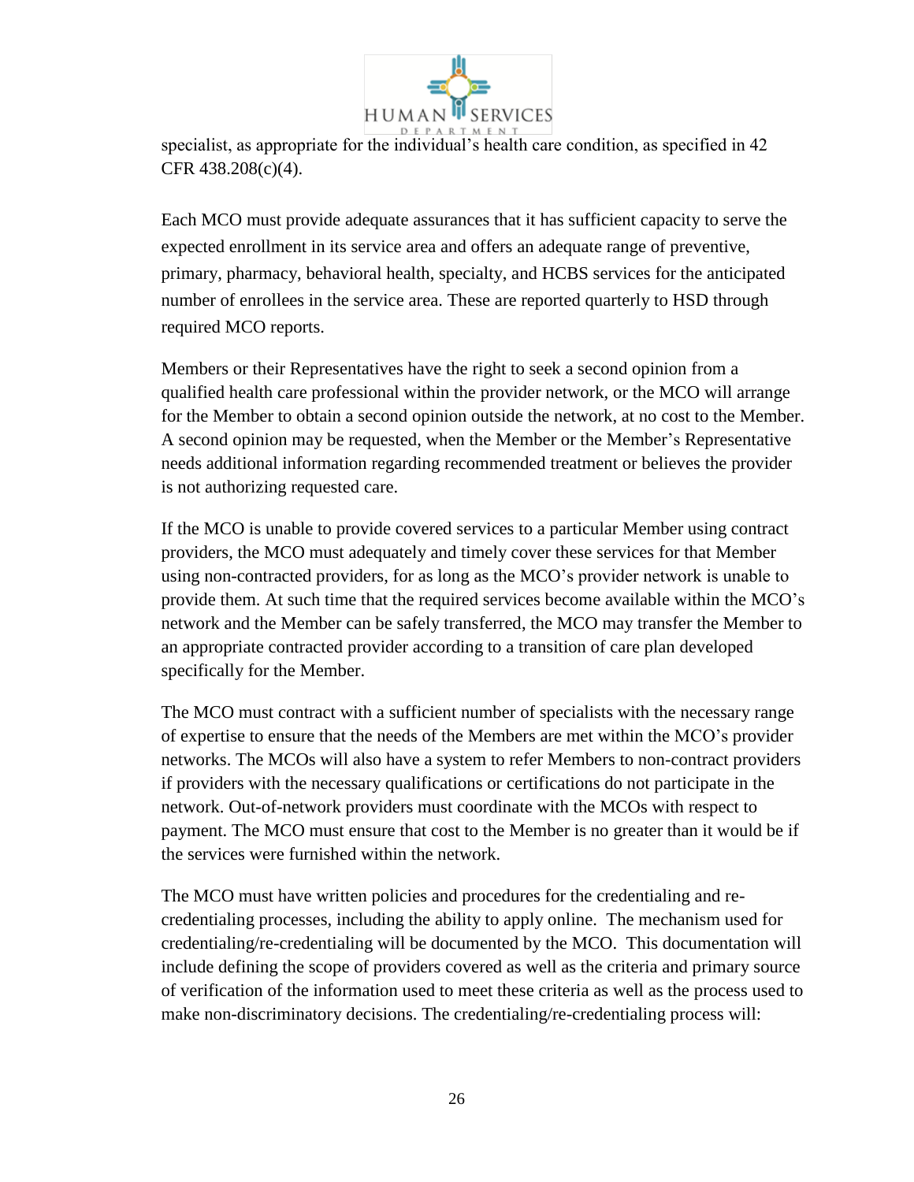specialist, as appropriate for the individual's health care condition, as specified in 42 CFR 438.208(c)(4).

Each MCO must provide adequate assurances that it has sufficient capacity to serve the expected enrollment in its service area and offers an adequate range of preventive, primary, pharmacy, behavioral health, specialty, and HCBS services for the anticipated number of enrollees in the service area. These are reported quarterly to HSD through required MCO reports.

Members or their Representatives have the right to seek a second opinion from a qualified health care professional within the provider network, or the MCO will arrange for the Member to obtain a second opinion outside the network, at no cost to the Member. A second opinion may be requested, when the Member or the Member's Representative needs additional information regarding recommended treatment or believes the provider is not authorizing requested care.

If the MCO is unable to provide covered services to a particular Member using contract providers, the MCO must adequately and timely cover these services for that Member using non-contracted providers, for as long as the MCO's provider network is unable to provide them. At such time that the required services become available within the MCO's network and the Member can be safely transferred, the MCO may transfer the Member to an appropriate contracted provider according to a transition of care plan developed specifically for the Member.

The MCO must contract with a sufficient number of specialists with the necessary range of expertise to ensure that the needs of the Members are met within the MCO's provider networks. The MCOs will also have a system to refer Members to non-contract providers if providers with the necessary qualifications or certifications do not participate in the network. Out-of-network providers must coordinate with the MCOs with respect to payment. The MCO must ensure that cost to the Member is no greater than it would be if the services were furnished within the network.

The MCO must have written policies and procedures for the credentialing and re-credentialing processes, including the ability to apply online. The mechanism used for credentialing/re-credentialing will be documented by the MCO. This documentation will include defining the scope of providers covered as well as the criteria and primary source of verification of the information used to meet these criteria as well as the process used to make non-discriminatory decisions. The credentialing/re-credentialing process will: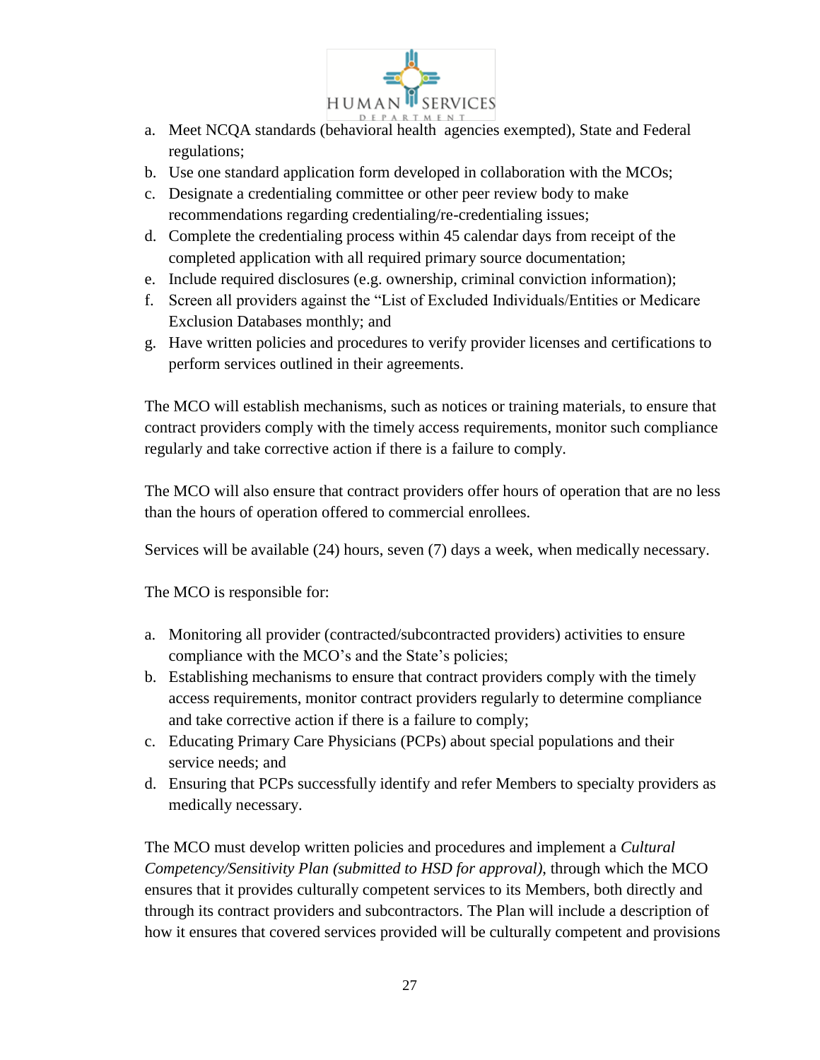a. Meet NCQA standards (behavioral health agencies exempted), State and Federal regulations;
b. Use one standard application form developed in collaboration with the MCOs;
c. Designate a credentialing committee or other peer review body to make recommendations regarding credentialing/re-credentialing issues;
d. Complete the credentialing process within 45 calendar days from receipt of the completed application with all required primary source documentation;
e. Include required disclosures (e.g. ownership, criminal conviction information);
f. Screen all providers against the "List of Excluded Individuals/Entities or Medicare Exclusion Databases monthly; and
g. Have written policies and procedures to verify provider licenses and certifications to perform services outlined in their agreements.

The MCO will establish mechanisms, such as notices or training materials, to ensure that contract providers comply with the timely access requirements, monitor such compliance regularly and take corrective action if there is a failure to comply.

The MCO will also ensure that contract providers offer hours of operation that are no less than the hours of operation offered to commercial enrollees.

Services will be available (24) hours, seven (7) days a week, when medically necessary.

The MCO is responsible for:

a. Monitoring all provider (contracted/subcontracted providers) activities to ensure compliance with the MCO's and the State's policies;
b. Establishing mechanisms to ensure that contract providers comply with the timely access requirements, monitor contract providers regularly to determine compliance and take corrective action if there is a failure to comply;
c. Educating Primary Care Physicians (PCPs) about special populations and their service needs; and
d. Ensuring that PCPs successfully identify and refer Members to specialty providers as medically necessary.

The MCO must develop written policies and procedures and implement a *Cultural Competency/Sensitivity Plan (submitted to HSD for approval)*, through which the MCO ensures that it provides culturally competent services to its Members, both directly and through its contract providers and subcontractors. The Plan will include a description of how it ensures that covered services provided will be culturally competent and provisions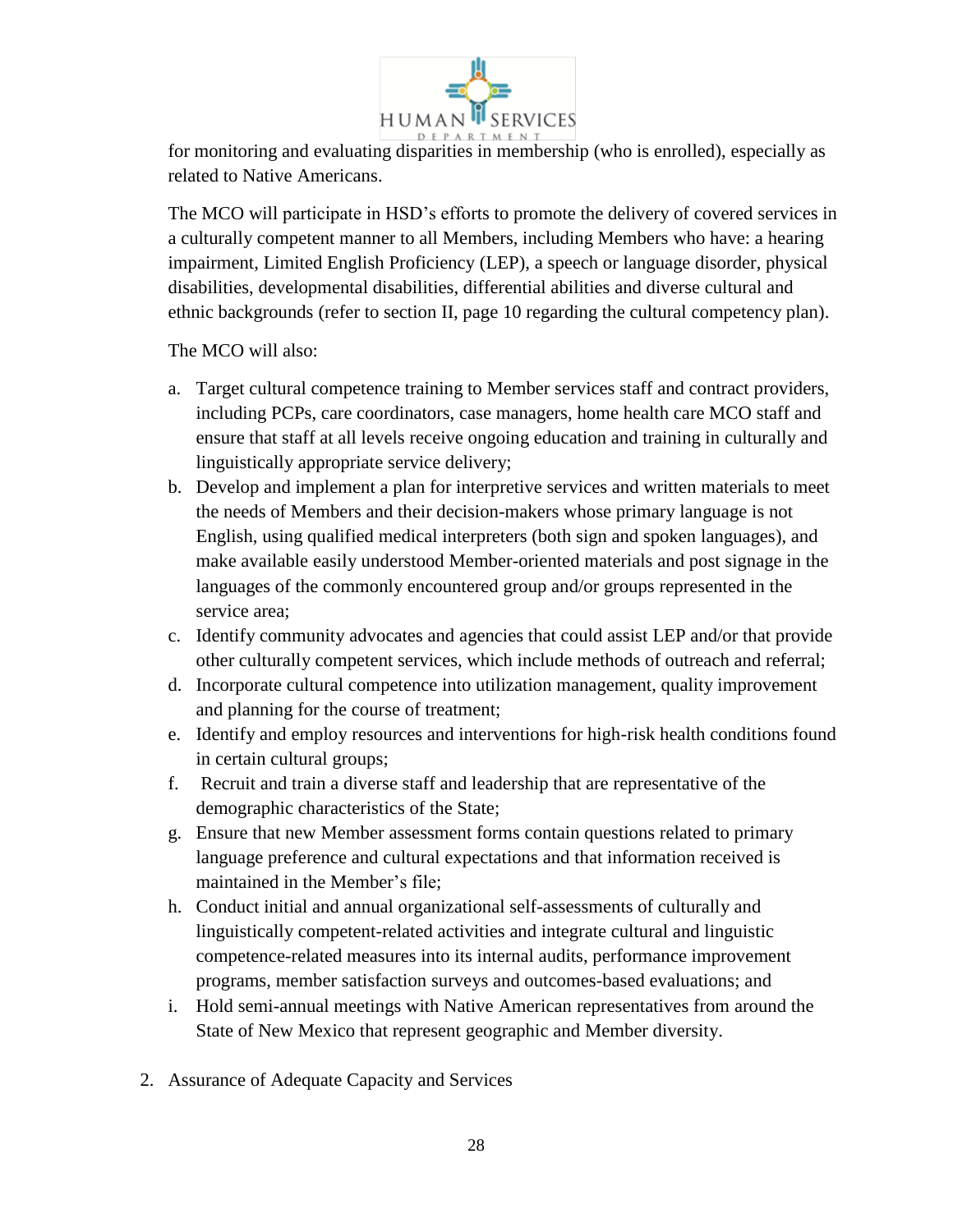for monitoring and evaluating disparities in membership (who is enrolled), especially as related to Native Americans.

The MCO will participate in HSD's efforts to promote the delivery of covered services in a culturally competent manner to all Members, including Members who have: a hearing impairment, Limited English Proficiency (LEP), a speech or language disorder, physical disabilities, developmental disabilities, differential abilities and diverse cultural and ethnic backgrounds (refer to section II, page 10 regarding the cultural competency plan).

The MCO will also:

a. Target cultural competence training to Member services staff and contract providers, including PCPs, care coordinators, case managers, home health care MCO staff and ensure that staff at all levels receive ongoing education and training in culturally and linguistically appropriate service delivery;
b. Develop and implement a plan for interpretive services and written materials to meet the needs of Members and their decision-makers whose primary language is not English, using qualified medical interpreters (both sign and spoken languages), and make available easily understood Member-oriented materials and post signage in the languages of the commonly encountered group and/or groups represented in the service area;
c. Identify community advocates and agencies that could assist LEP and/or that provide other culturally competent services, which include methods of outreach and referral;
d. Incorporate cultural competence into utilization management, quality improvement and planning for the course of treatment;
e. Identify and employ resources and interventions for high-risk health conditions found in certain cultural groups;
f. Recruit and train a diverse staff and leadership that are representative of the demographic characteristics of the State;
g. Ensure that new Member assessment forms contain questions related to primary language preference and cultural expectations and that information received is maintained in the Member's file;
h. Conduct initial and annual organizational self-assessments of culturally and linguistically competent-related activities and integrate cultural and linguistic competence-related measures into its internal audits, performance improvement programs, member satisfaction surveys and outcomes-based evaluations; and
i. Hold semi-annual meetings with Native American representatives from around the State of New Mexico that represent geographic and Member diversity.

2. Assurance of Adequate Capacity and Services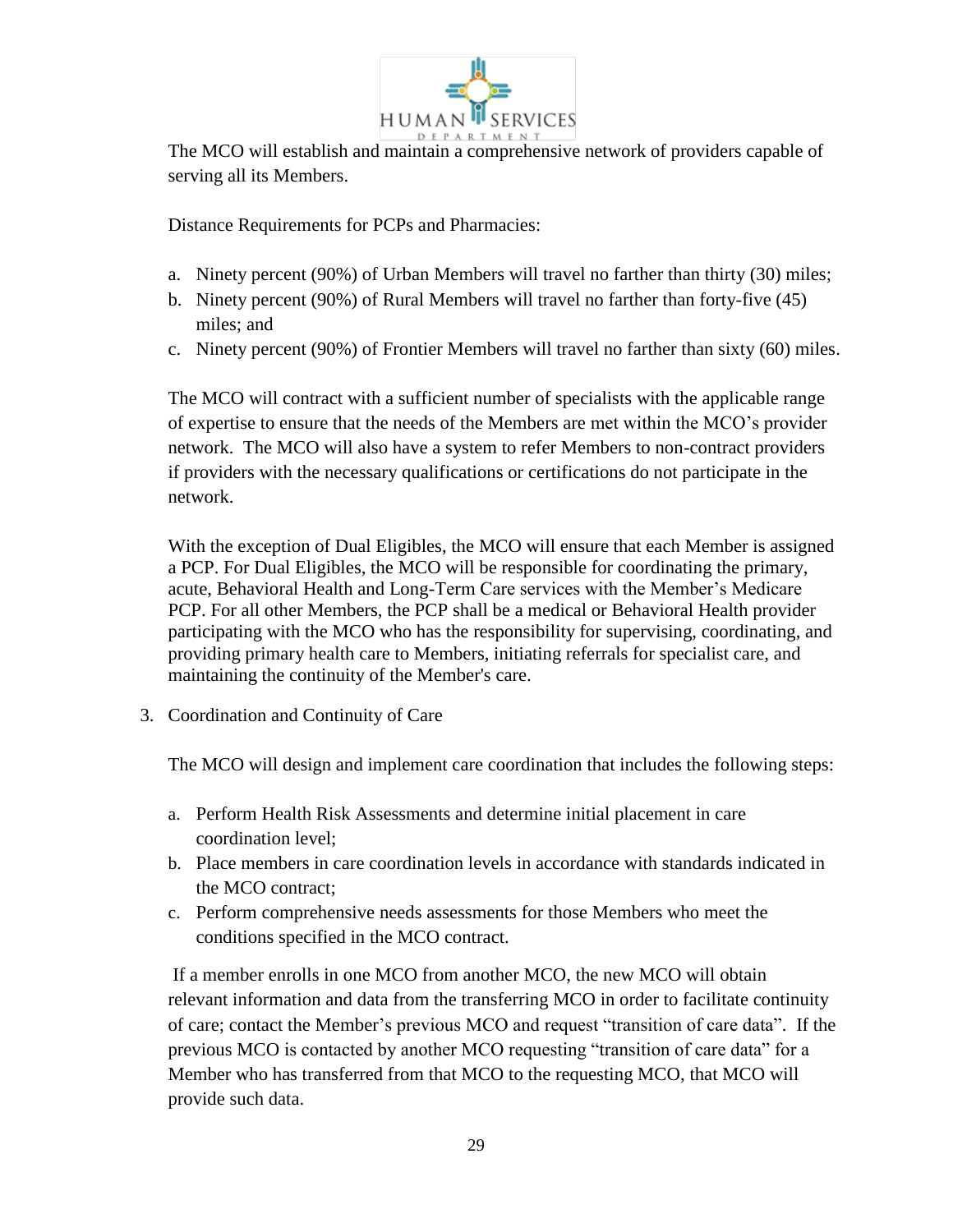The MCO will establish and maintain a comprehensive network of providers capable of serving all its Members.

Distance Requirements for PCPs and Pharmacies:

a. Ninety percent (90%) of Urban Members will travel no farther than thirty (30) miles;
b. Ninety percent (90%) of Rural Members will travel no farther than forty-five (45) miles; and
c. Ninety percent (90%) of Frontier Members will travel no farther than sixty (60) miles.

The MCO will contract with a sufficient number of specialists with the applicable range of expertise to ensure that the needs of the Members are met within the MCO's provider network. The MCO will also have a system to refer Members to non-contract providers if providers with the necessary qualifications or certifications do not participate in the network.

With the exception of Dual Eligibles, the MCO will ensure that each Member is assigned a PCP. For Dual Eligibles, the MCO will be responsible for coordinating the primary, acute, Behavioral Health and Long-Term Care services with the Member's Medicare PCP. For all other Members, the PCP shall be a medical or Behavioral Health provider participating with the MCO who has the responsibility for supervising, coordinating, and providing primary health care to Members, initiating referrals for specialist care, and maintaining the continuity of the Member's care.

3. Coordination and Continuity of Care

The MCO will design and implement care coordination that includes the following steps:

a. Perform Health Risk Assessments and determine initial placement in care coordination level;
b. Place members in care coordination levels in accordance with standards indicated in the MCO contract;
c. Perform comprehensive needs assessments for those Members who meet the conditions specified in the MCO contract.

If a member enrolls in one MCO from another MCO, the new MCO will obtain relevant information and data from the transferring MCO in order to facilitate continuity of care; contact the Member's previous MCO and request "transition of care data". If the previous MCO is contacted by another MCO requesting "transition of care data" for a Member who has transferred from that MCO to the requesting MCO, that MCO will provide such data.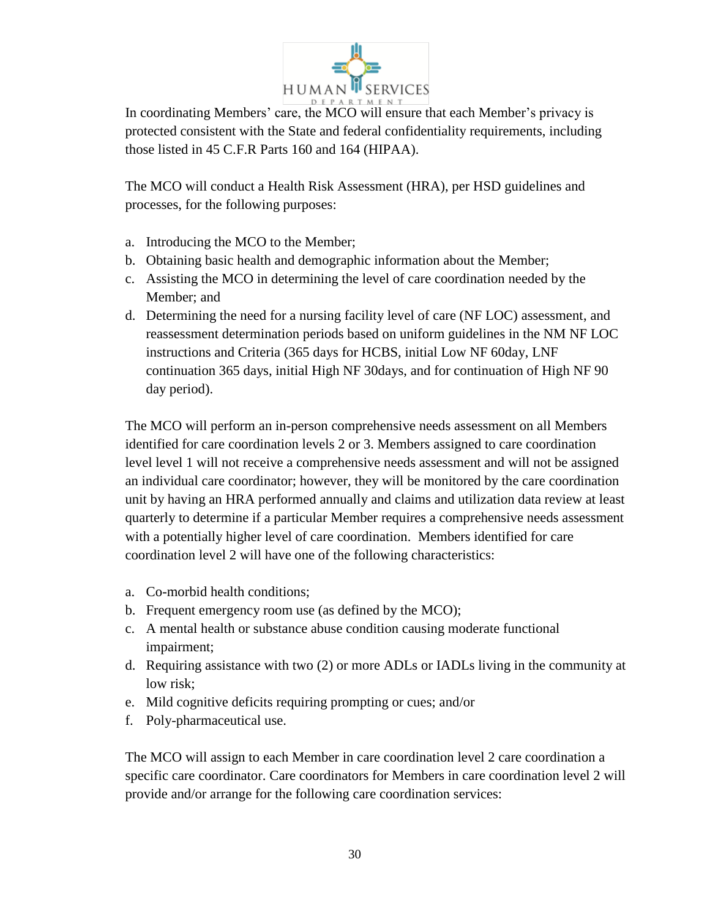In coordinating Members' care, the MCO will ensure that each Member's privacy is protected consistent with the State and federal confidentiality requirements, including those listed in 45 C.F.R Parts 160 and 164 (HIPAA).

The MCO will conduct a Health Risk Assessment (HRA), per HSD guidelines and processes, for the following purposes:

a. Introducing the MCO to the Member;
b. Obtaining basic health and demographic information about the Member;
c. Assisting the MCO in determining the level of care coordination needed by the Member; and
d. Determining the need for a nursing facility level of care (NF LOC) assessment, and reassessment determination periods based on uniform guidelines in the NM NF LOC instructions and Criteria (365 days for HCBS, initial Low NF 60day, LNF continuation 365 days, initial High NF 30days, and for continuation of High NF 90 day period).

The MCO will perform an in-person comprehensive needs assessment on all Members identified for care coordination levels 2 or 3. Members assigned to care coordination level level 1 will not receive a comprehensive needs assessment and will not be assigned an individual care coordinator; however, they will be monitored by the care coordination unit by having an HRA performed annually and claims and utilization data review at least quarterly to determine if a particular Member requires a comprehensive needs assessment with a potentially higher level of care coordination. Members identified for care coordination level 2 will have one of the following characteristics:

a. Co-morbid health conditions;
b. Frequent emergency room use (as defined by the MCO);
c. A mental health or substance abuse condition causing moderate functional impairment;
d. Requiring assistance with two (2) or more ADLs or IADLs living in the community at low risk;
e. Mild cognitive deficits requiring prompting or cues; and/or
f. Poly-pharmaceutical use.

The MCO will assign to each Member in care coordination level 2 care coordination a specific care coordinator. Care coordinators for Members in care coordination level 2 will provide and/or arrange for the following care coordination services: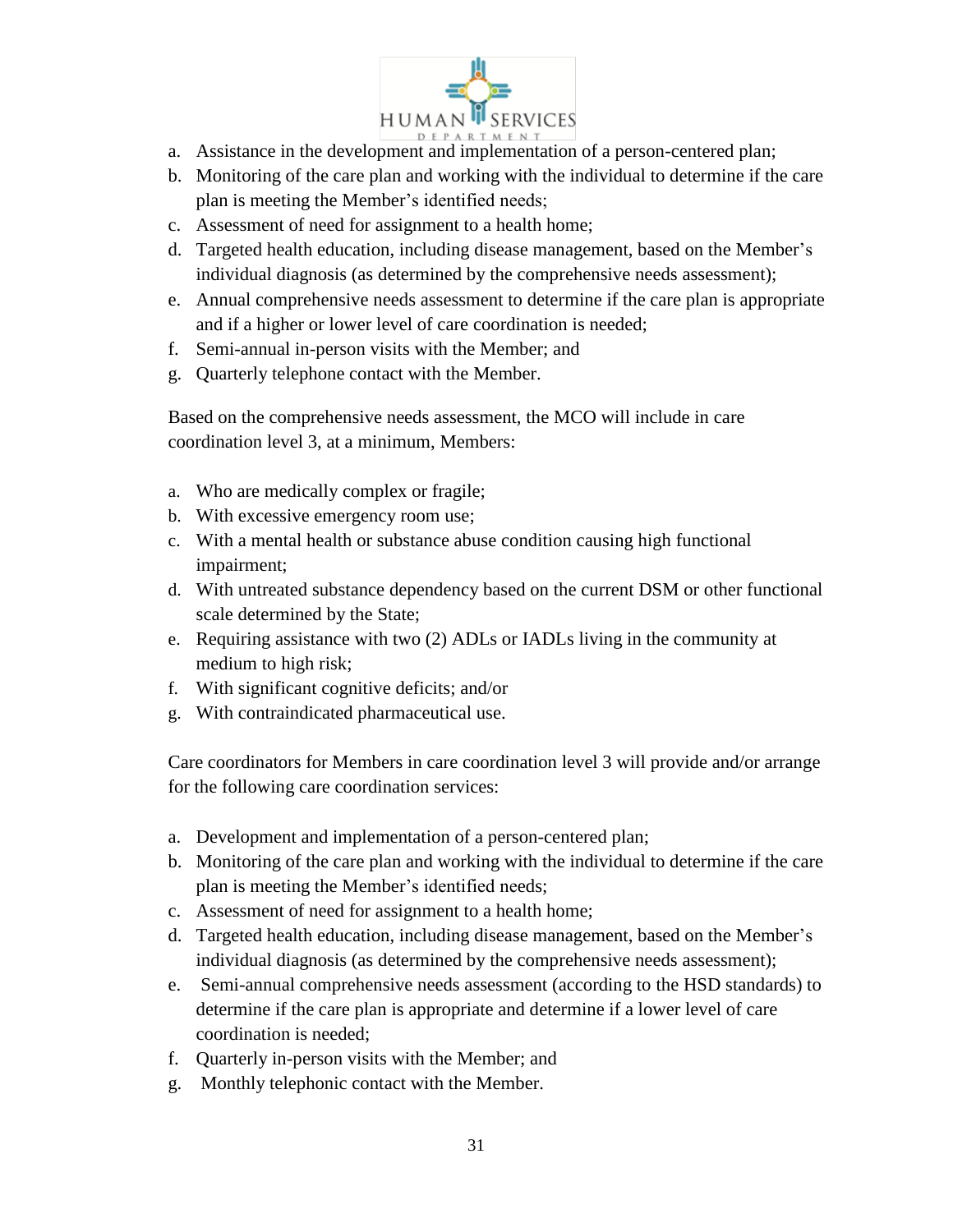a. Assistance in the development and implementation of a person-centered plan;
b. Monitoring of the care plan and working with the individual to determine if the care plan is meeting the Member's identified needs;
c. Assessment of need for assignment to a health home;
d. Targeted health education, including disease management, based on the Member's individual diagnosis (as determined by the comprehensive needs assessment);
e. Annual comprehensive needs assessment to determine if the care plan is appropriate and if a higher or lower level of care coordination is needed;
f. Semi-annual in-person visits with the Member; and
g. Quarterly telephone contact with the Member.

Based on the comprehensive needs assessment, the MCO will include in care coordination level 3, at a minimum, Members:

a. Who are medically complex or fragile;
b. With excessive emergency room use;
c. With a mental health or substance abuse condition causing high functional impairment;
d. With untreated substance dependency based on the current DSM or other functional scale determined by the State;
e. Requiring assistance with two (2) ADLs or IADLs living in the community at medium to high risk;
f. With significant cognitive deficits; and/or
g. With contraindicated pharmaceutical use.

Care coordinators for Members in care coordination level 3 will provide and/or arrange for the following care coordination services:

a. Development and implementation of a person-centered plan;
b. Monitoring of the care plan and working with the individual to determine if the care plan is meeting the Member's identified needs;
c. Assessment of need for assignment to a health home;
d. Targeted health education, including disease management, based on the Member's individual diagnosis (as determined by the comprehensive needs assessment);
e. Semi-annual comprehensive needs assessment (according to the HSD standards) to determine if the care plan is appropriate and determine if a lower level of care coordination is needed;
f. Quarterly in-person visits with the Member; and
g. Monthly telephonic contact with the Member.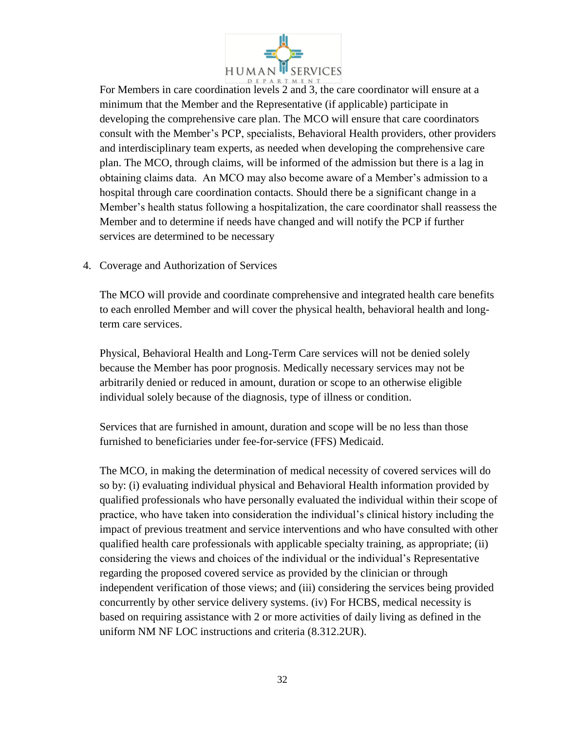For Members in care coordination levels 2 and 3, the care coordinator will ensure at a minimum that the Member and the Representative (if applicable) participate in developing the comprehensive care plan. The MCO will ensure that care coordinators consult with the Member's PCP, specialists, Behavioral Health providers, other providers and interdisciplinary team experts, as needed when developing the comprehensive care plan. The MCO, through claims, will be informed of the admission but there is a lag in obtaining claims data. An MCO may also become aware of a Member's admission to a hospital through care coordination contacts. Should there be a significant change in a Member's health status following a hospitalization, the care coordinator shall reassess the Member and to determine if needs have changed and will notify the PCP if further services are determined to be necessary

4. Coverage and Authorization of Services

The MCO will provide and coordinate comprehensive and integrated health care benefits to each enrolled Member and will cover the physical health, behavioral health and long-term care services.

Physical, Behavioral Health and Long-Term Care services will not be denied solely because the Member has poor prognosis. Medically necessary services may not be arbitrarily denied or reduced in amount, duration or scope to an otherwise eligible individual solely because of the diagnosis, type of illness or condition.

Services that are furnished in amount, duration and scope will be no less than those furnished to beneficiaries under fee-for-service (FFS) Medicaid.

The MCO, in making the determination of medical necessity of covered services will do so by: (i) evaluating individual physical and Behavioral Health information provided by qualified professionals who have personally evaluated the individual within their scope of practice, who have taken into consideration the individual's clinical history including the impact of previous treatment and service interventions and who have consulted with other qualified health care professionals with applicable specialty training, as appropriate; (ii) considering the views and choices of the individual or the individual's Representative regarding the proposed covered service as provided by the clinician or through independent verification of those views; and (iii) considering the services being provided concurrently by other service delivery systems. (iv) For HCBS, medical necessity is based on requiring assistance with 2 or more activities of daily living as defined in the uniform NM NF LOC instructions and criteria (8.312.2UR).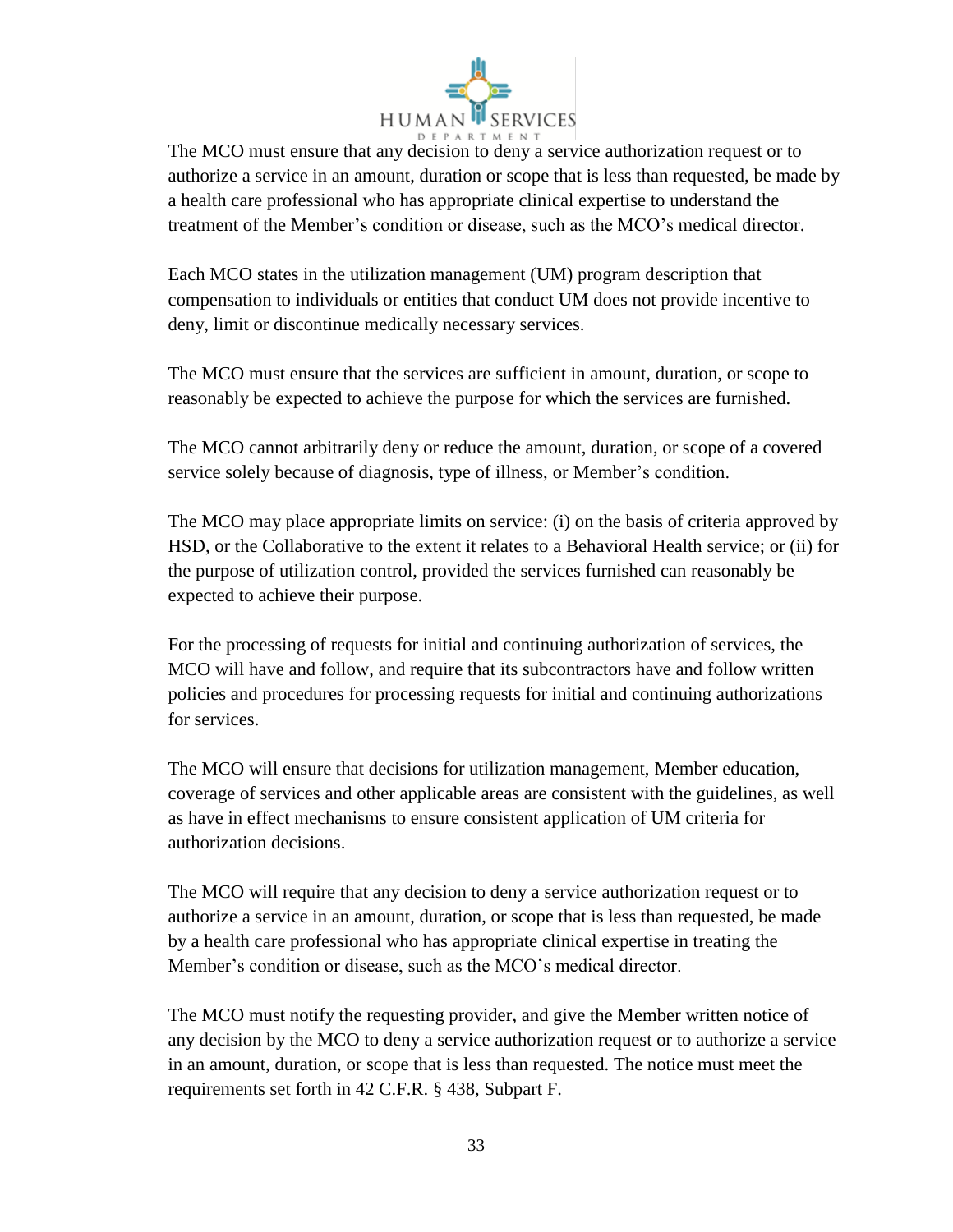The MCO must ensure that any decision to deny a service authorization request or to authorize a service in an amount, duration or scope that is less than requested, be made by a health care professional who has appropriate clinical expertise to understand the treatment of the Member's condition or disease, such as the MCO's medical director.

Each MCO states in the utilization management (UM) program description that compensation to individuals or entities that conduct UM does not provide incentive to deny, limit or discontinue medically necessary services.

The MCO must ensure that the services are sufficient in amount, duration, or scope to reasonably be expected to achieve the purpose for which the services are furnished.

The MCO cannot arbitrarily deny or reduce the amount, duration, or scope of a covered service solely because of diagnosis, type of illness, or Member's condition.

The MCO may place appropriate limits on service: (i) on the basis of criteria approved by HSD, or the Collaborative to the extent it relates to a Behavioral Health service; or (ii) for the purpose of utilization control, provided the services furnished can reasonably be expected to achieve their purpose.

For the processing of requests for initial and continuing authorization of services, the MCO will have and follow, and require that its subcontractors have and follow written policies and procedures for processing requests for initial and continuing authorizations for services.

The MCO will ensure that decisions for utilization management, Member education, coverage of services and other applicable areas are consistent with the guidelines, as well as have in effect mechanisms to ensure consistent application of UM criteria for authorization decisions.

The MCO will require that any decision to deny a service authorization request or to authorize a service in an amount, duration, or scope that is less than requested, be made by a health care professional who has appropriate clinical expertise in treating the Member's condition or disease, such as the MCO's medical director.

The MCO must notify the requesting provider, and give the Member written notice of any decision by the MCO to deny a service authorization request or to authorize a service in an amount, duration, or scope that is less than requested. The notice must meet the requirements set forth in 42 C.F.R. § 438, Subpart F.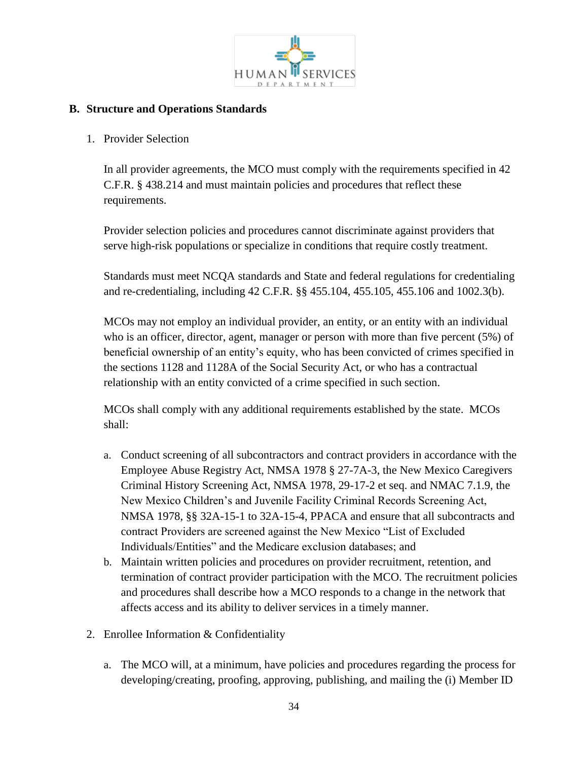## B. Structure and Operations Standards

1. Provider Selection

   In all provider agreements, the MCO must comply with the requirements specified in 42 C.F.R. § 438.214 and must maintain policies and procedures that reflect these requirements.

   Provider selection policies and procedures cannot discriminate against providers that serve high-risk populations or specialize in conditions that require costly treatment.

   Standards must meet NCQA standards and State and federal regulations for credentialing and re-credentialing, including 42 C.F.R. §§ 455.104, 455.105, 455.106 and 1002.3(b).

   MCOs may not employ an individual provider, an entity, or an entity with an individual who is an officer, director, agent, manager or person with more than five percent (5%) of beneficial ownership of an entity's equity, who has been convicted of crimes specified in the sections 1128 and 1128A of the Social Security Act, or who has a contractual relationship with an entity convicted of a crime specified in such section.

   MCOs shall comply with any additional requirements established by the state. MCOs shall:

   a. Conduct screening of all subcontractors and contract providers in accordance with the Employee Abuse Registry Act, NMSA 1978 § 27-7A-3, the New Mexico Caregivers Criminal History Screening Act, NMSA 1978, 29-17-2 et seq. and NMAC 7.1.9, the New Mexico Children's and Juvenile Facility Criminal Records Screening Act, NMSA 1978, §§ 32A-15-1 to 32A-15-4, PPACA and ensure that all subcontracts and contract Providers are screened against the New Mexico "List of Excluded Individuals/Entities" and the Medicare exclusion databases; and
   b. Maintain written policies and procedures on provider recruitment, retention, and termination of contract provider participation with the MCO. The recruitment policies and procedures shall describe how a MCO responds to a change in the network that affects access and its ability to deliver services in a timely manner.

2. Enrollee Information & Confidentiality

   a. The MCO will, at a minimum, have policies and procedures regarding the process for developing/creating, proofing, approving, publishing, and mailing the (i) Member ID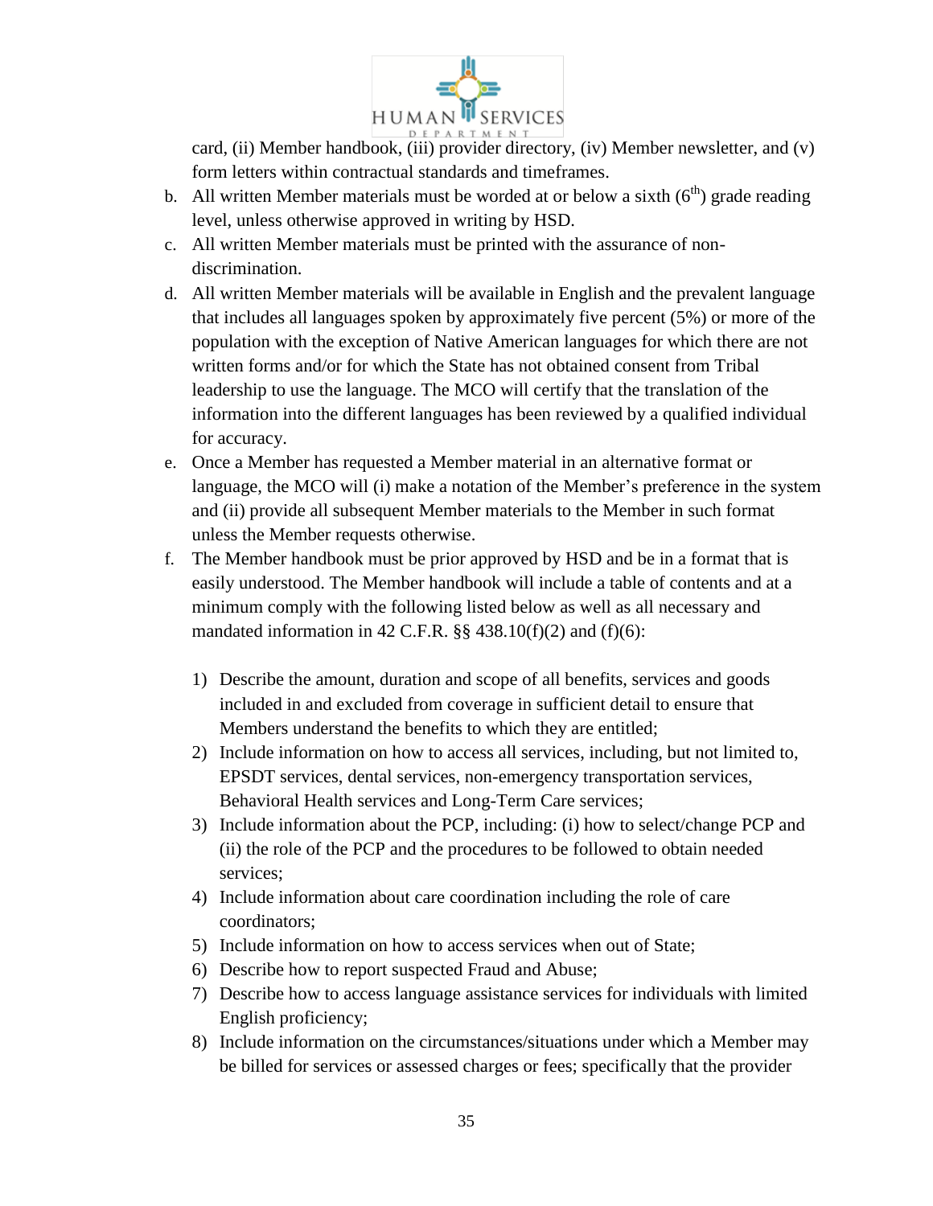card, (ii) Member handbook, (iii) provider directory, (iv) Member newsletter, and (v) form letters within contractual standards and timeframes.

b. All written Member materials must be worded at or below a sixth ($6^{th}$) grade reading level, unless otherwise approved in writing by HSD.

c. All written Member materials must be printed with the assurance of non-discrimination.

d. All written Member materials will be available in English and the prevalent language that includes all languages spoken by approximately five percent (5%) or more of the population with the exception of Native American languages for which there are not written forms and/or for which the State has not obtained consent from Tribal leadership to use the language. The MCO will certify that the translation of the information into the different languages has been reviewed by a qualified individual for accuracy.

e. Once a Member has requested a Member material in an alternative format or language, the MCO will (i) make a notation of the Member's preference in the system and (ii) provide all subsequent Member materials to the Member in such format unless the Member requests otherwise.

f. The Member handbook must be prior approved by HSD and be in a format that is easily understood. The Member handbook will include a table of contents and at a minimum comply with the following listed below as well as all necessary and mandated information in 42 C.F.R. §§ 438.10(f)(2) and (f)(6):

   1) Describe the amount, duration and scope of all benefits, services and goods included in and excluded from coverage in sufficient detail to ensure that Members understand the benefits to which they are entitled;
   2) Include information on how to access all services, including, but not limited to, EPSDT services, dental services, non-emergency transportation services, Behavioral Health services and Long-Term Care services;
   3) Include information about the PCP, including: (i) how to select/change PCP and (ii) the role of the PCP and the procedures to be followed to obtain needed services;
   4) Include information about care coordination including the role of care coordinators;
   5) Include information on how to access services when out of State;
   6) Describe how to report suspected Fraud and Abuse;
   7) Describe how to access language assistance services for individuals with limited English proficiency;
   8) Include information on the circumstances/situations under which a Member may be billed for services or assessed charges or fees; specifically that the provider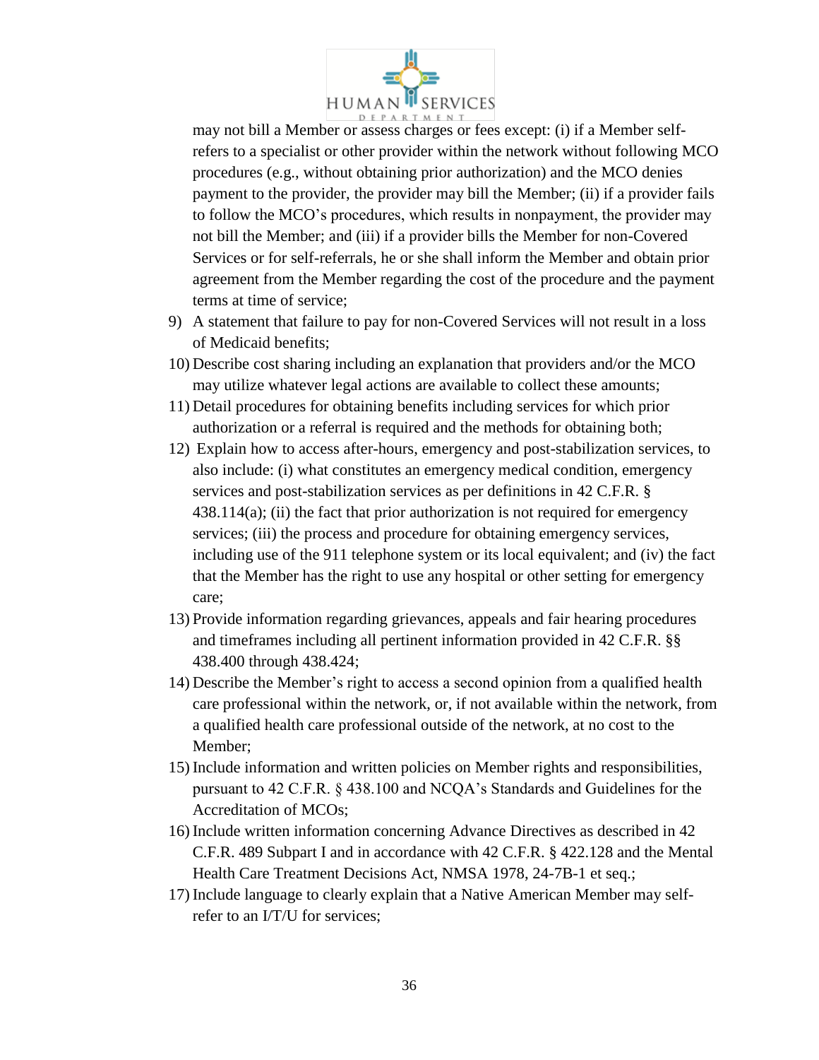may not bill a Member or assess charges or fees except: (i) if a Member self-refers to a specialist or other provider within the network without following MCO procedures (e.g., without obtaining prior authorization) and the MCO denies payment to the provider, the provider may bill the Member; (ii) if a provider fails to follow the MCO's procedures, which results in nonpayment, the provider may not bill the Member; and (iii) if a provider bills the Member for non-Covered Services or for self-referrals, he or she shall inform the Member and obtain prior agreement from the Member regarding the cost of the procedure and the payment terms at time of service;

9) A statement that failure to pay for non-Covered Services will not result in a loss of Medicaid benefits;
10) Describe cost sharing including an explanation that providers and/or the MCO may utilize whatever legal actions are available to collect these amounts;
11) Detail procedures for obtaining benefits including services for which prior authorization or a referral is required and the methods for obtaining both;
12) Explain how to access after-hours, emergency and post-stabilization services, to also include: (i) what constitutes an emergency medical condition, emergency services and post-stabilization services as per definitions in 42 C.F.R. § 438.114(a); (ii) the fact that prior authorization is not required for emergency services; (iii) the process and procedure for obtaining emergency services, including use of the 911 telephone system or its local equivalent; and (iv) the fact that the Member has the right to use any hospital or other setting for emergency care;
13) Provide information regarding grievances, appeals and fair hearing procedures and timeframes including all pertinent information provided in 42 C.F.R. §§ 438.400 through 438.424;
14) Describe the Member's right to access a second opinion from a qualified health care professional within the network, or, if not available within the network, from a qualified health care professional outside of the network, at no cost to the Member;
15) Include information and written policies on Member rights and responsibilities, pursuant to 42 C.F.R. § 438.100 and NCQA's Standards and Guidelines for the Accreditation of MCOs;
16) Include written information concerning Advance Directives as described in 42 C.F.R. 489 Subpart I and in accordance with 42 C.F.R. § 422.128 and the Mental Health Care Treatment Decisions Act, NMSA 1978, 24-7B-1 et seq.;
17) Include language to clearly explain that a Native American Member may self-refer to an I/T/U for services;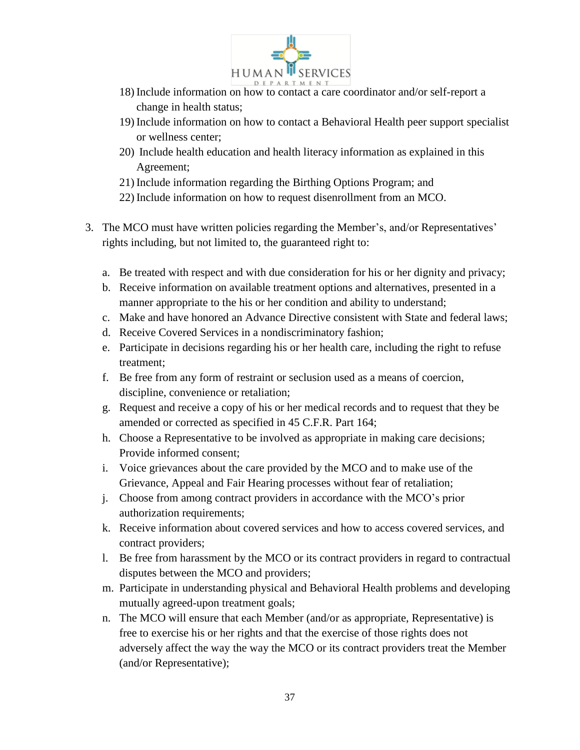18) Include information on how to contact a care coordinator and/or self-report a change in health status;
19) Include information on how to contact a Behavioral Health peer support specialist or wellness center;
20) Include health education and health literacy information as explained in this Agreement;
21) Include information regarding the Birthing Options Program; and
22) Include information on how to request disenrollment from an MCO.

3. The MCO must have written policies regarding the Member's, and/or Representatives' rights including, but not limited to, the guaranteed right to:

   a. Be treated with respect and with due consideration for his or her dignity and privacy;
   b. Receive information on available treatment options and alternatives, presented in a manner appropriate to the his or her condition and ability to understand;
   c. Make and have honored an Advance Directive consistent with State and federal laws;
   d. Receive Covered Services in a nondiscriminatory fashion;
   e. Participate in decisions regarding his or her health care, including the right to refuse treatment;
   f. Be free from any form of restraint or seclusion used as a means of coercion, discipline, convenience or retaliation;
   g. Request and receive a copy of his or her medical records and to request that they be amended or corrected as specified in 45 C.F.R. Part 164;
   h. Choose a Representative to be involved as appropriate in making care decisions; Provide informed consent;
   i. Voice grievances about the care provided by the MCO and to make use of the Grievance, Appeal and Fair Hearing processes without fear of retaliation;
   j. Choose from among contract providers in accordance with the MCO's prior authorization requirements;
   k. Receive information about covered services and how to access covered services, and contract providers;
   l. Be free from harassment by the MCO or its contract providers in regard to contractual disputes between the MCO and providers;
   m. Participate in understanding physical and Behavioral Health problems and developing mutually agreed-upon treatment goals;
   n. The MCO will ensure that each Member (and/or as appropriate, Representative) is free to exercise his or her rights and that the exercise of those rights does not adversely affect the way the way the MCO or its contract providers treat the Member (and/or Representative);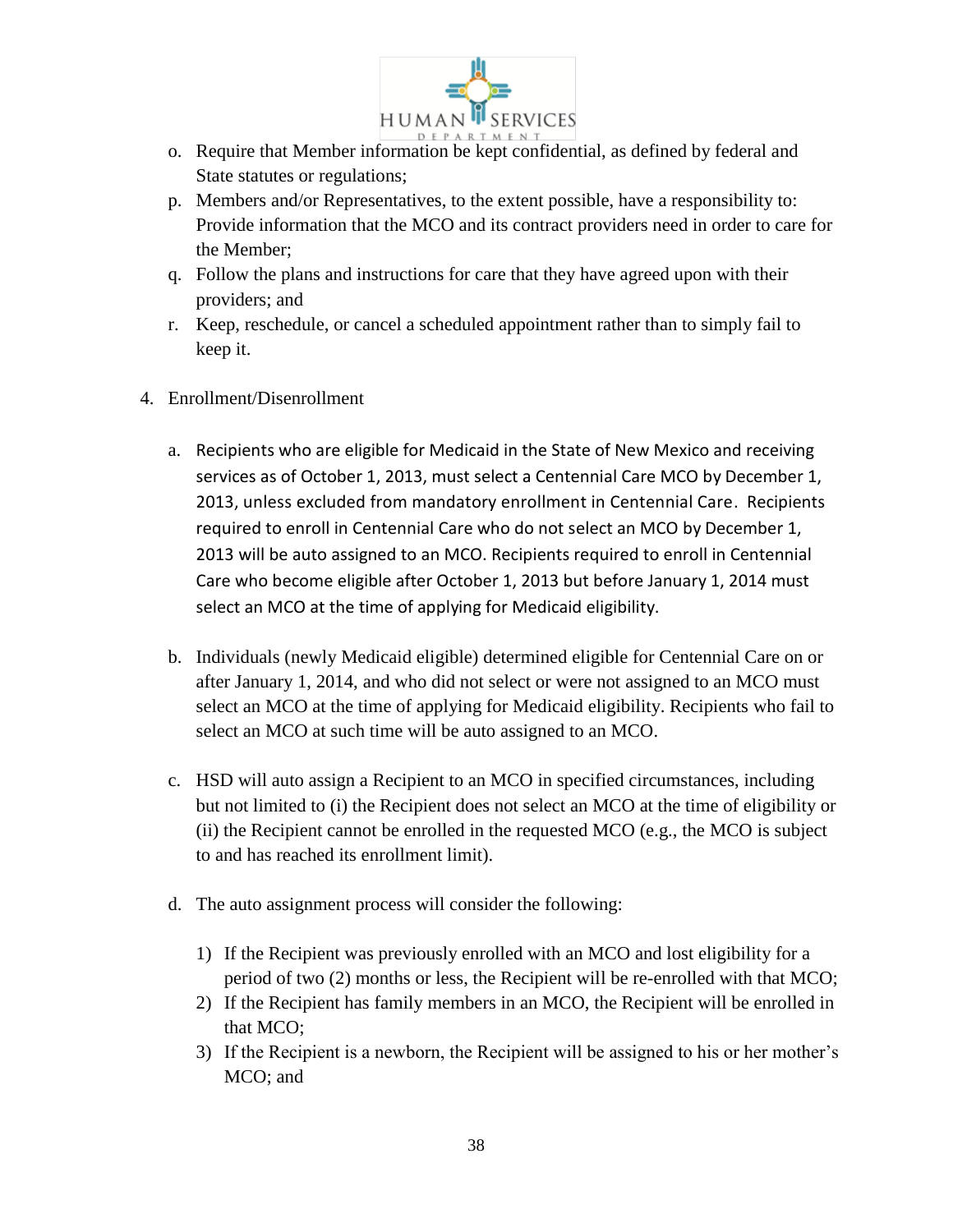o. Require that Member information be kept confidential, as defined by federal and State statutes or regulations;

p. Members and/or Representatives, to the extent possible, have a responsibility to: Provide information that the MCO and its contract providers need in order to care for the Member;

q. Follow the plans and instructions for care that they have agreed upon with their providers; and

r. Keep, reschedule, or cancel a scheduled appointment rather than to simply fail to keep it.

4. Enrollment/Disenrollment

   a. Recipients who are eligible for Medicaid in the State of New Mexico and receiving services as of October 1, 2013, must select a Centennial Care MCO by December 1, 2013, unless excluded from mandatory enrollment in Centennial Care. Recipients required to enroll in Centennial Care who do not select an MCO by December 1, 2013 will be auto assigned to an MCO. Recipients required to enroll in Centennial Care who become eligible after October 1, 2013 but before January 1, 2014 must select an MCO at the time of applying for Medicaid eligibility.

   b. Individuals (newly Medicaid eligible) determined eligible for Centennial Care on or after January 1, 2014, and who did not select or were not assigned to an MCO must select an MCO at the time of applying for Medicaid eligibility. Recipients who fail to select an MCO at such time will be auto assigned to an MCO.

   c. HSD will auto assign a Recipient to an MCO in specified circumstances, including but not limited to (i) the Recipient does not select an MCO at the time of eligibility or (ii) the Recipient cannot be enrolled in the requested MCO (e.g., the MCO is subject to and has reached its enrollment limit).

   d. The auto assignment process will consider the following:

      1) If the Recipient was previously enrolled with an MCO and lost eligibility for a period of two (2) months or less, the Recipient will be re-enrolled with that MCO;
      2) If the Recipient has family members in an MCO, the Recipient will be enrolled in that MCO;
      3) If the Recipient is a newborn, the Recipient will be assigned to his or her mother's MCO; and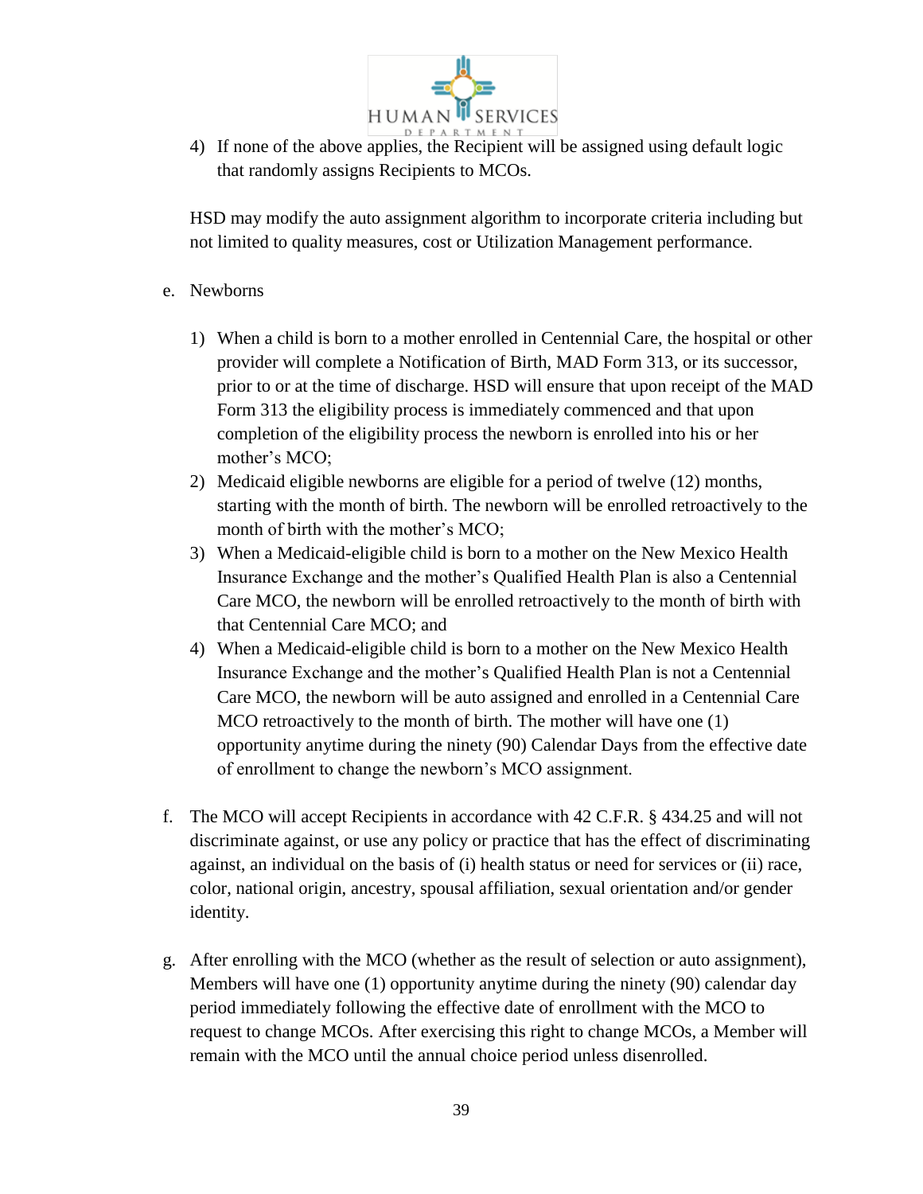4) If none of the above applies, the Recipient will be assigned using default logic that randomly assigns Recipients to MCOs.

HSD may modify the auto assignment algorithm to incorporate criteria including but not limited to quality measures, cost or Utilization Management performance.

e. Newborns

1) When a child is born to a mother enrolled in Centennial Care, the hospital or other provider will complete a Notification of Birth, MAD Form 313, or its successor, prior to or at the time of discharge. HSD will ensure that upon receipt of the MAD Form 313 the eligibility process is immediately commenced and that upon completion of the eligibility process the newborn is enrolled into his or her mother's MCO;
2) Medicaid eligible newborns are eligible for a period of twelve (12) months, starting with the month of birth. The newborn will be enrolled retroactively to the month of birth with the mother's MCO;
3) When a Medicaid-eligible child is born to a mother on the New Mexico Health Insurance Exchange and the mother's Qualified Health Plan is also a Centennial Care MCO, the newborn will be enrolled retroactively to the month of birth with that Centennial Care MCO; and
4) When a Medicaid-eligible child is born to a mother on the New Mexico Health Insurance Exchange and the mother's Qualified Health Plan is not a Centennial Care MCO, the newborn will be auto assigned and enrolled in a Centennial Care MCO retroactively to the month of birth. The mother will have one (1) opportunity anytime during the ninety (90) Calendar Days from the effective date of enrollment to change the newborn's MCO assignment.

f. The MCO will accept Recipients in accordance with 42 C.F.R. § 434.25 and will not discriminate against, or use any policy or practice that has the effect of discriminating against, an individual on the basis of (i) health status or need for services or (ii) race, color, national origin, ancestry, spousal affiliation, sexual orientation and/or gender identity.

g. After enrolling with the MCO (whether as the result of selection or auto assignment), Members will have one (1) opportunity anytime during the ninety (90) calendar day period immediately following the effective date of enrollment with the MCO to request to change MCOs. After exercising this right to change MCOs, a Member will remain with the MCO until the annual choice period unless disenrolled.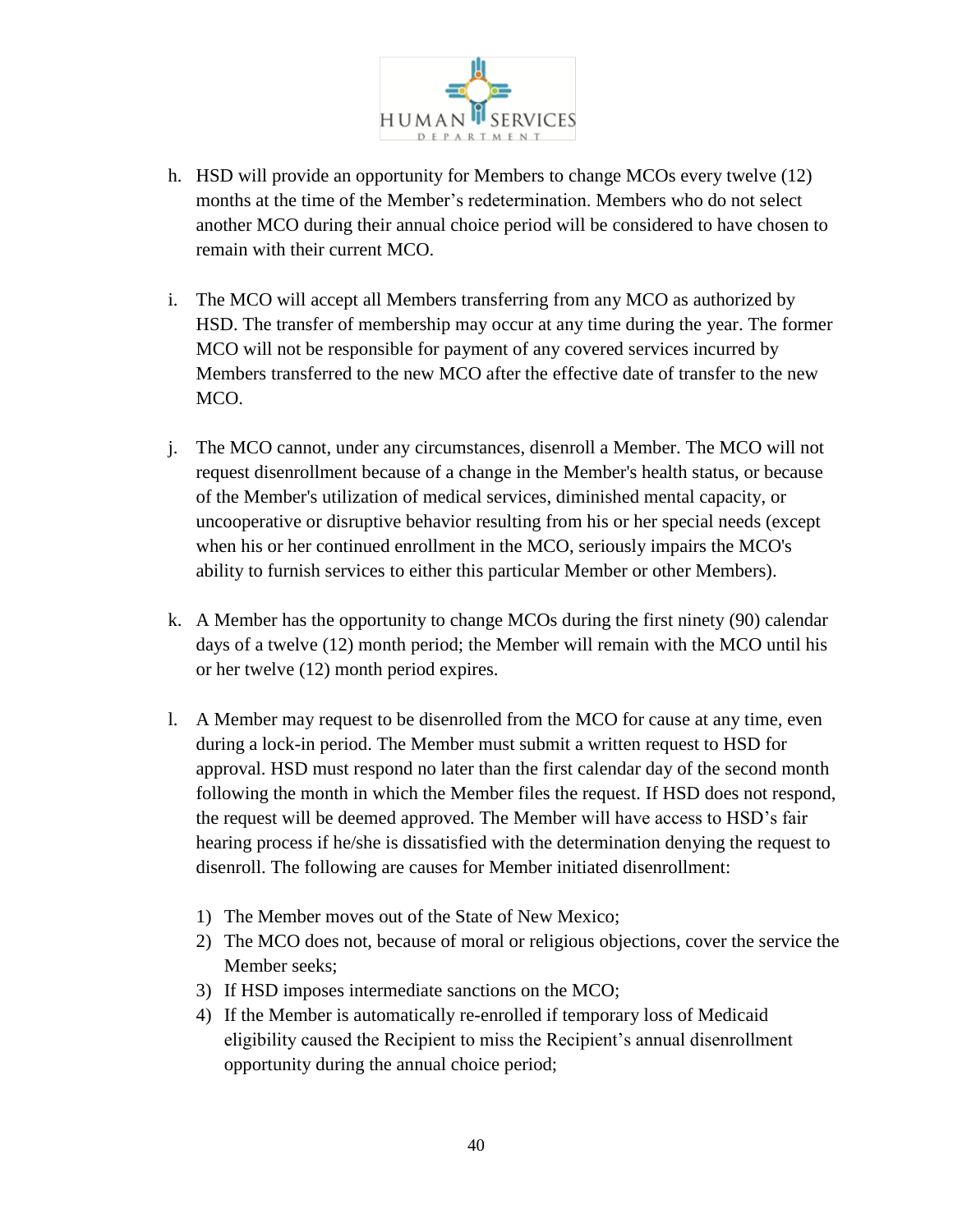h. HSD will provide an opportunity for Members to change MCOs every twelve (12) months at the time of the Member's redetermination. Members who do not select another MCO during their annual choice period will be considered to have chosen to remain with their current MCO.

i. The MCO will accept all Members transferring from any MCO as authorized by HSD. The transfer of membership may occur at any time during the year. The former MCO will not be responsible for payment of any covered services incurred by Members transferred to the new MCO after the effective date of transfer to the new MCO.

j. The MCO cannot, under any circumstances, disenroll a Member. The MCO will not request disenrollment because of a change in the Member's health status, or because of the Member's utilization of medical services, diminished mental capacity, or uncooperative or disruptive behavior resulting from his or her special needs (except when his or her continued enrollment in the MCO, seriously impairs the MCO's ability to furnish services to either this particular Member or other Members).

k. A Member has the opportunity to change MCOs during the first ninety (90) calendar days of a twelve (12) month period; the Member will remain with the MCO until his or her twelve (12) month period expires.

l. A Member may request to be disenrolled from the MCO for cause at any time, even during a lock-in period. The Member must submit a written request to HSD for approval. HSD must respond no later than the first calendar day of the second month following the month in which the Member files the request. If HSD does not respond, the request will be deemed approved. The Member will have access to HSD's fair hearing process if he/she is dissatisfied with the determination denying the request to disenroll. The following are causes for Member initiated disenrollment:

   1) The Member moves out of the State of New Mexico;
   2) The MCO does not, because of moral or religious objections, cover the service the Member seeks;
   3) If HSD imposes intermediate sanctions on the MCO;
   4) If the Member is automatically re-enrolled if temporary loss of Medicaid eligibility caused the Recipient to miss the Recipient's annual disenrollment opportunity during the annual choice period;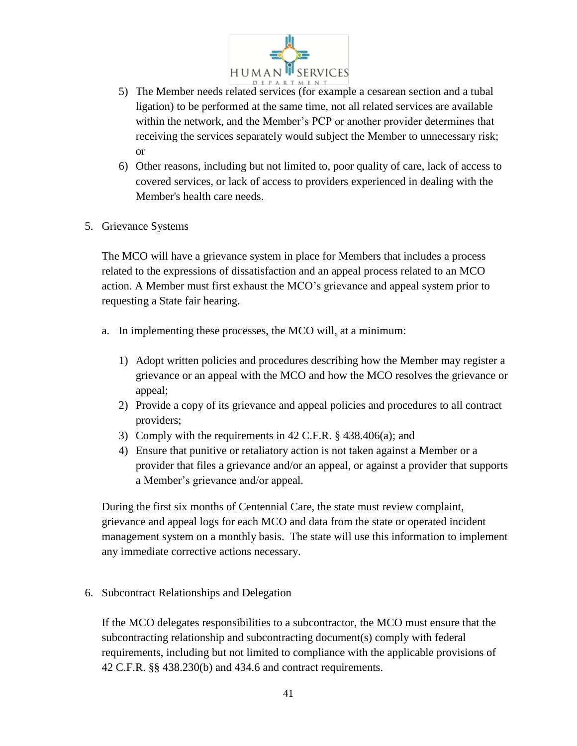5) The Member needs related services (for example a cesarean section and a tubal ligation) to be performed at the same time, not all related services are available within the network, and the Member's PCP or another provider determines that receiving the services separately would subject the Member to unnecessary risk; or
6) Other reasons, including but not limited to, poor quality of care, lack of access to covered services, or lack of access to providers experienced in dealing with the Member's health care needs.

5. Grievance Systems

The MCO will have a grievance system in place for Members that includes a process related to the expressions of dissatisfaction and an appeal process related to an MCO action. A Member must first exhaust the MCO's grievance and appeal system prior to requesting a State fair hearing.

a. In implementing these processes, the MCO will, at a minimum:

1) Adopt written policies and procedures describing how the Member may register a grievance or an appeal with the MCO and how the MCO resolves the grievance or appeal;
2) Provide a copy of its grievance and appeal policies and procedures to all contract providers;
3) Comply with the requirements in 42 C.F.R. § 438.406(a); and
4) Ensure that punitive or retaliatory action is not taken against a Member or a provider that files a grievance and/or an appeal, or against a provider that supports a Member's grievance and/or appeal.

During the first six months of Centennial Care, the state must review complaint, grievance and appeal logs for each MCO and data from the state or operated incident management system on a monthly basis. The state will use this information to implement any immediate corrective actions necessary.

6. Subcontract Relationships and Delegation

If the MCO delegates responsibilities to a subcontractor, the MCO must ensure that the subcontracting relationship and subcontracting document(s) comply with federal requirements, including but not limited to compliance with the applicable provisions of 42 C.F.R. §§ 438.230(b) and 434.6 and contract requirements.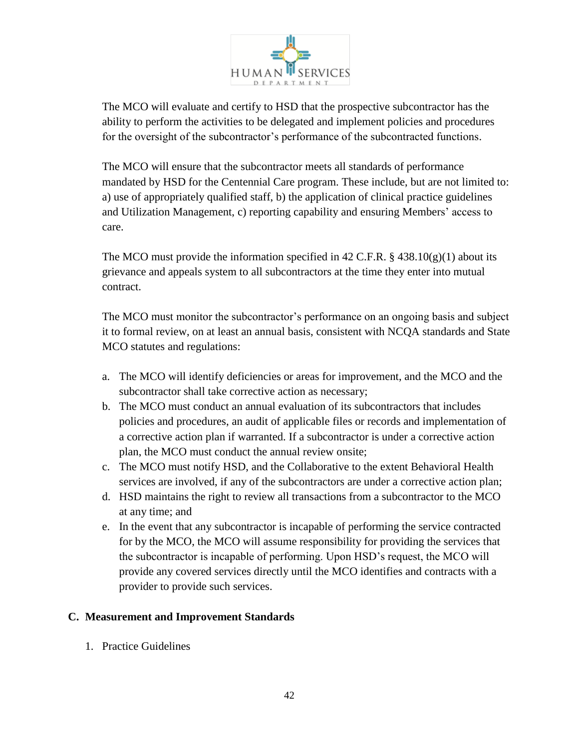The MCO will evaluate and certify to HSD that the prospective subcontractor has the ability to perform the activities to be delegated and implement policies and procedures for the oversight of the subcontractor's performance of the subcontracted functions.

The MCO will ensure that the subcontractor meets all standards of performance mandated by HSD for the Centennial Care program. These include, but are not limited to: a) use of appropriately qualified staff, b) the application of clinical practice guidelines and Utilization Management, c) reporting capability and ensuring Members' access to care.

The MCO must provide the information specified in 42 C.F.R. § 438.10(g)(1) about its grievance and appeals system to all subcontractors at the time they enter into mutual contract.

The MCO must monitor the subcontractor's performance on an ongoing basis and subject it to formal review, on at least an annual basis, consistent with NCQA standards and State MCO statutes and regulations:

a. The MCO will identify deficiencies or areas for improvement, and the MCO and the subcontractor shall take corrective action as necessary;
b. The MCO must conduct an annual evaluation of its subcontractors that includes policies and procedures, an audit of applicable files or records and implementation of a corrective action plan if warranted. If a subcontractor is under a corrective action plan, the MCO must conduct the annual review onsite;
c. The MCO must notify HSD, and the Collaborative to the extent Behavioral Health services are involved, if any of the subcontractors are under a corrective action plan;
d. HSD maintains the right to review all transactions from a subcontractor to the MCO at any time; and
e. In the event that any subcontractor is incapable of performing the service contracted for by the MCO, the MCO will assume responsibility for providing the services that the subcontractor is incapable of performing. Upon HSD's request, the MCO will provide any covered services directly until the MCO identifies and contracts with a provider to provide such services.

## C. Measurement and Improvement Standards

1. Practice Guidelines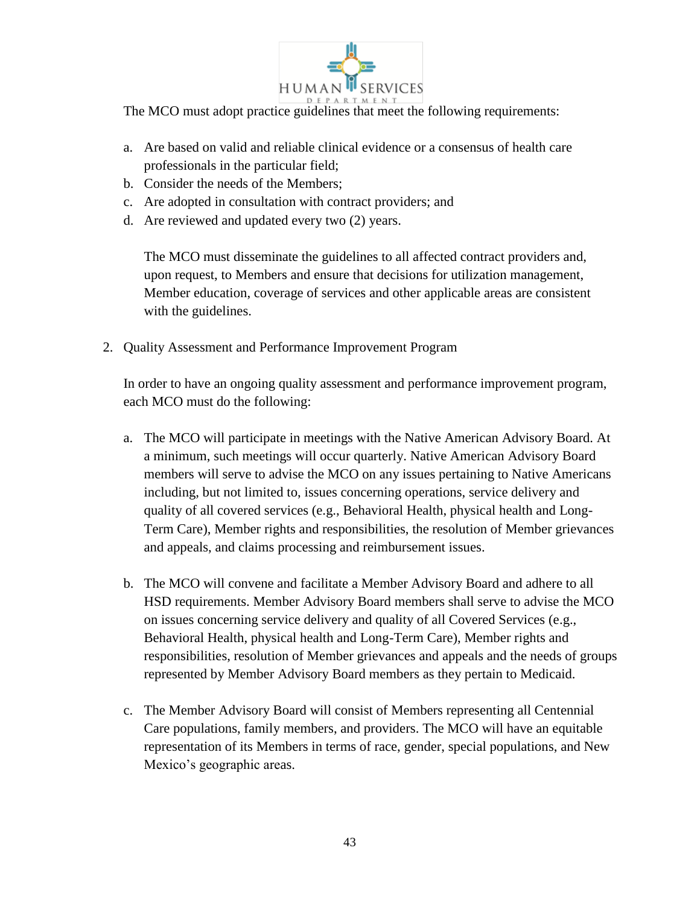The MCO must adopt practice guidelines that meet the following requirements:

a. Are based on valid and reliable clinical evidence or a consensus of health care professionals in the particular field;
b. Consider the needs of the Members;
c. Are adopted in consultation with contract providers; and
d. Are reviewed and updated every two (2) years.

   The MCO must disseminate the guidelines to all affected contract providers and, upon request, to Members and ensure that decisions for utilization management, Member education, coverage of services and other applicable areas are consistent with the guidelines.

2. Quality Assessment and Performance Improvement Program

   In order to have an ongoing quality assessment and performance improvement program, each MCO must do the following:

   a. The MCO will participate in meetings with the Native American Advisory Board. At a minimum, such meetings will occur quarterly. Native American Advisory Board members will serve to advise the MCO on any issues pertaining to Native Americans including, but not limited to, issues concerning operations, service delivery and quality of all covered services (e.g., Behavioral Health, physical health and Long-Term Care), Member rights and responsibilities, the resolution of Member grievances and appeals, and claims processing and reimbursement issues.

   b. The MCO will convene and facilitate a Member Advisory Board and adhere to all HSD requirements. Member Advisory Board members shall serve to advise the MCO on issues concerning service delivery and quality of all Covered Services (e.g., Behavioral Health, physical health and Long-Term Care), Member rights and responsibilities, resolution of Member grievances and appeals and the needs of groups represented by Member Advisory Board members as they pertain to Medicaid.

   c. The Member Advisory Board will consist of Members representing all Centennial Care populations, family members, and providers. The MCO will have an equitable representation of its Members in terms of race, gender, special populations, and New Mexico's geographic areas.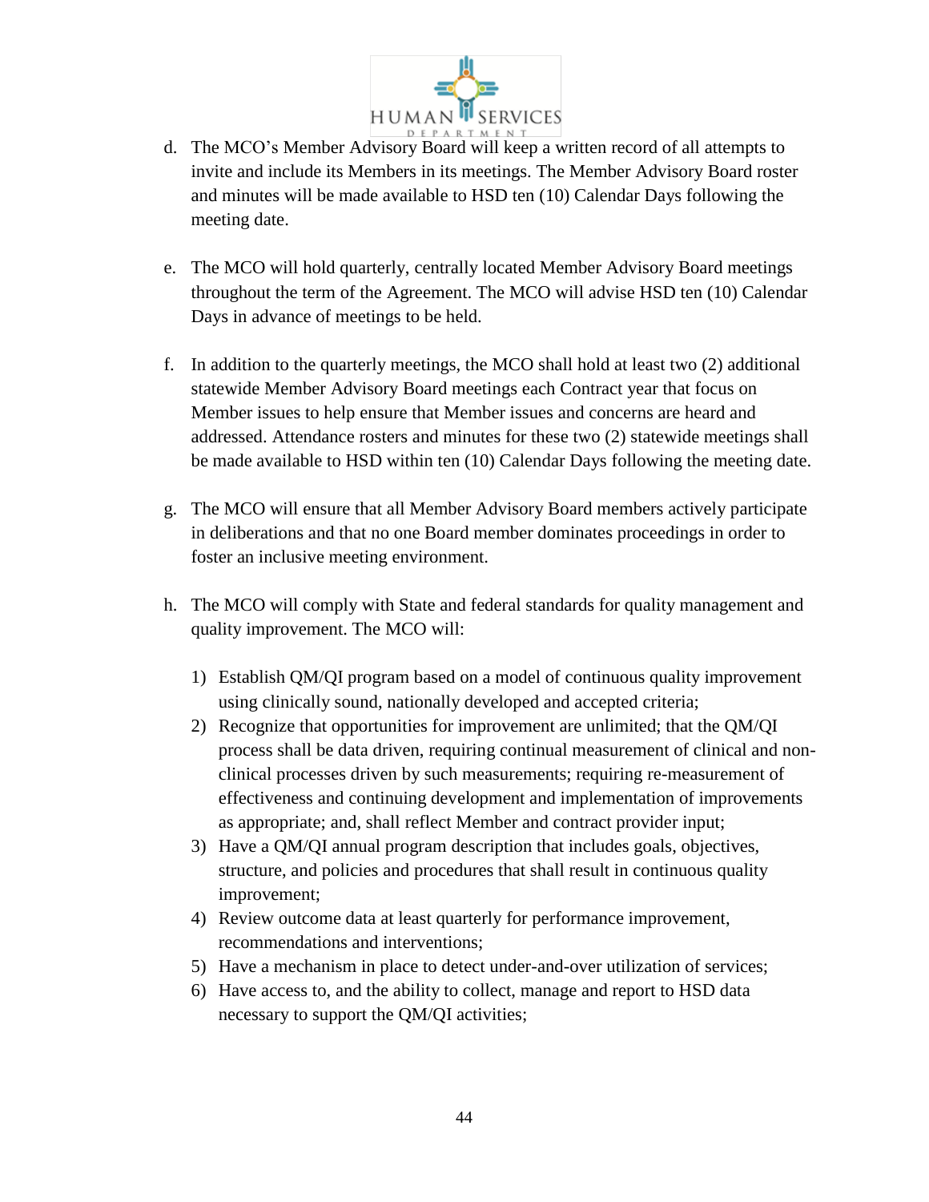d. The MCO's Member Advisory Board will keep a written record of all attempts to invite and include its Members in its meetings. The Member Advisory Board roster and minutes will be made available to HSD ten (10) Calendar Days following the meeting date.

e. The MCO will hold quarterly, centrally located Member Advisory Board meetings throughout the term of the Agreement. The MCO will advise HSD ten (10) Calendar Days in advance of meetings to be held.

f. In addition to the quarterly meetings, the MCO shall hold at least two (2) additional statewide Member Advisory Board meetings each Contract year that focus on Member issues to help ensure that Member issues and concerns are heard and addressed. Attendance rosters and minutes for these two (2) statewide meetings shall be made available to HSD within ten (10) Calendar Days following the meeting date.

g. The MCO will ensure that all Member Advisory Board members actively participate in deliberations and that no one Board member dominates proceedings in order to foster an inclusive meeting environment.

h. The MCO will comply with State and federal standards for quality management and quality improvement. The MCO will:

   1) Establish QM/QI program based on a model of continuous quality improvement using clinically sound, nationally developed and accepted criteria;
   2) Recognize that opportunities for improvement are unlimited; that the QM/QI process shall be data driven, requiring continual measurement of clinical and non-clinical processes driven by such measurements; requiring re-measurement of effectiveness and continuing development and implementation of improvements as appropriate; and, shall reflect Member and contract provider input;
   3) Have a QM/QI annual program description that includes goals, objectives, structure, and policies and procedures that shall result in continuous quality improvement;
   4) Review outcome data at least quarterly for performance improvement, recommendations and interventions;
   5) Have a mechanism in place to detect under-and-over utilization of services;
   6) Have access to, and the ability to collect, manage and report to HSD data necessary to support the QM/QI activities;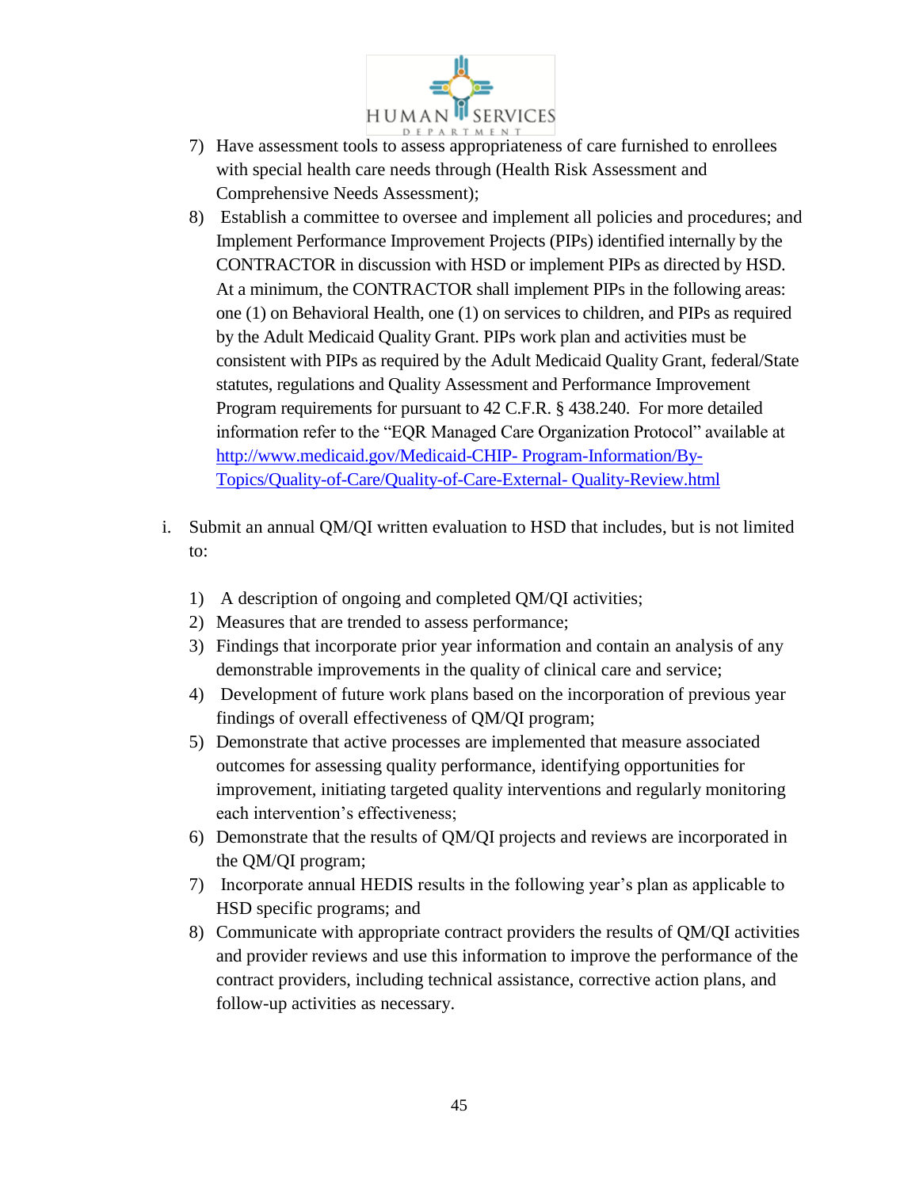7) Have assessment tools to assess appropriateness of care furnished to enrollees with special health care needs through (Health Risk Assessment and Comprehensive Needs Assessment);
8) Establish a committee to oversee and implement all policies and procedures; and Implement Performance Improvement Projects (PIPs) identified internally by the CONTRACTOR in discussion with HSD or implement PIPs as directed by HSD. At a minimum, the CONTRACTOR shall implement PIPs in the following areas: one (1) on Behavioral Health, one (1) on services to children, and PIPs as required by the Adult Medicaid Quality Grant. PIPs work plan and activities must be consistent with PIPs as required by the Adult Medicaid Quality Grant, federal/State statutes, regulations and Quality Assessment and Performance Improvement Program requirements for pursuant to 42 C.F.R. § 438.240. For more detailed information refer to the "EQR Managed Care Organization Protocol" available at http://www.medicaid.gov/Medicaid-CHIP- Program-Information/By-Topics/Quality-of-Care/Quality-of-Care-External- Quality-Review.html

i. Submit an annual QM/QI written evaluation to HSD that includes, but is not limited to:

1) A description of ongoing and completed QM/QI activities;
2) Measures that are trended to assess performance;
3) Findings that incorporate prior year information and contain an analysis of any demonstrable improvements in the quality of clinical care and service;
4) Development of future work plans based on the incorporation of previous year findings of overall effectiveness of QM/QI program;
5) Demonstrate that active processes are implemented that measure associated outcomes for assessing quality performance, identifying opportunities for improvement, initiating targeted quality interventions and regularly monitoring each intervention's effectiveness;
6) Demonstrate that the results of QM/QI projects and reviews are incorporated in the QM/QI program;
7) Incorporate annual HEDIS results in the following year's plan as applicable to HSD specific programs; and
8) Communicate with appropriate contract providers the results of QM/QI activities and provider reviews and use this information to improve the performance of the contract providers, including technical assistance, corrective action plans, and follow-up activities as necessary.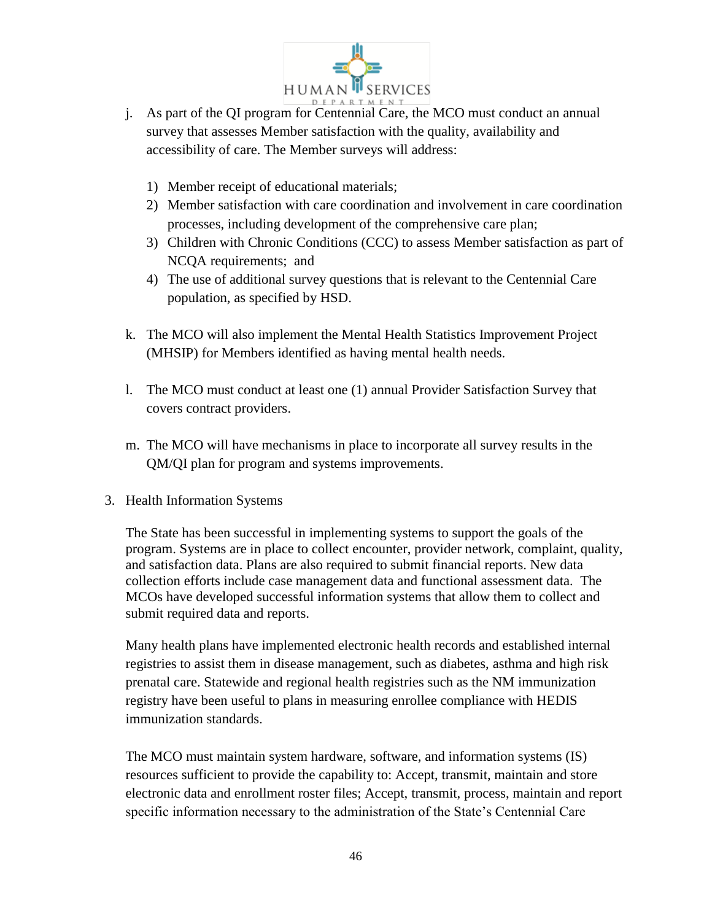j. As part of the QI program for Centennial Care, the MCO must conduct an annual survey that assesses Member satisfaction with the quality, availability and accessibility of care. The Member surveys will address:

   1) Member receipt of educational materials;
   2) Member satisfaction with care coordination and involvement in care coordination processes, including development of the comprehensive care plan;
   3) Children with Chronic Conditions (CCC) to assess Member satisfaction as part of NCQA requirements; and
   4) The use of additional survey questions that is relevant to the Centennial Care population, as specified by HSD.

k. The MCO will also implement the Mental Health Statistics Improvement Project (MHSIP) for Members identified as having mental health needs.

l. The MCO must conduct at least one (1) annual Provider Satisfaction Survey that covers contract providers.

m. The MCO will have mechanisms in place to incorporate all survey results in the QM/QI plan for program and systems improvements.

3. Health Information Systems

The State has been successful in implementing systems to support the goals of the program. Systems are in place to collect encounter, provider network, complaint, quality, and satisfaction data. Plans are also required to submit financial reports. New data collection efforts include case management data and functional assessment data. The MCOs have developed successful information systems that allow them to collect and submit required data and reports.

Many health plans have implemented electronic health records and established internal registries to assist them in disease management, such as diabetes, asthma and high risk prenatal care. Statewide and regional health registries such as the NM immunization registry have been useful to plans in measuring enrollee compliance with HEDIS immunization standards.

The MCO must maintain system hardware, software, and information systems (IS) resources sufficient to provide the capability to: Accept, transmit, maintain and store electronic data and enrollment roster files; Accept, transmit, process, maintain and report specific information necessary to the administration of the State's Centennial Care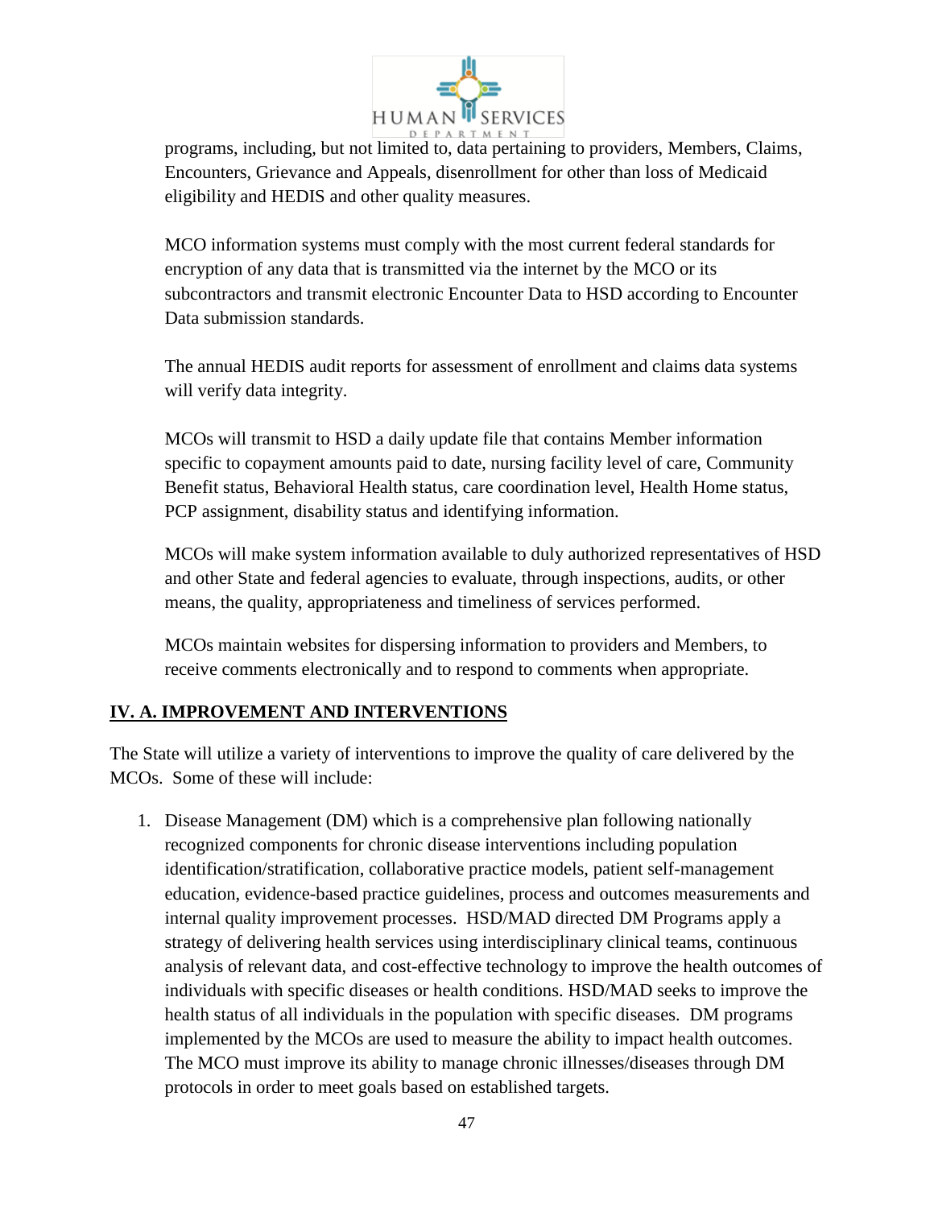programs, including, but not limited to, data pertaining to providers, Members, Claims, Encounters, Grievance and Appeals, disenrollment for other than loss of Medicaid eligibility and HEDIS and other quality measures.

MCO information systems must comply with the most current federal standards for encryption of any data that is transmitted via the internet by the MCO or its subcontractors and transmit electronic Encounter Data to HSD according to Encounter Data submission standards.

The annual HEDIS audit reports for assessment of enrollment and claims data systems will verify data integrity.

MCOs will transmit to HSD a daily update file that contains Member information specific to copayment amounts paid to date, nursing facility level of care, Community Benefit status, Behavioral Health status, care coordination level, Health Home status, PCP assignment, disability status and identifying information.

MCOs will make system information available to duly authorized representatives of HSD and other State and federal agencies to evaluate, through inspections, audits, or other means, the quality, appropriateness and timeliness of services performed.

MCOs maintain websites for dispersing information to providers and Members, to receive comments electronically and to respond to comments when appropriate.

## IV. A. IMPROVEMENT AND INTERVENTIONS

The State will utilize a variety of interventions to improve the quality of care delivered by the MCOs. Some of these will include:

1. Disease Management (DM) which is a comprehensive plan following nationally recognized components for chronic disease interventions including population identification/stratification, collaborative practice models, patient self-management education, evidence-based practice guidelines, process and outcomes measurements and internal quality improvement processes. HSD/MAD directed DM Programs apply a strategy of delivering health services using interdisciplinary clinical teams, continuous analysis of relevant data, and cost-effective technology to improve the health outcomes of individuals with specific diseases or health conditions. HSD/MAD seeks to improve the health status of all individuals in the population with specific diseases. DM programs implemented by the MCOs are used to measure the ability to impact health outcomes. The MCO must improve its ability to manage chronic illnesses/diseases through DM protocols in order to meet goals based on established targets.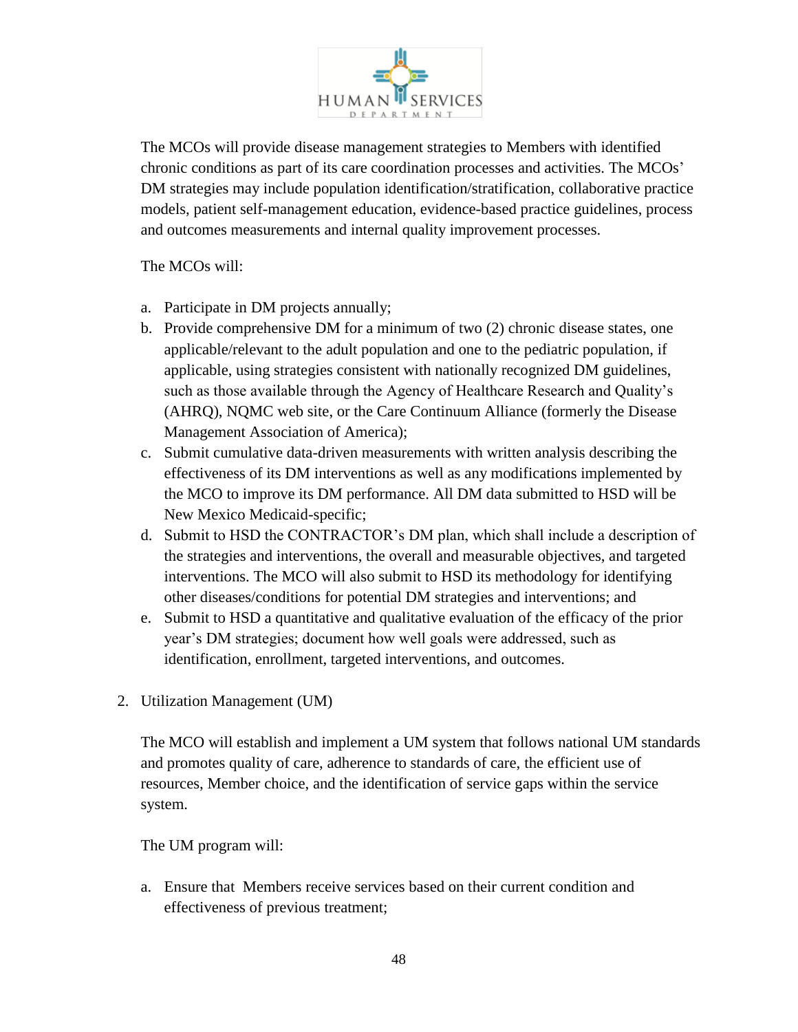The MCOs will provide disease management strategies to Members with identified chronic conditions as part of its care coordination processes and activities. The MCOs' DM strategies may include population identification/stratification, collaborative practice models, patient self-management education, evidence-based practice guidelines, process and outcomes measurements and internal quality improvement processes.

The MCOs will:

a. Participate in DM projects annually;
b. Provide comprehensive DM for a minimum of two (2) chronic disease states, one applicable/relevant to the adult population and one to the pediatric population, if applicable, using strategies consistent with nationally recognized DM guidelines, such as those available through the Agency of Healthcare Research and Quality's (AHRQ), NQMC web site, or the Care Continuum Alliance (formerly the Disease Management Association of America);
c. Submit cumulative data-driven measurements with written analysis describing the effectiveness of its DM interventions as well as any modifications implemented by the MCO to improve its DM performance. All DM data submitted to HSD will be New Mexico Medicaid-specific;
d. Submit to HSD the CONTRACTOR's DM plan, which shall include a description of the strategies and interventions, the overall and measurable objectives, and targeted interventions. The MCO will also submit to HSD its methodology for identifying other diseases/conditions for potential DM strategies and interventions; and
e. Submit to HSD a quantitative and qualitative evaluation of the efficacy of the prior year's DM strategies; document how well goals were addressed, such as identification, enrollment, targeted interventions, and outcomes.

2. Utilization Management (UM)

The MCO will establish and implement a UM system that follows national UM standards and promotes quality of care, adherence to standards of care, the efficient use of resources, Member choice, and the identification of service gaps within the service system.

The UM program will:

a. Ensure that Members receive services based on their current condition and effectiveness of previous treatment;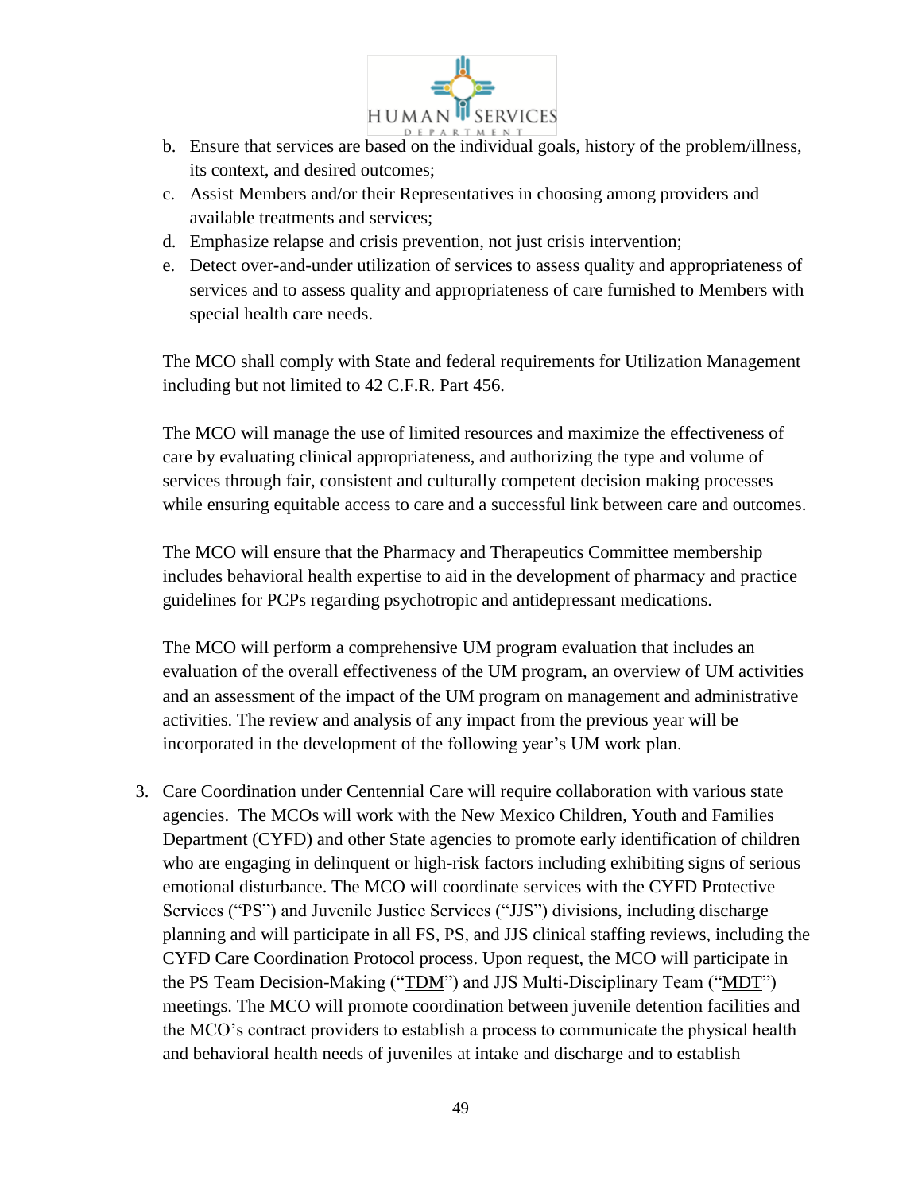b. Ensure that services are based on the individual goals, history of the problem/illness, its context, and desired outcomes;
c. Assist Members and/or their Representatives in choosing among providers and available treatments and services;
d. Emphasize relapse and crisis prevention, not just crisis intervention;
e. Detect over-and-under utilization of services to assess quality and appropriateness of services and to assess quality and appropriateness of care furnished to Members with special health care needs.

The MCO shall comply with State and federal requirements for Utilization Management including but not limited to 42 C.F.R. Part 456.

The MCO will manage the use of limited resources and maximize the effectiveness of care by evaluating clinical appropriateness, and authorizing the type and volume of services through fair, consistent and culturally competent decision making processes while ensuring equitable access to care and a successful link between care and outcomes.

The MCO will ensure that the Pharmacy and Therapeutics Committee membership includes behavioral health expertise to aid in the development of pharmacy and practice guidelines for PCPs regarding psychotropic and antidepressant medications.

The MCO will perform a comprehensive UM program evaluation that includes an evaluation of the overall effectiveness of the UM program, an overview of UM activities and an assessment of the impact of the UM program on management and administrative activities. The review and analysis of any impact from the previous year will be incorporated in the development of the following year's UM work plan.

3. Care Coordination under Centennial Care will require collaboration with various state agencies. The MCOs will work with the New Mexico Children, Youth and Families Department (CYFD) and other State agencies to promote early identification of children who are engaging in delinquent or high-risk factors including exhibiting signs of serious emotional disturbance. The MCO will coordinate services with the CYFD Protective Services ("PS") and Juvenile Justice Services ("JJS") divisions, including discharge planning and will participate in all FS, PS, and JJS clinical staffing reviews, including the CYFD Care Coordination Protocol process. Upon request, the MCO will participate in the PS Team Decision-Making ("TDM") and JJS Multi-Disciplinary Team ("MDT") meetings. The MCO will promote coordination between juvenile detention facilities and the MCO's contract providers to establish a process to communicate the physical health and behavioral health needs of juveniles at intake and discharge and to establish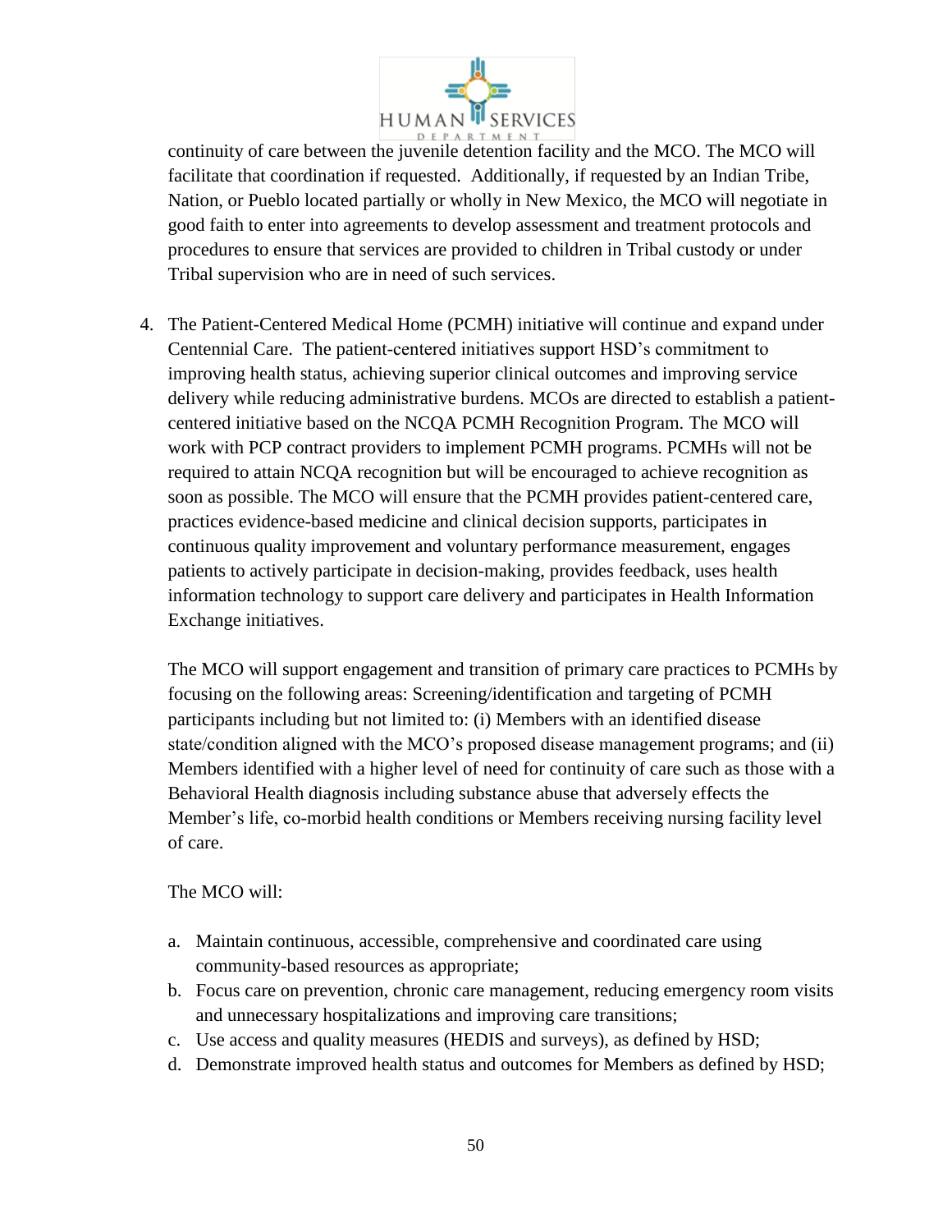continuity of care between the juvenile detention facility and the MCO. The MCO will facilitate that coordination if requested. Additionally, if requested by an Indian Tribe, Nation, or Pueblo located partially or wholly in New Mexico, the MCO will negotiate in good faith to enter into agreements to develop assessment and treatment protocols and procedures to ensure that services are provided to children in Tribal custody or under Tribal supervision who are in need of such services.

4. The Patient-Centered Medical Home (PCMH) initiative will continue and expand under Centennial Care. The patient-centered initiatives support HSD's commitment to improving health status, achieving superior clinical outcomes and improving service delivery while reducing administrative burdens. MCOs are directed to establish a patient-centered initiative based on the NCQA PCMH Recognition Program. The MCO will work with PCP contract providers to implement PCMH programs. PCMHs will not be required to attain NCQA recognition but will be encouraged to achieve recognition as soon as possible. The MCO will ensure that the PCMH provides patient-centered care, practices evidence-based medicine and clinical decision supports, participates in continuous quality improvement and voluntary performance measurement, engages patients to actively participate in decision-making, provides feedback, uses health information technology to support care delivery and participates in Health Information Exchange initiatives.

   The MCO will support engagement and transition of primary care practices to PCMHs by focusing on the following areas: Screening/identification and targeting of PCMH participants including but not limited to: (i) Members with an identified disease state/condition aligned with the MCO's proposed disease management programs; and (ii) Members identified with a higher level of need for continuity of care such as those with a Behavioral Health diagnosis including substance abuse that adversely effects the Member's life, co-morbid health conditions or Members receiving nursing facility level of care.

   The MCO will:

   a. Maintain continuous, accessible, comprehensive and coordinated care using community-based resources as appropriate;
   b. Focus care on prevention, chronic care management, reducing emergency room visits and unnecessary hospitalizations and improving care transitions;
   c. Use access and quality measures (HEDIS and surveys), as defined by HSD;
   d. Demonstrate improved health status and outcomes for Members as defined by HSD;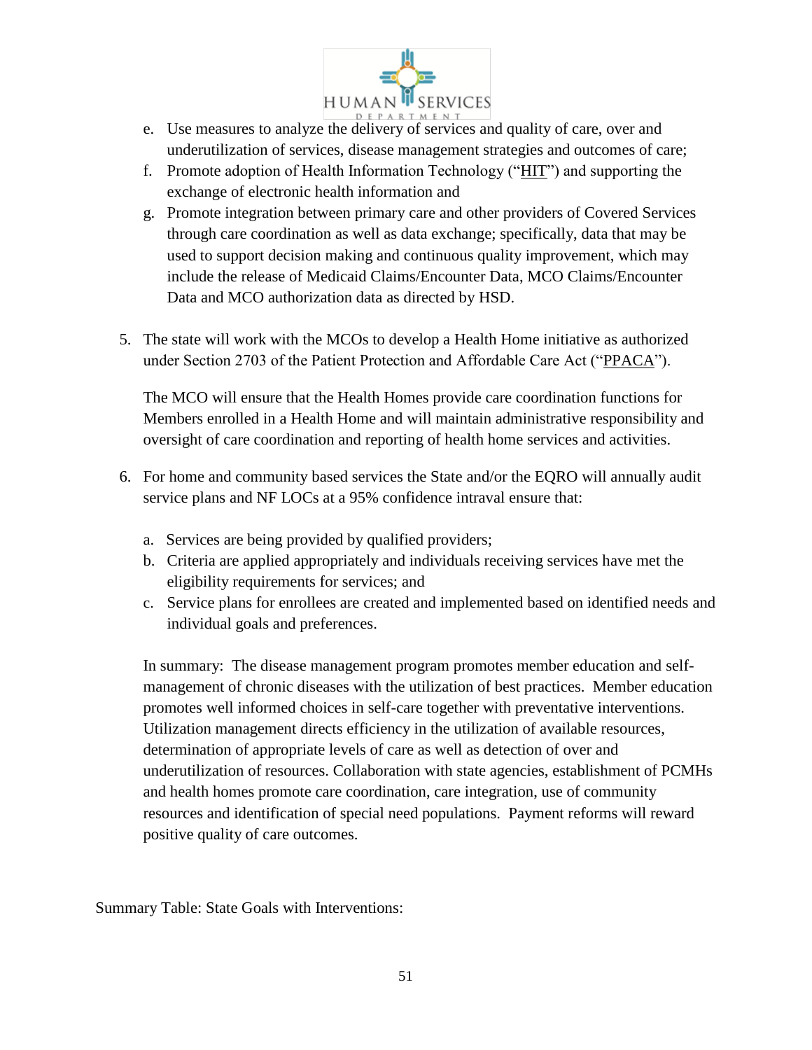e. Use measures to analyze the delivery of services and quality of care, over and underutilization of services, disease management strategies and outcomes of care;
f. Promote adoption of Health Information Technology ("HIT") and supporting the exchange of electronic health information and
g. Promote integration between primary care and other providers of Covered Services through care coordination as well as data exchange; specifically, data that may be used to support decision making and continuous quality improvement, which may include the release of Medicaid Claims/Encounter Data, MCO Claims/Encounter Data and MCO authorization data as directed by HSD.

5. The state will work with the MCOs to develop a Health Home initiative as authorized under Section 2703 of the Patient Protection and Affordable Care Act ("PPACA").

   The MCO will ensure that the Health Homes provide care coordination functions for Members enrolled in a Health Home and will maintain administrative responsibility and oversight of care coordination and reporting of health home services and activities.

6. For home and community based services the State and/or the EQRO will annually audit service plans and NF LOCs at a 95% confidence intraval ensure that:

   a. Services are being provided by qualified providers;
   b. Criteria are applied appropriately and individuals receiving services have met the eligibility requirements for services; and
   c. Service plans for enrollees are created and implemented based on identified needs and individual goals and preferences.

   In summary: The disease management program promotes member education and self-management of chronic diseases with the utilization of best practices. Member education promotes well informed choices in self-care together with preventative interventions. Utilization management directs efficiency in the utilization of available resources, determination of appropriate levels of care as well as detection of over and underutilization of resources. Collaboration with state agencies, establishment of PCMHs and health homes promote care coordination, care integration, use of community resources and identification of special need populations. Payment reforms will reward positive quality of care outcomes.

Summary Table: State Goals with Interventions: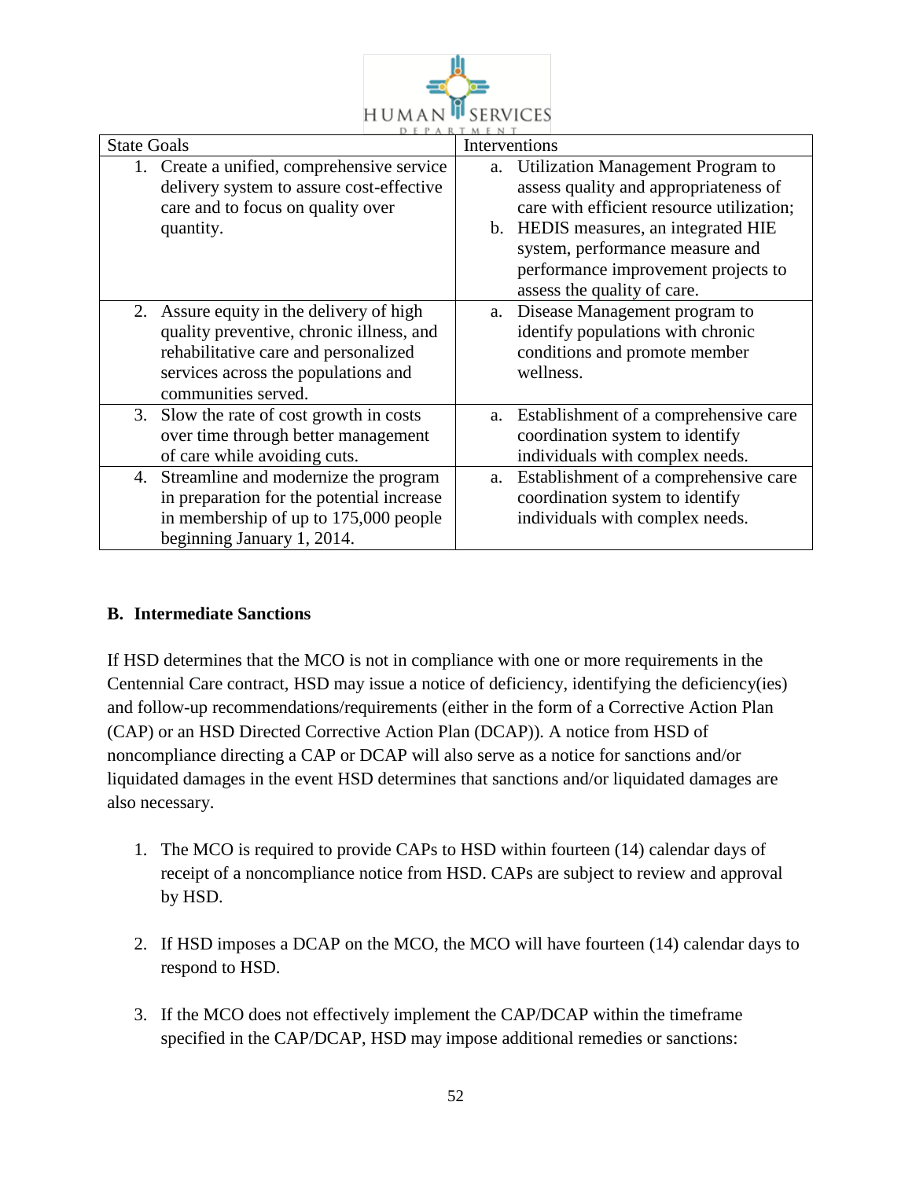| State Goals | Interventions |
|---|---|
| 1. Create a unified, comprehensive service delivery system to assure cost-effective care and to focus on quality over quantity. | a. Utilization Management Program to assess quality and appropriateness of care with efficient resource utilization;<br>b. HEDIS measures, an integrated HIE system, performance measure and performance improvement projects to assess the quality of care. |
| 2. Assure equity in the delivery of high quality preventive, chronic illness, and rehabilitative care and personalized services across the populations and communities served. | a. Disease Management program to identify populations with chronic conditions and promote member wellness. |
| 3. Slow the rate of cost growth in costs over time through better management of care while avoiding cuts. | a. Establishment of a comprehensive care coordination system to identify individuals with complex needs. |
| 4. Streamline and modernize the program in preparation for the potential increase in membership of up to 175,000 people beginning January 1, 2014. | a. Establishment of a comprehensive care coordination system to identify individuals with complex needs. |

### B. Intermediate Sanctions

If HSD determines that the MCO is not in compliance with one or more requirements in the Centennial Care contract, HSD may issue a notice of deficiency, identifying the deficiency(ies) and follow-up recommendations/requirements (either in the form of a Corrective Action Plan (CAP) or an HSD Directed Corrective Action Plan (DCAP)). A notice from HSD of noncompliance directing a CAP or DCAP will also serve as a notice for sanctions and/or liquidated damages in the event HSD determines that sanctions and/or liquidated damages are also necessary.

1. The MCO is required to provide CAPs to HSD within fourteen (14) calendar days of receipt of a noncompliance notice from HSD. CAPs are subject to review and approval by HSD.

2. If HSD imposes a DCAP on the MCO, the MCO will have fourteen (14) calendar days to respond to HSD.

3. If the MCO does not effectively implement the CAP/DCAP within the timeframe specified in the CAP/DCAP, HSD may impose additional remedies or sanctions: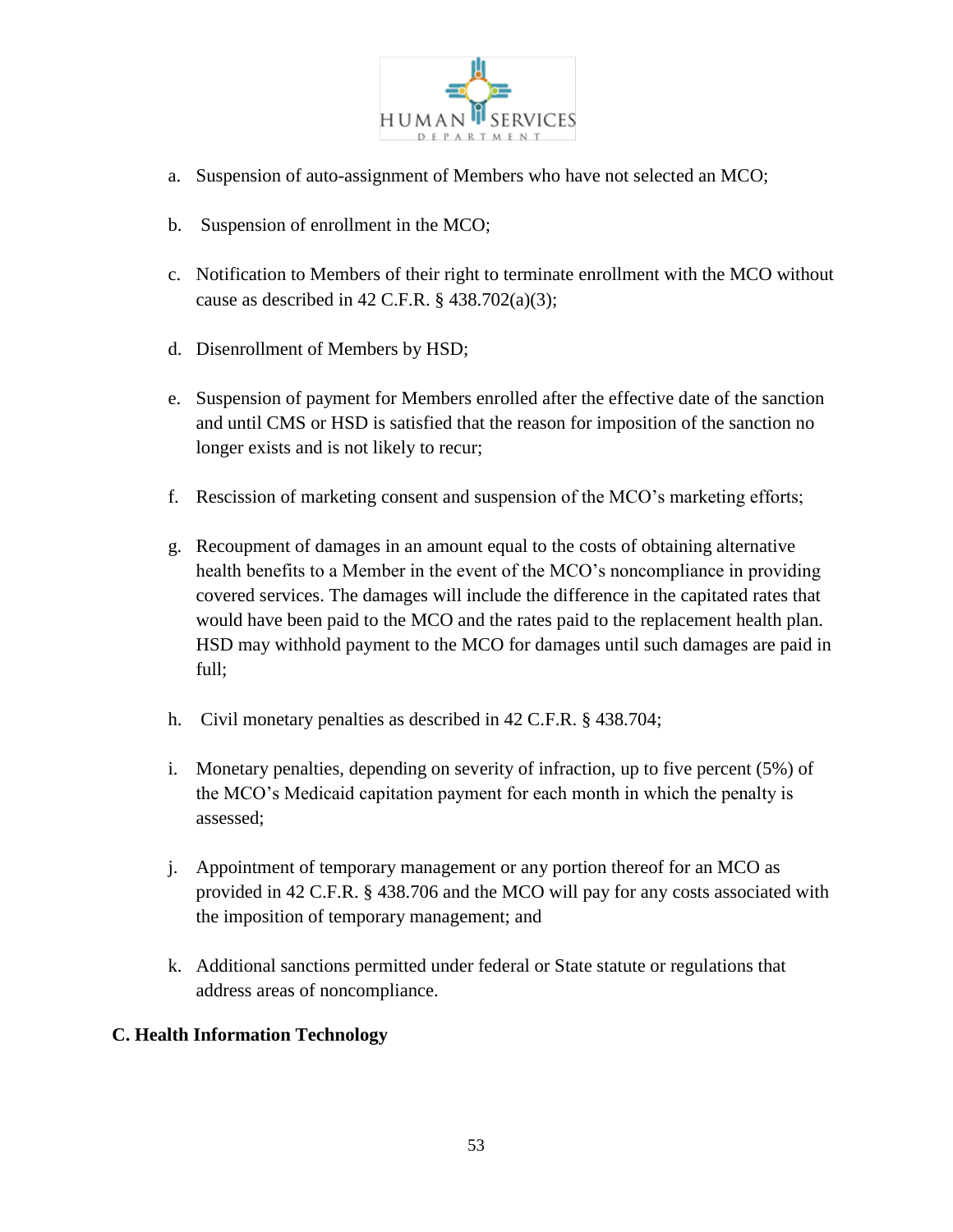a. Suspension of auto-assignment of Members who have not selected an MCO;

b. Suspension of enrollment in the MCO;

c. Notification to Members of their right to terminate enrollment with the MCO without cause as described in 42 C.F.R. § 438.702(a)(3);

d. Disenrollment of Members by HSD;

e. Suspension of payment for Members enrolled after the effective date of the sanction and until CMS or HSD is satisfied that the reason for imposition of the sanction no longer exists and is not likely to recur;

f. Rescission of marketing consent and suspension of the MCO's marketing efforts;

g. Recoupment of damages in an amount equal to the costs of obtaining alternative health benefits to a Member in the event of the MCO's noncompliance in providing covered services. The damages will include the difference in the capitated rates that would have been paid to the MCO and the rates paid to the replacement health plan. HSD may withhold payment to the MCO for damages until such damages are paid in full;

h. Civil monetary penalties as described in 42 C.F.R. § 438.704;

i. Monetary penalties, depending on severity of infraction, up to five percent (5%) of the MCO's Medicaid capitation payment for each month in which the penalty is assessed;

j. Appointment of temporary management or any portion thereof for an MCO as provided in 42 C.F.R. § 438.706 and the MCO will pay for any costs associated with the imposition of temporary management; and

k. Additional sanctions permitted under federal or State statute or regulations that address areas of noncompliance.

**C. Health Information Technology**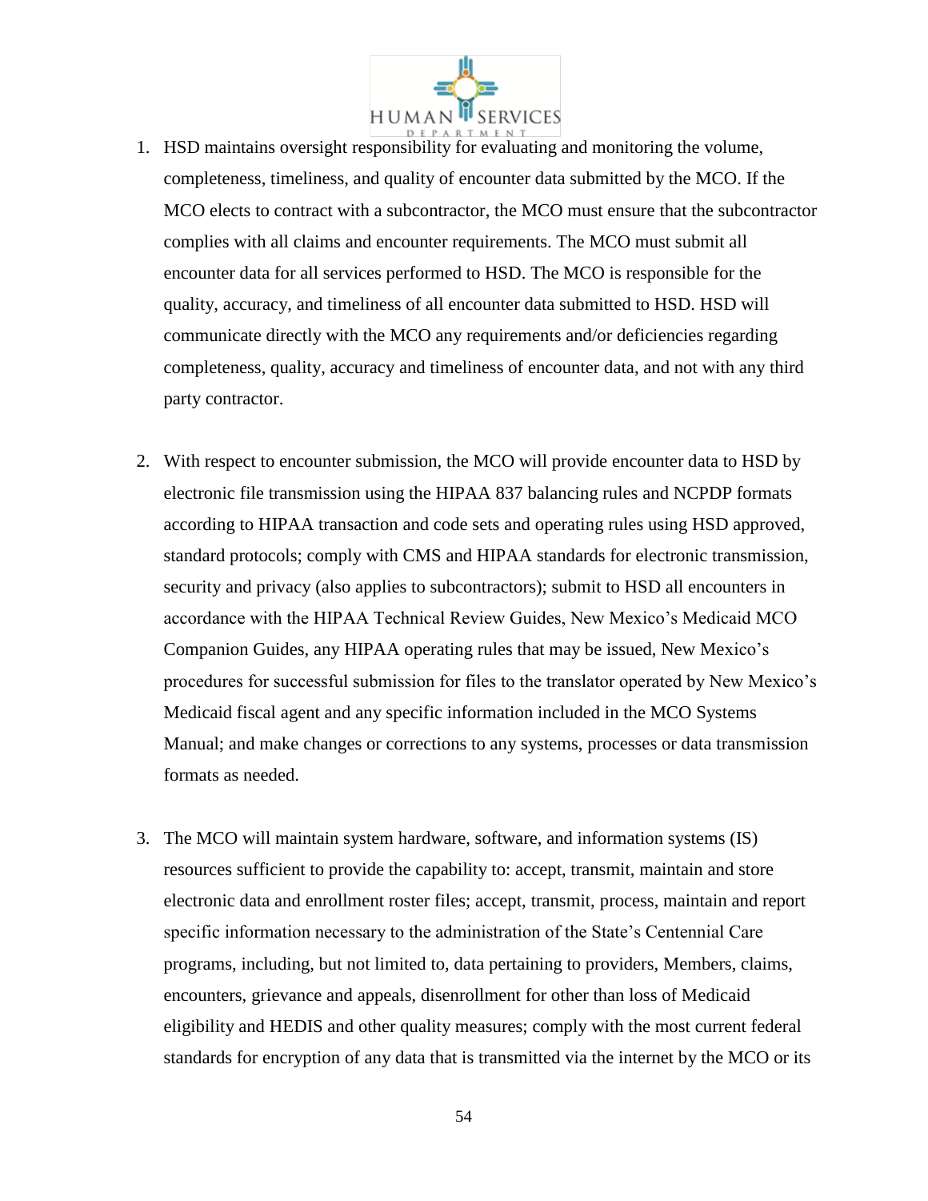1. HSD maintains oversight responsibility for evaluating and monitoring the volume, completeness, timeliness, and quality of encounter data submitted by the MCO. If the MCO elects to contract with a subcontractor, the MCO must ensure that the subcontractor complies with all claims and encounter requirements. The MCO must submit all encounter data for all services performed to HSD. The MCO is responsible for the quality, accuracy, and timeliness of all encounter data submitted to HSD. HSD will communicate directly with the MCO any requirements and/or deficiencies regarding completeness, quality, accuracy and timeliness of encounter data, and not with any third party contractor.

2. With respect to encounter submission, the MCO will provide encounter data to HSD by electronic file transmission using the HIPAA 837 balancing rules and NCPDP formats according to HIPAA transaction and code sets and operating rules using HSD approved, standard protocols; comply with CMS and HIPAA standards for electronic transmission, security and privacy (also applies to subcontractors); submit to HSD all encounters in accordance with the HIPAA Technical Review Guides, New Mexico's Medicaid MCO Companion Guides, any HIPAA operating rules that may be issued, New Mexico's procedures for successful submission for files to the translator operated by New Mexico's Medicaid fiscal agent and any specific information included in the MCO Systems Manual; and make changes or corrections to any systems, processes or data transmission formats as needed.

3. The MCO will maintain system hardware, software, and information systems (IS) resources sufficient to provide the capability to: accept, transmit, maintain and store electronic data and enrollment roster files; accept, transmit, process, maintain and report specific information necessary to the administration of the State's Centennial Care programs, including, but not limited to, data pertaining to providers, Members, claims, encounters, grievance and appeals, disenrollment for other than loss of Medicaid eligibility and HEDIS and other quality measures; comply with the most current federal standards for encryption of any data that is transmitted via the internet by the MCO or its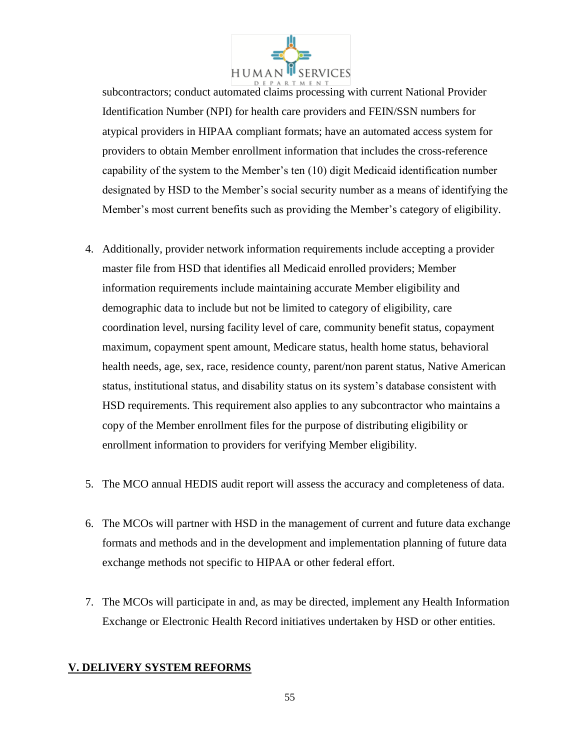subcontractors; conduct automated claims processing with current National Provider Identification Number (NPI) for health care providers and FEIN/SSN numbers for atypical providers in HIPAA compliant formats; have an automated access system for providers to obtain Member enrollment information that includes the cross-reference capability of the system to the Member's ten (10) digit Medicaid identification number designated by HSD to the Member's social security number as a means of identifying the Member's most current benefits such as providing the Member's category of eligibility.

4. Additionally, provider network information requirements include accepting a provider master file from HSD that identifies all Medicaid enrolled providers; Member information requirements include maintaining accurate Member eligibility and demographic data to include but not be limited to category of eligibility, care coordination level, nursing facility level of care, community benefit status, copayment maximum, copayment spent amount, Medicare status, health home status, behavioral health needs, age, sex, race, residence county, parent/non parent status, Native American status, institutional status, and disability status on its system's database consistent with HSD requirements. This requirement also applies to any subcontractor who maintains a copy of the Member enrollment files for the purpose of distributing eligibility or enrollment information to providers for verifying Member eligibility.

5. The MCO annual HEDIS audit report will assess the accuracy and completeness of data.

6. The MCOs will partner with HSD in the management of current and future data exchange formats and methods and in the development and implementation planning of future data exchange methods not specific to HIPAA or other federal effort.

7. The MCOs will participate in and, as may be directed, implement any Health Information Exchange or Electronic Health Record initiatives undertaken by HSD or other entities.

## V. DELIVERY SYSTEM REFORMS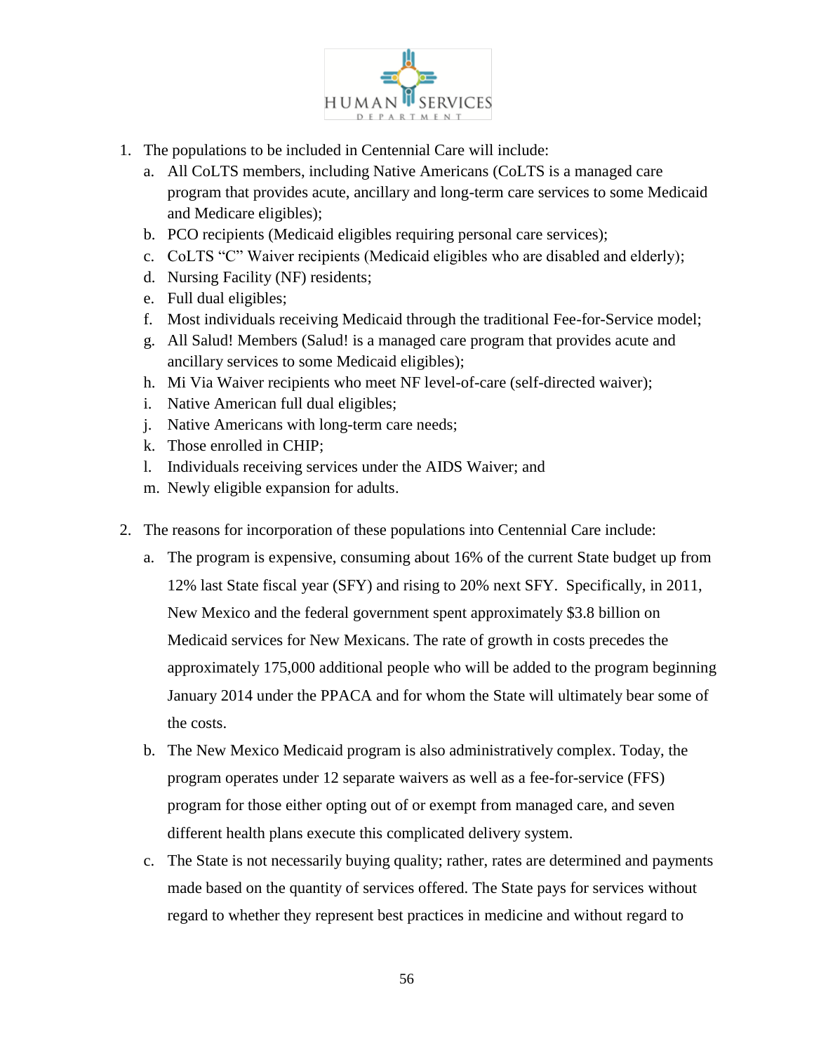1. The populations to be included in Centennial Care will include:
   a. All CoLTS members, including Native Americans (CoLTS is a managed care program that provides acute, ancillary and long-term care services to some Medicaid and Medicare eligibles);
   b. PCO recipients (Medicaid eligibles requiring personal care services);
   c. CoLTS "C" Waiver recipients (Medicaid eligibles who are disabled and elderly);
   d. Nursing Facility (NF) residents;
   e. Full dual eligibles;
   f. Most individuals receiving Medicaid through the traditional Fee-for-Service model;
   g. All Salud! Members (Salud! is a managed care program that provides acute and ancillary services to some Medicaid eligibles);
   h. Mi Via Waiver recipients who meet NF level-of-care (self-directed waiver);
   i. Native American full dual eligibles;
   j. Native Americans with long-term care needs;
   k. Those enrolled in CHIP;
   l. Individuals receiving services under the AIDS Waiver; and
   m. Newly eligible expansion for adults.

2. The reasons for incorporation of these populations into Centennial Care include:
   a. The program is expensive, consuming about 16% of the current State budget up from 12% last State fiscal year (SFY) and rising to 20% next SFY. Specifically, in 2011, New Mexico and the federal government spent approximately $3.8 billion on Medicaid services for New Mexicans. The rate of growth in costs precedes the approximately 175,000 additional people who will be added to the program beginning January 2014 under the PPACA and for whom the State will ultimately bear some of the costs.
   b. The New Mexico Medicaid program is also administratively complex. Today, the program operates under 12 separate waivers as well as a fee-for-service (FFS) program for those either opting out of or exempt from managed care, and seven different health plans execute this complicated delivery system.
   c. The State is not necessarily buying quality; rather, rates are determined and payments made based on the quantity of services offered. The State pays for services without regard to whether they represent best practices in medicine and without regard to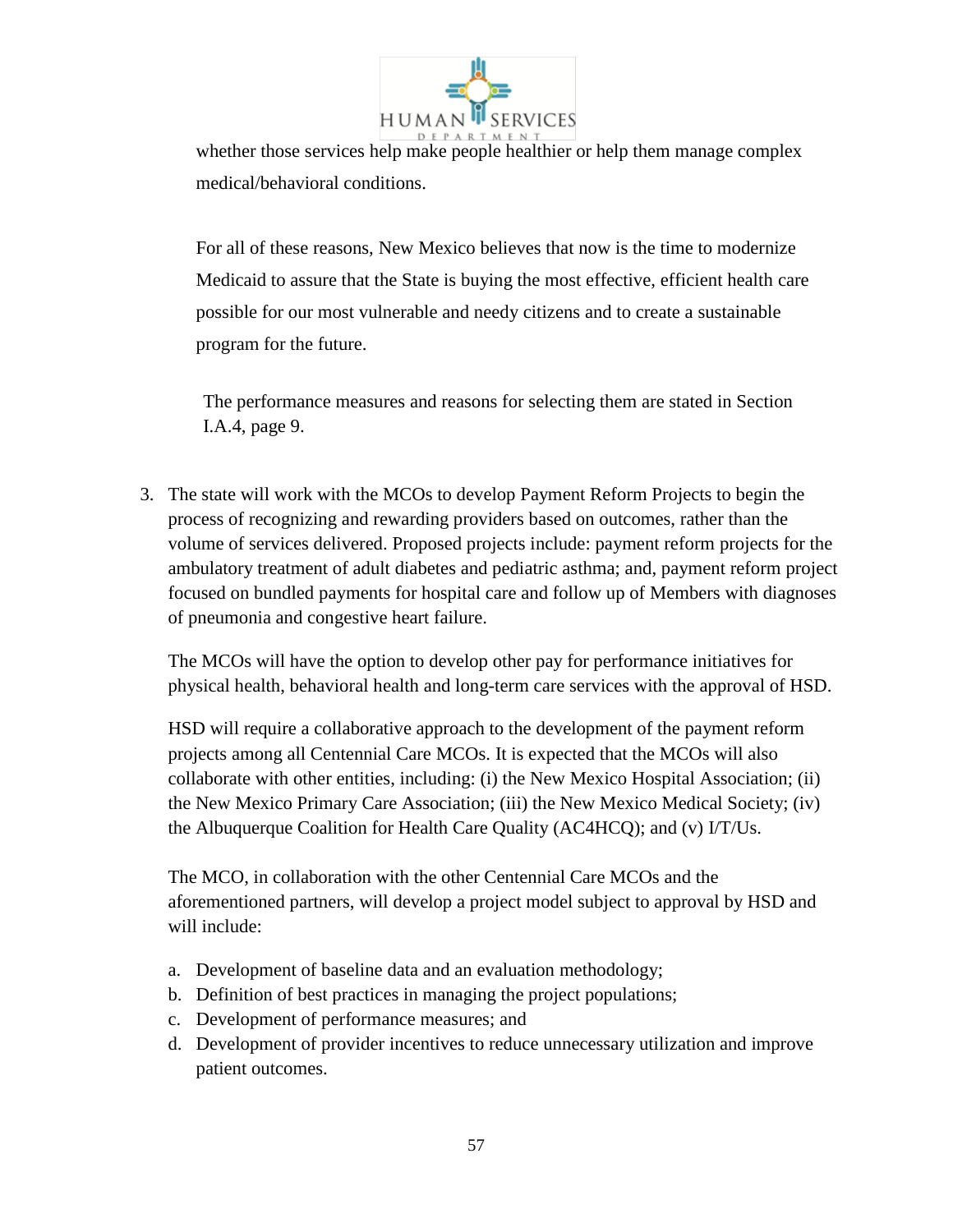whether those services help make people healthier or help them manage complex medical/behavioral conditions.

For all of these reasons, New Mexico believes that now is the time to modernize Medicaid to assure that the State is buying the most effective, efficient health care possible for our most vulnerable and needy citizens and to create a sustainable program for the future.

The performance measures and reasons for selecting them are stated in Section I.A.4, page 9.

3. The state will work with the MCOs to develop Payment Reform Projects to begin the process of recognizing and rewarding providers based on outcomes, rather than the volume of services delivered. Proposed projects include: payment reform projects for the ambulatory treatment of adult diabetes and pediatric asthma; and, payment reform project focused on bundled payments for hospital care and follow up of Members with diagnoses of pneumonia and congestive heart failure.

   The MCOs will have the option to develop other pay for performance initiatives for physical health, behavioral health and long-term care services with the approval of HSD.

   HSD will require a collaborative approach to the development of the payment reform projects among all Centennial Care MCOs. It is expected that the MCOs will also collaborate with other entities, including: (i) the New Mexico Hospital Association; (ii) the New Mexico Primary Care Association; (iii) the New Mexico Medical Society; (iv) the Albuquerque Coalition for Health Care Quality (AC4HCQ); and (v) I/T/Us.

   The MCO, in collaboration with the other Centennial Care MCOs and the aforementioned partners, will develop a project model subject to approval by HSD and will include:

   a. Development of baseline data and an evaluation methodology;
   b. Definition of best practices in managing the project populations;
   c. Development of performance measures; and
   d. Development of provider incentives to reduce unnecessary utilization and improve patient outcomes.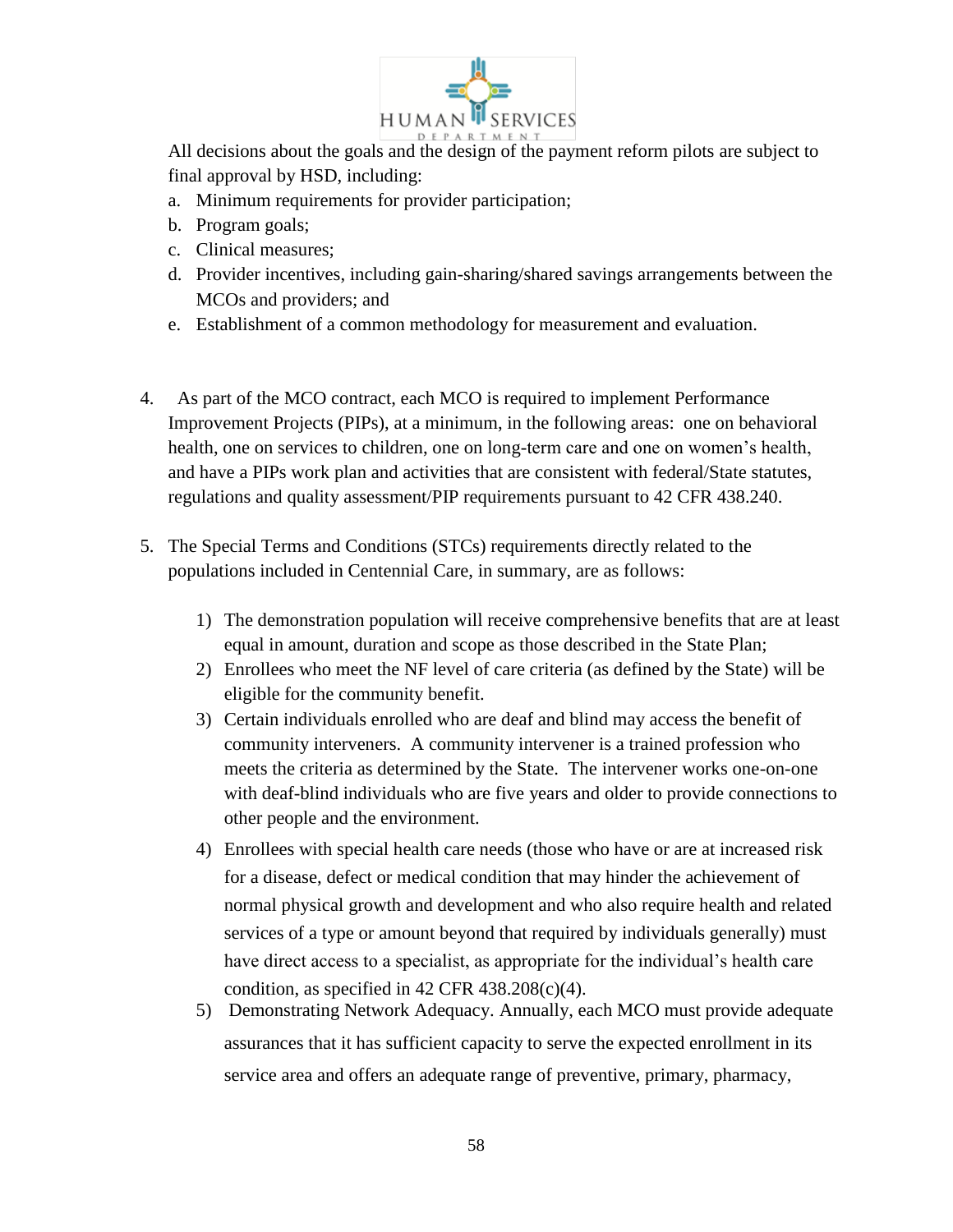All decisions about the goals and the design of the payment reform pilots are subject to final approval by HSD, including:

a. Minimum requirements for provider participation;
b. Program goals;
c. Clinical measures;
d. Provider incentives, including gain-sharing/shared savings arrangements between the MCOs and providers; and
e. Establishment of a common methodology for measurement and evaluation.

4. As part of the MCO contract, each MCO is required to implement Performance Improvement Projects (PIPs), at a minimum, in the following areas: one on behavioral health, one on services to children, one on long-term care and one on women's health, and have a PIPs work plan and activities that are consistent with federal/State statutes, regulations and quality assessment/PIP requirements pursuant to 42 CFR 438.240.

5. The Special Terms and Conditions (STCs) requirements directly related to the populations included in Centennial Care, in summary, are as follows:

   1) The demonstration population will receive comprehensive benefits that are at least equal in amount, duration and scope as those described in the State Plan;
   2) Enrollees who meet the NF level of care criteria (as defined by the State) will be eligible for the community benefit.
   3) Certain individuals enrolled who are deaf and blind may access the benefit of community interveners. A community intervener is a trained profession who meets the criteria as determined by the State. The intervener works one-on-one with deaf-blind individuals who are five years and older to provide connections to other people and the environment.
   4) Enrollees with special health care needs (those who have or are at increased risk for a disease, defect or medical condition that may hinder the achievement of normal physical growth and development and who also require health and related services of a type or amount beyond that required by individuals generally) must have direct access to a specialist, as appropriate for the individual's health care condition, as specified in 42 CFR 438.208(c)(4).
   5) Demonstrating Network Adequacy. Annually, each MCO must provide adequate assurances that it has sufficient capacity to serve the expected enrollment in its service area and offers an adequate range of preventive, primary, pharmacy,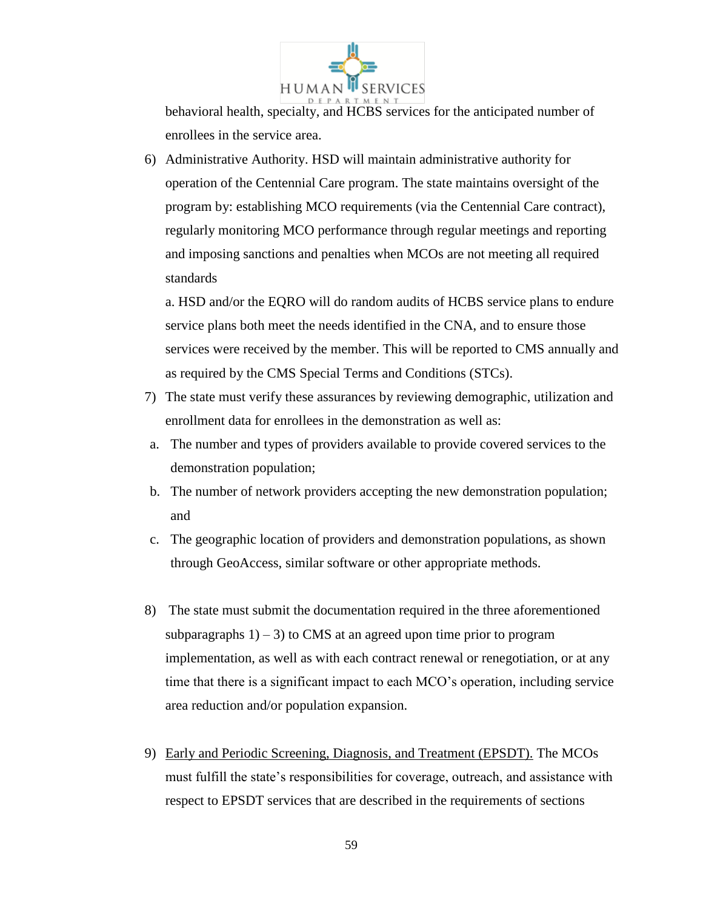behavioral health, specialty, and HCBS services for the anticipated number of enrollees in the service area.

6) Administrative Authority. HSD will maintain administrative authority for operation of the Centennial Care program. The state maintains oversight of the program by: establishing MCO requirements (via the Centennial Care contract), regularly monitoring MCO performance through regular meetings and reporting and imposing sanctions and penalties when MCOs are not meeting all required standards

   a. HSD and/or the EQRO will do random audits of HCBS service plans to endure service plans both meet the needs identified in the CNA, and to ensure those services were received by the member. This will be reported to CMS annually and as required by the CMS Special Terms and Conditions (STCs).

7) The state must verify these assurances by reviewing demographic, utilization and enrollment data for enrollees in the demonstration as well as:

   a. The number and types of providers available to provide covered services to the demonstration population;
   b. The number of network providers accepting the new demonstration population; and
   c. The geographic location of providers and demonstration populations, as shown through GeoAccess, similar software or other appropriate methods.

8) The state must submit the documentation required in the three aforementioned subparagraphs 1) – 3) to CMS at an agreed upon time prior to program implementation, as well as with each contract renewal or renegotiation, or at any time that there is a significant impact to each MCO's operation, including service area reduction and/or population expansion.

9) <u>Early and Periodic Screening, Diagnosis, and Treatment (EPSDT).</u> The MCOs must fulfill the state's responsibilities for coverage, outreach, and assistance with respect to EPSDT services that are described in the requirements of sections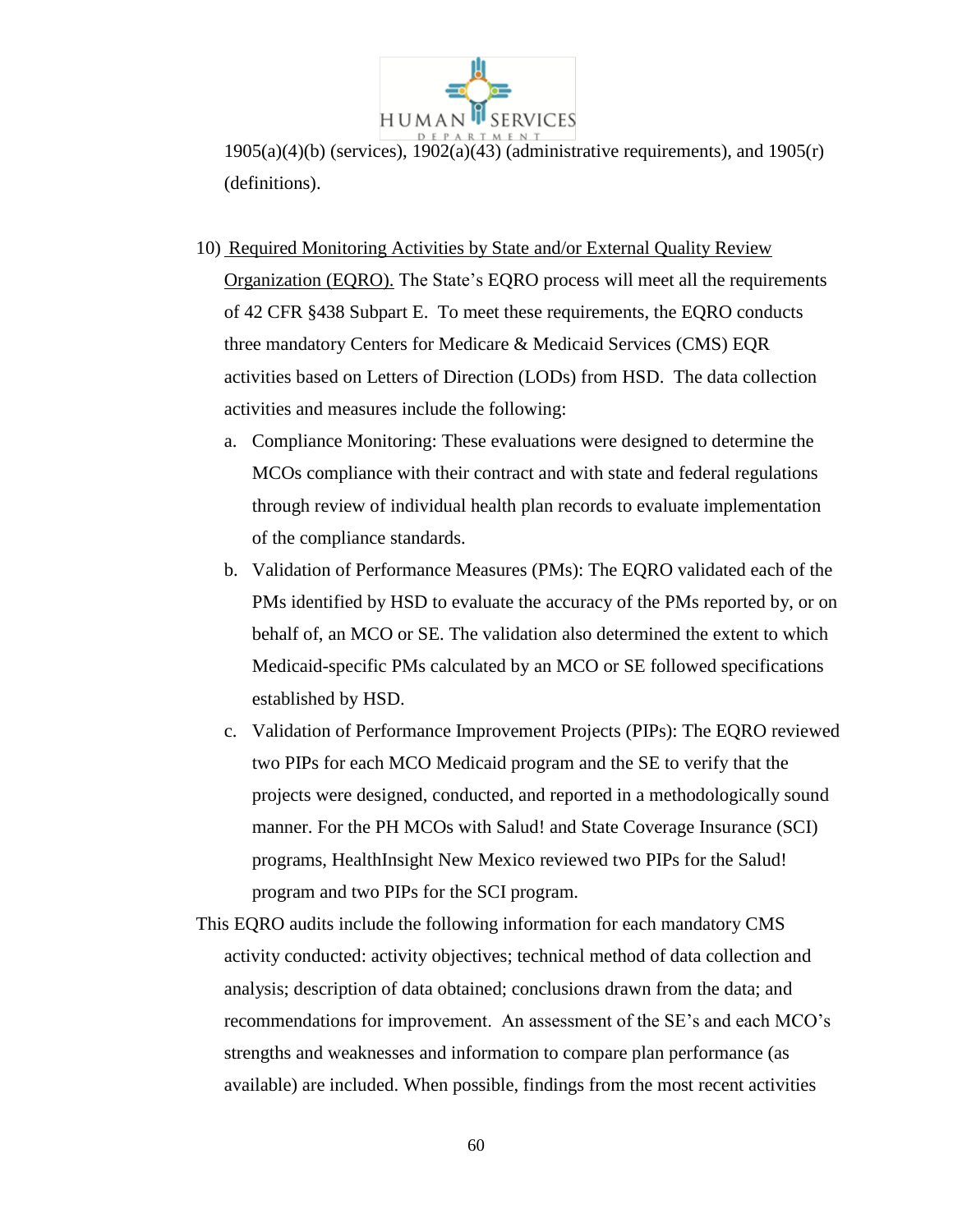1905(a)(4)(b) (services), 1902(a)(43) (administrative requirements), and 1905(r) (definitions).

10) Required Monitoring Activities by State and/or External Quality Review Organization (EQRO). The State's EQRO process will meet all the requirements of 42 CFR §438 Subpart E. To meet these requirements, the EQRO conducts three mandatory Centers for Medicare & Medicaid Services (CMS) EQR activities based on Letters of Direction (LODs) from HSD. The data collection activities and measures include the following:

    a. Compliance Monitoring: These evaluations were designed to determine the MCOs compliance with their contract and with state and federal regulations through review of individual health plan records to evaluate implementation of the compliance standards.

    b. Validation of Performance Measures (PMs): The EQRO validated each of the PMs identified by HSD to evaluate the accuracy of the PMs reported by, or on behalf of, an MCO or SE. The validation also determined the extent to which Medicaid-specific PMs calculated by an MCO or SE followed specifications established by HSD.

    c. Validation of Performance Improvement Projects (PIPs): The EQRO reviewed two PIPs for each MCO Medicaid program and the SE to verify that the projects were designed, conducted, and reported in a methodologically sound manner. For the PH MCOs with Salud! and State Coverage Insurance (SCI) programs, HealthInsight New Mexico reviewed two PIPs for the Salud! program and two PIPs for the SCI program.

This EQRO audits include the following information for each mandatory CMS activity conducted: activity objectives; technical method of data collection and analysis; description of data obtained; conclusions drawn from the data; and recommendations for improvement. An assessment of the SE's and each MCO's strengths and weaknesses and information to compare plan performance (as available) are included. When possible, findings from the most recent activities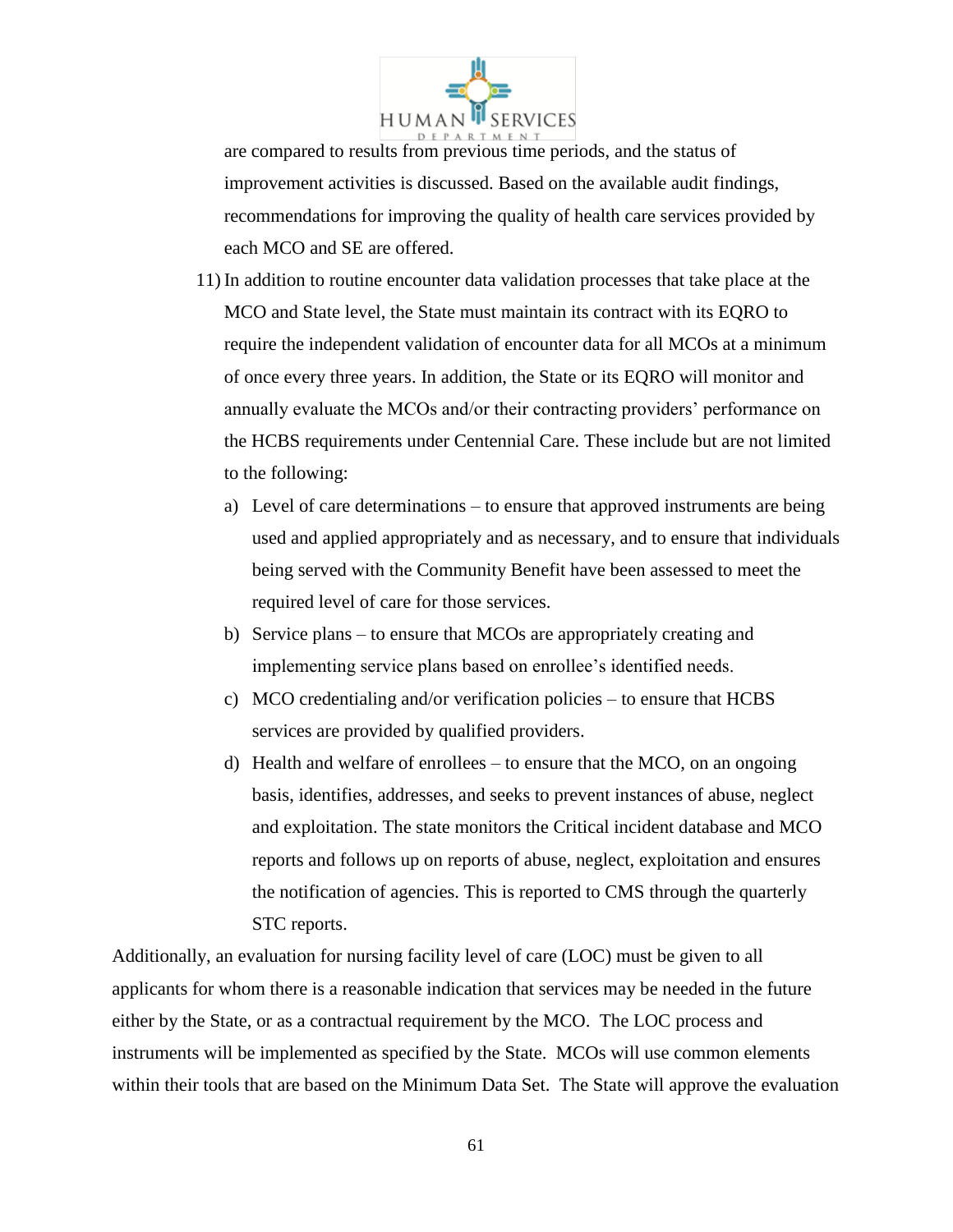are compared to results from previous time periods, and the status of improvement activities is discussed. Based on the available audit findings, recommendations for improving the quality of health care services provided by each MCO and SE are offered.

11) In addition to routine encounter data validation processes that take place at the MCO and State level, the State must maintain its contract with its EQRO to require the independent validation of encounter data for all MCOs at a minimum of once every three years. In addition, the State or its EQRO will monitor and annually evaluate the MCOs and/or their contracting providers' performance on the HCBS requirements under Centennial Care. These include but are not limited to the following:

    a) Level of care determinations – to ensure that approved instruments are being used and applied appropriately and as necessary, and to ensure that individuals being served with the Community Benefit have been assessed to meet the required level of care for those services.

    b) Service plans – to ensure that MCOs are appropriately creating and implementing service plans based on enrollee's identified needs.

    c) MCO credentialing and/or verification policies – to ensure that HCBS services are provided by qualified providers.

    d) Health and welfare of enrollees – to ensure that the MCO, on an ongoing basis, identifies, addresses, and seeks to prevent instances of abuse, neglect and exploitation. The state monitors the Critical incident database and MCO reports and follows up on reports of abuse, neglect, exploitation and ensures the notification of agencies. This is reported to CMS through the quarterly STC reports.

Additionally, an evaluation for nursing facility level of care (LOC) must be given to all applicants for whom there is a reasonable indication that services may be needed in the future either by the State, or as a contractual requirement by the MCO. The LOC process and instruments will be implemented as specified by the State. MCOs will use common elements within their tools that are based on the Minimum Data Set. The State will approve the evaluation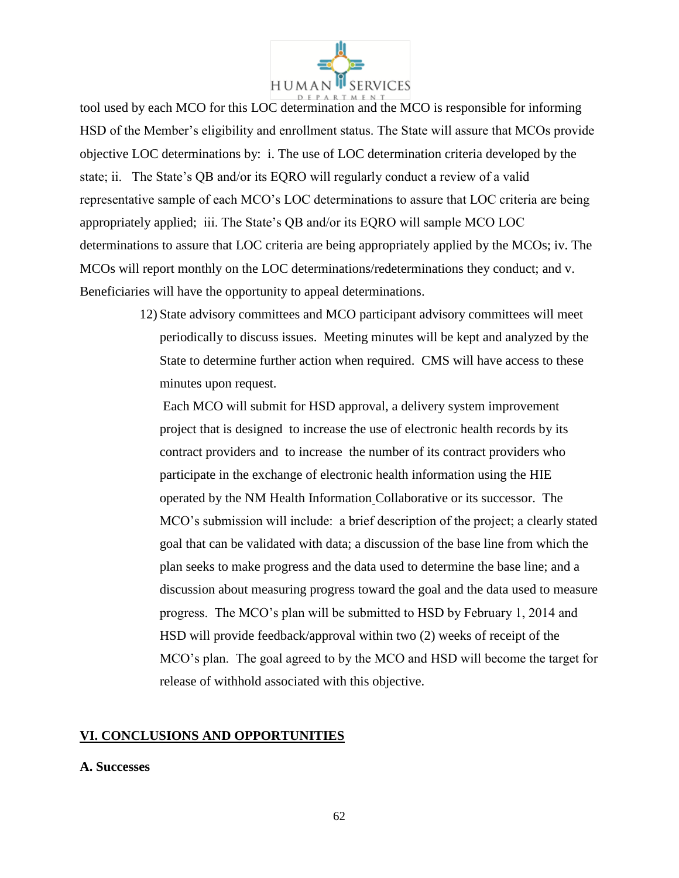tool used by each MCO for this LOC determination and the MCO is responsible for informing HSD of the Member's eligibility and enrollment status. The State will assure that MCOs provide objective LOC determinations by: i. The use of LOC determination criteria developed by the state; ii. The State's QB and/or its EQRO will regularly conduct a review of a valid representative sample of each MCO's LOC determinations to assure that LOC criteria are being appropriately applied; iii. The State's QB and/or its EQRO will sample MCO LOC determinations to assure that LOC criteria are being appropriately applied by the MCOs; iv. The MCOs will report monthly on the LOC determinations/redeterminations they conduct; and v. Beneficiaries will have the opportunity to appeal determinations.

12) State advisory committees and MCO participant advisory committees will meet periodically to discuss issues. Meeting minutes will be kept and analyzed by the State to determine further action when required. CMS will have access to these minutes upon request.

    Each MCO will submit for HSD approval, a delivery system improvement project that is designed to increase the use of electronic health records by its contract providers and to increase the number of its contract providers who participate in the exchange of electronic health information using the HIE operated by the NM Health Information Collaborative or its successor. The MCO's submission will include: a brief description of the project; a clearly stated goal that can be validated with data; a discussion of the base line from which the plan seeks to make progress and the data used to determine the base line; and a discussion about measuring progress toward the goal and the data used to measure progress. The MCO's plan will be submitted to HSD by February 1, 2014 and HSD will provide feedback/approval within two (2) weeks of receipt of the MCO's plan. The goal agreed to by the MCO and HSD will become the target for release of withhold associated with this objective.

## VI. CONCLUSIONS AND OPPORTUNITIES

### A. Successes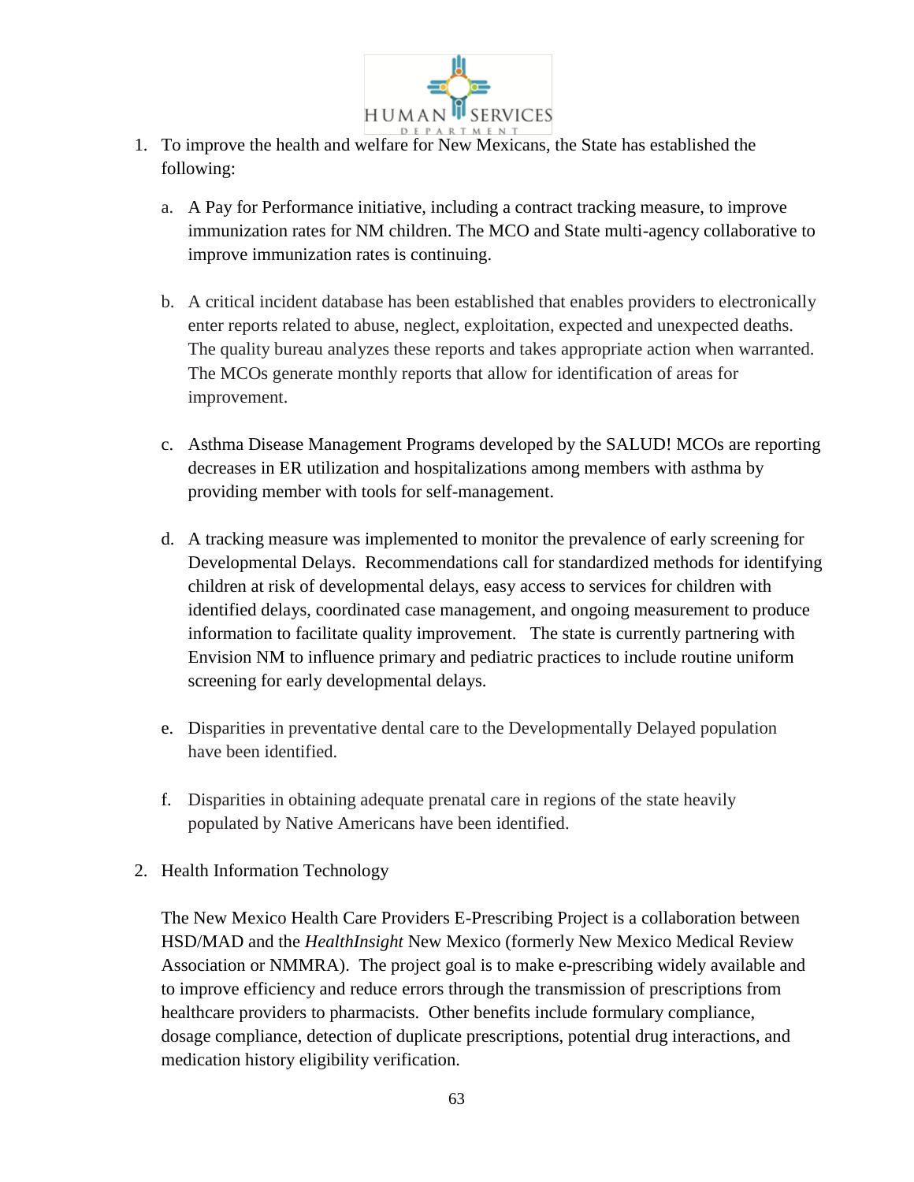1. To improve the health and welfare for New Mexicans, the State has established the following:

   a. A Pay for Performance initiative, including a contract tracking measure, to improve immunization rates for NM children. The MCO and State multi-agency collaborative to improve immunization rates is continuing.

   b. A critical incident database has been established that enables providers to electronically enter reports related to abuse, neglect, exploitation, expected and unexpected deaths. The quality bureau analyzes these reports and takes appropriate action when warranted. The MCOs generate monthly reports that allow for identification of areas for improvement.

   c. Asthma Disease Management Programs developed by the SALUD! MCOs are reporting decreases in ER utilization and hospitalizations among members with asthma by providing member with tools for self-management.

   d. A tracking measure was implemented to monitor the prevalence of early screening for Developmental Delays. Recommendations call for standardized methods for identifying children at risk of developmental delays, easy access to services for children with identified delays, coordinated case management, and ongoing measurement to produce information to facilitate quality improvement. The state is currently partnering with Envision NM to influence primary and pediatric practices to include routine uniform screening for early developmental delays.

   e. Disparities in preventative dental care to the Developmentally Delayed population have been identified.

   f. Disparities in obtaining adequate prenatal care in regions of the state heavily populated by Native Americans have been identified.

2. Health Information Technology

   The New Mexico Health Care Providers E-Prescribing Project is a collaboration between HSD/MAD and the *HealthInsight* New Mexico (formerly New Mexico Medical Review Association or NMMRA). The project goal is to make e-prescribing widely available and to improve efficiency and reduce errors through the transmission of prescriptions from healthcare providers to pharmacists. Other benefits include formulary compliance, dosage compliance, detection of duplicate prescriptions, potential drug interactions, and medication history eligibility verification.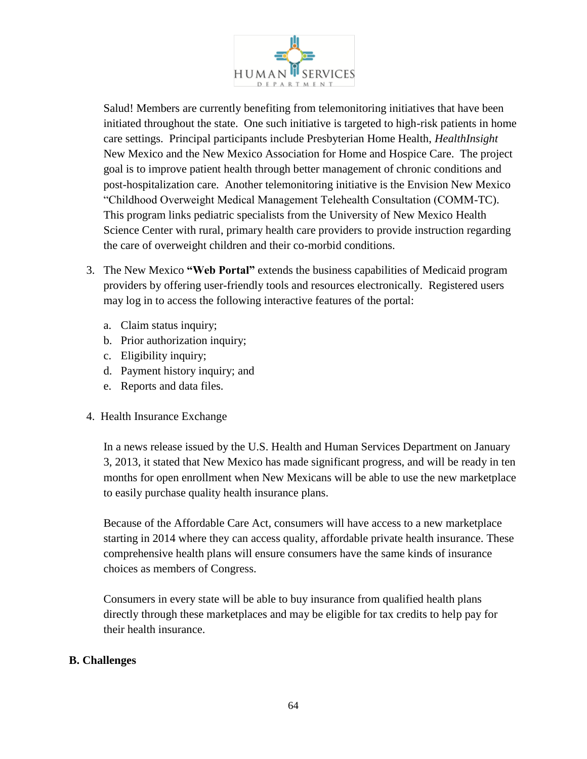Salud! Members are currently benefiting from telemonitoring initiatives that have been initiated throughout the state. One such initiative is targeted to high-risk patients in home care settings. Principal participants include Presbyterian Home Health, *HealthInsight* New Mexico and the New Mexico Association for Home and Hospice Care. The project goal is to improve patient health through better management of chronic conditions and post-hospitalization care. Another telemonitoring initiative is the Envision New Mexico "Childhood Overweight Medical Management Telehealth Consultation (COMM-TC). This program links pediatric specialists from the University of New Mexico Health Science Center with rural, primary health care providers to provide instruction regarding the care of overweight children and their co-morbid conditions.

3. The New Mexico **"Web Portal"** extends the business capabilities of Medicaid program providers by offering user-friendly tools and resources electronically. Registered users may log in to access the following interactive features of the portal:

   a. Claim status inquiry;
   b. Prior authorization inquiry;
   c. Eligibility inquiry;
   d. Payment history inquiry; and
   e. Reports and data files.

4. Health Insurance Exchange

   In a news release issued by the U.S. Health and Human Services Department on January 3, 2013, it stated that New Mexico has made significant progress, and will be ready in ten months for open enrollment when New Mexicans will be able to use the new marketplace to easily purchase quality health insurance plans.

   Because of the Affordable Care Act, consumers will have access to a new marketplace starting in 2014 where they can access quality, affordable private health insurance. These comprehensive health plans will ensure consumers have the same kinds of insurance choices as members of Congress.

   Consumers in every state will be able to buy insurance from qualified health plans directly through these marketplaces and may be eligible for tax credits to help pay for their health insurance.

**B. Challenges**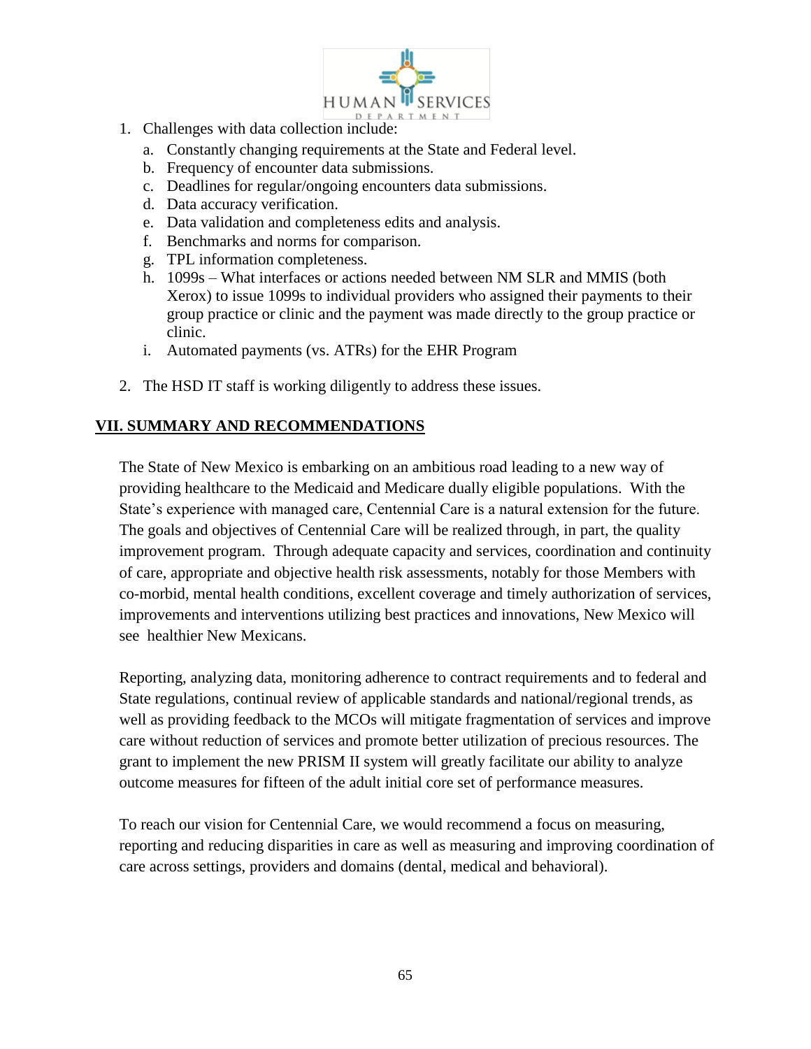1. Challenges with data collection include:
   a. Constantly changing requirements at the State and Federal level.
   b. Frequency of encounter data submissions.
   c. Deadlines for regular/ongoing encounters data submissions.
   d. Data accuracy verification.
   e. Data validation and completeness edits and analysis.
   f. Benchmarks and norms for comparison.
   g. TPL information completeness.
   h. 1099s – What interfaces or actions needed between NM SLR and MMIS (both Xerox) to issue 1099s to individual providers who assigned their payments to their group practice or clinic and the payment was made directly to the group practice or clinic.
   i. Automated payments (vs. ATRs) for the EHR Program

2. The HSD IT staff is working diligently to address these issues.

## VII. SUMMARY AND RECOMMENDATIONS

The State of New Mexico is embarking on an ambitious road leading to a new way of providing healthcare to the Medicaid and Medicare dually eligible populations. With the State's experience with managed care, Centennial Care is a natural extension for the future. The goals and objectives of Centennial Care will be realized through, in part, the quality improvement program. Through adequate capacity and services, coordination and continuity of care, appropriate and objective health risk assessments, notably for those Members with co-morbid, mental health conditions, excellent coverage and timely authorization of services, improvements and interventions utilizing best practices and innovations, New Mexico will see healthier New Mexicans.

Reporting, analyzing data, monitoring adherence to contract requirements and to federal and State regulations, continual review of applicable standards and national/regional trends, as well as providing feedback to the MCOs will mitigate fragmentation of services and improve care without reduction of services and promote better utilization of precious resources. The grant to implement the new PRISM II system will greatly facilitate our ability to analyze outcome measures for fifteen of the adult initial core set of performance measures.

To reach our vision for Centennial Care, we would recommend a focus on measuring, reporting and reducing disparities in care as well as measuring and improving coordination of care across settings, providers and domains (dental, medical and behavioral).